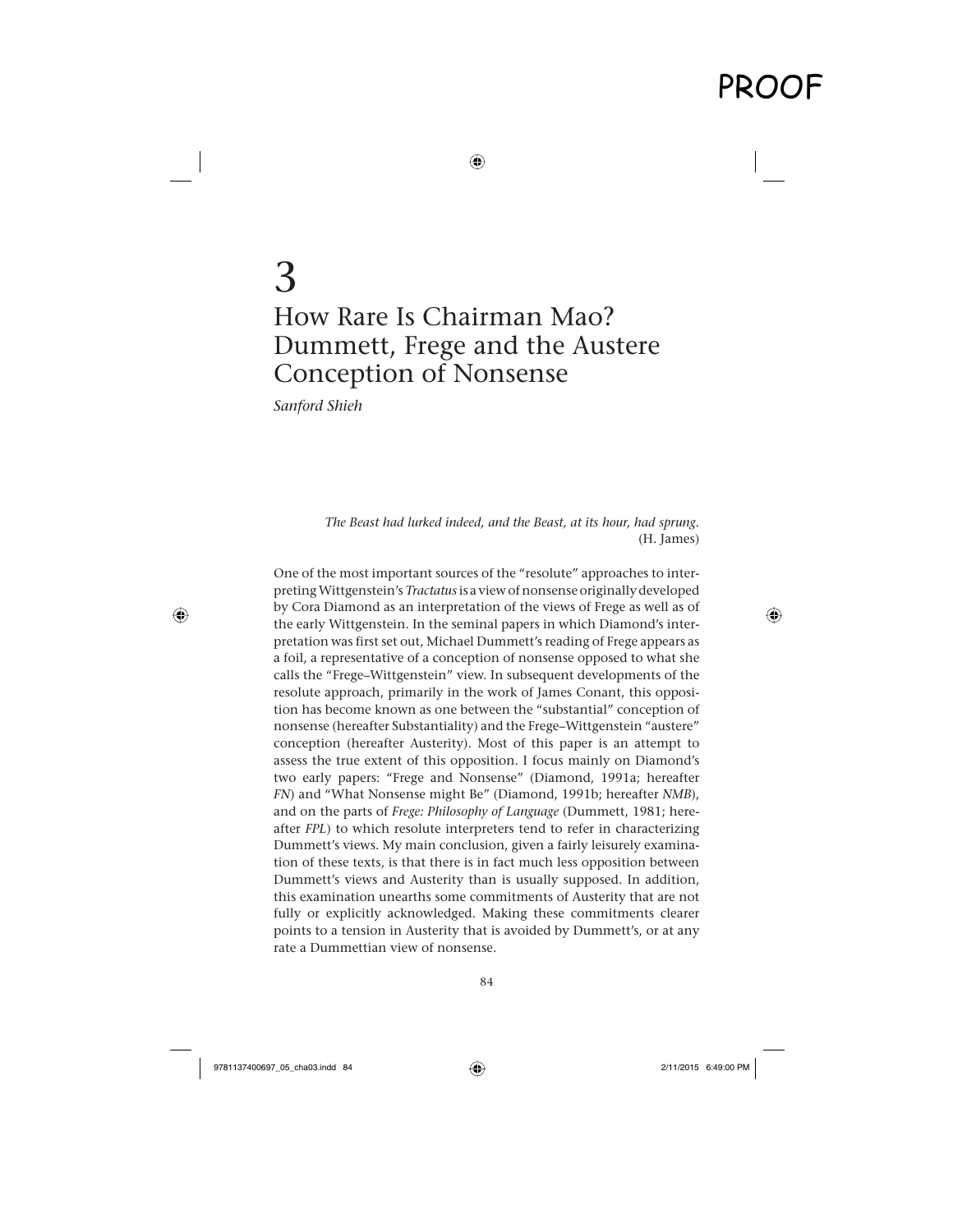# 3 How Rare Is Chairman Mao? Dummett, Frege and the Austere Conception of Nonsense

*Sanford Shieh*

> *The Beast had lurked indeed, and the Beast, at its hour, had sprung.*
> (H. James)

One of the most important sources of the "resolute" approaches to interpreting Wittgenstein's *Tractatus* is a view of nonsense originally developed by Cora Diamond as an interpretation of the views of Frege as well as of the early Wittgenstein. In the seminal papers in which Diamond's interpretation was first set out, Michael Dummett's reading of Frege appears as a foil, a representative of a conception of nonsense opposed to what she calls the "Frege–Wittgenstein" view. In subsequent developments of the resolute approach, primarily in the work of James Conant, this opposition has become known as one between the "substantial" conception of nonsense (hereafter Substantiality) and the Frege–Wittgenstein "austere" conception (hereafter Austerity). Most of this paper is an attempt to assess the true extent of this opposition. I focus mainly on Diamond's two early papers: "Frege and Nonsense" (Diamond, 1991a; hereafter *FN*) and "What Nonsense might Be" (Diamond, 1991b; hereafter *NMB*), and on the parts of *Frege: Philosophy of Language* (Dummett, 1981; hereafter *FPL*) to which resolute interpreters tend to refer in characterizing Dummett's views. My main conclusion, given a fairly leisurely examination of these texts, is that there is in fact much less opposition between Dummett's views and Austerity than is usually supposed. In addition, this examination unearths some commitments of Austerity that are not fully or explicitly acknowledged. Making these commitments clearer points to a tension in Austerity that is avoided by Dummett's, or at any rate a Dummettian view of nonsense.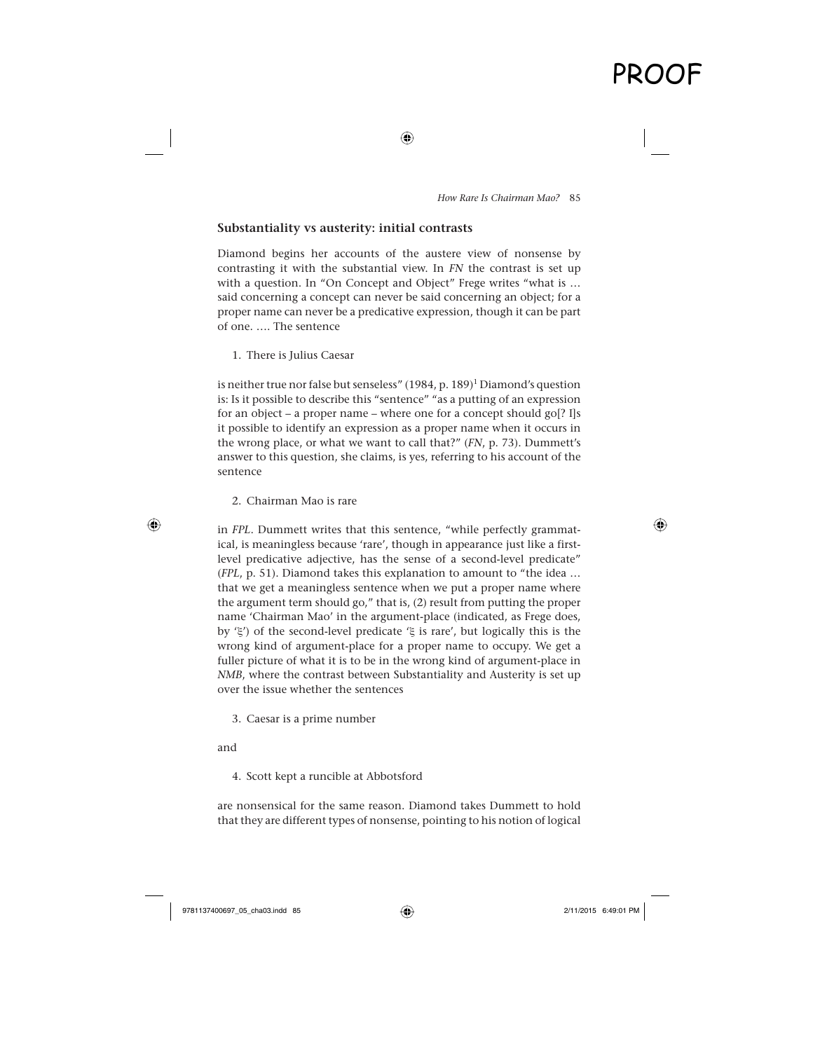## Substantiality vs austerity: initial contrasts

Diamond begins her accounts of the austere view of nonsense by contrasting it with the substantial view. In *FN* the contrast is set up with a question. In "On Concept and Object" Frege writes "what is … said concerning a concept can never be said concerning an object; for a proper name can never be a predicative expression, though it can be part of one. …. The sentence

1. There is Julius Caesar

is neither true nor false but senseless" (1984, p. 189)[1] Diamond's question is: Is it possible to describe this "sentence" "as a putting of an expression for an object – a proper name – where one for a concept should go[? I]s it possible to identify an expression as a proper name when it occurs in the wrong place, or what we want to call that?" (*FN*, p. 73). Dummett's answer to this question, she claims, is yes, referring to his account of the sentence

2. Chairman Mao is rare

in *FPL*. Dummett writes that this sentence, "while perfectly grammatical, is meaningless because 'rare', though in appearance just like a first-level predicative adjective, has the sense of a second-level predicate" (*FPL*, p. 51). Diamond takes this explanation to amount to "the idea … that we get a meaningless sentence when we put a proper name where the argument term should go," that is, (2) result from putting the proper name 'Chairman Mao' in the argument-place (indicated, as Frege does, by 'ξ') of the second-level predicate 'ξ is rare', but logically this is the wrong kind of argument-place for a proper name to occupy. We get a fuller picture of what it is to be in the wrong kind of argument-place in *NMB*, where the contrast between Substantiality and Austerity is set up over the issue whether the sentences

3. Caesar is a prime number

and

4. Scott kept a runcible at Abbotsford

are nonsensical for the same reason. Diamond takes Dummett to hold that they are different types of nonsense, pointing to his notion of logical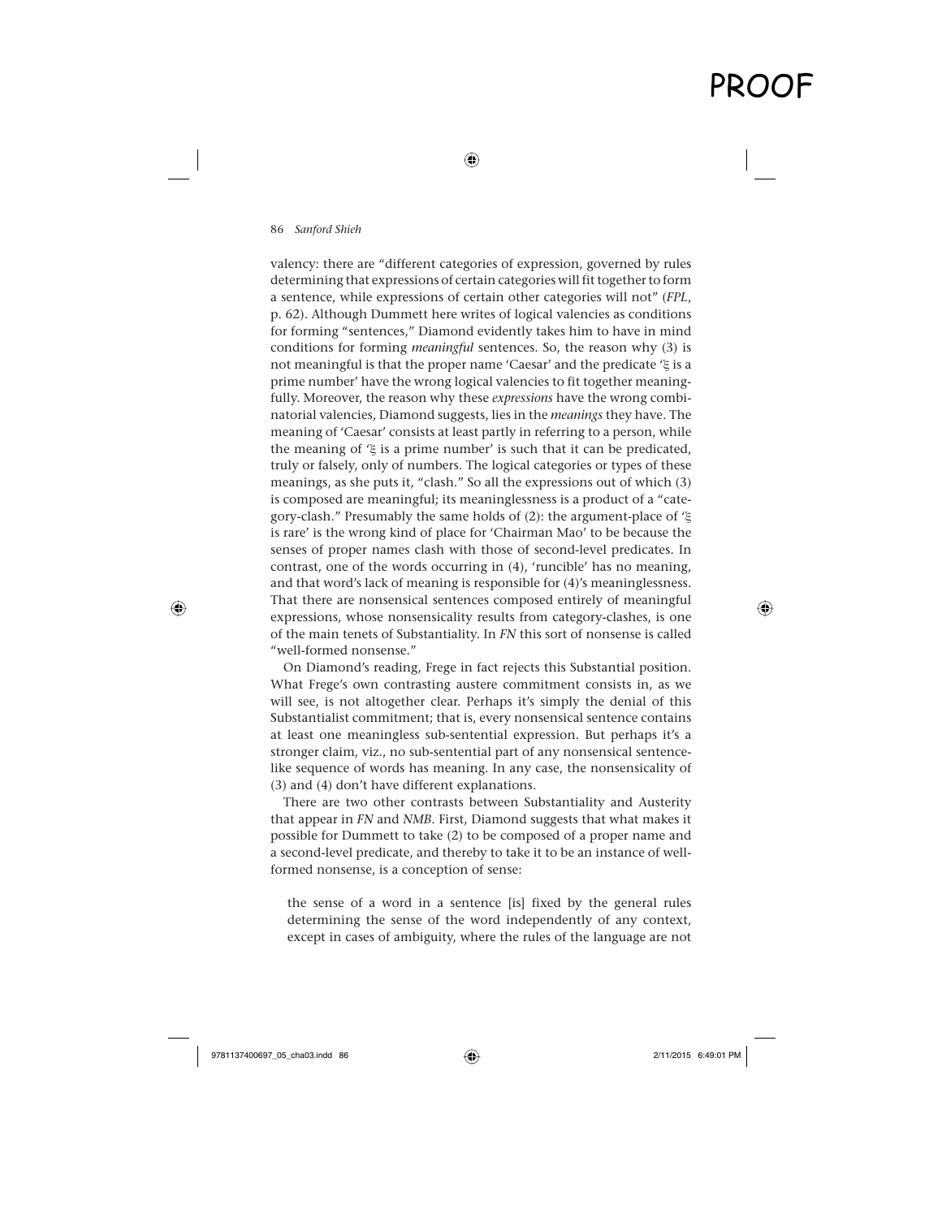valency: there are "different categories of expression, governed by rules determining that expressions of certain categories will fit together to form a sentence, while expressions of certain other categories will not" (*FPL*, p. 62). Although Dummett here writes of logical valencies as conditions for forming "sentences," Diamond evidently takes him to have in mind conditions for forming *meaningful* sentences. So, the reason why (3) is not meaningful is that the proper name 'Caesar' and the predicate 'ξ is a prime number' have the wrong logical valencies to fit together meaningfully. Moreover, the reason why these *expressions* have the wrong combinatorial valencies, Diamond suggests, lies in the *meanings* they have. The meaning of 'Caesar' consists at least partly in referring to a person, while the meaning of 'ξ is a prime number' is such that it can be predicated, truly or falsely, only of numbers. The logical categories or types of these meanings, as she puts it, "clash." So all the expressions out of which (3) is composed are meaningful; its meaninglessness is a product of a "category-clash." Presumably the same holds of (2): the argument-place of 'ξ is rare' is the wrong kind of place for 'Chairman Mao' to be because the senses of proper names clash with those of second-level predicates. In contrast, one of the words occurring in (4), 'runcible' has no meaning, and that word's lack of meaning is responsible for (4)'s meaninglessness. That there are nonsensical sentences composed entirely of meaningful expressions, whose nonsensicality results from category-clashes, is one of the main tenets of Substantiality. In *FN* this sort of nonsense is called "well-formed nonsense."

On Diamond's reading, Frege in fact rejects this Substantial position. What Frege's own contrasting austere commitment consists in, as we will see, is not altogether clear. Perhaps it's simply the denial of this Substantialist commitment; that is, every nonsensical sentence contains at least one meaningless sub-sentential expression. But perhaps it's a stronger claim, viz., no sub-sentential part of any nonsensical sentence-like sequence of words has meaning. In any case, the nonsensicality of (3) and (4) don't have different explanations.

There are two other contrasts between Substantiality and Austerity that appear in *FN* and *NMB*. First, Diamond suggests that what makes it possible for Dummett to take (2) to be composed of a proper name and a second-level predicate, and thereby to take it to be an instance of well-formed nonsense, is a conception of sense:

> the sense of a word in a sentence [is] fixed by the general rules determining the sense of the word independently of any context, except in cases of ambiguity, where the rules of the language are not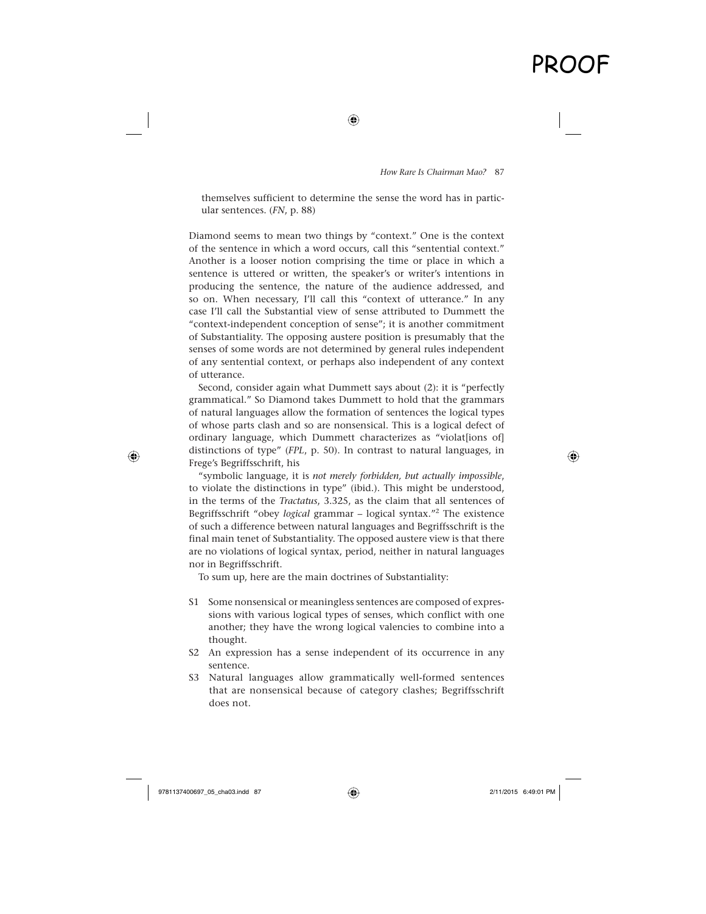themselves sufficient to determine the sense the word has in particular sentences. (*FN*, p. 88)

Diamond seems to mean two things by "context." One is the context of the sentence in which a word occurs, call this "sentential context." Another is a looser notion comprising the time or place in which a sentence is uttered or written, the speaker's or writer's intentions in producing the sentence, the nature of the audience addressed, and so on. When necessary, I'll call this "context of utterance." In any case I'll call the Substantial view of sense attributed to Dummett the "context-independent conception of sense"; it is another commitment of Substantiality. The opposing austere position is presumably that the senses of some words are not determined by general rules independent of any sentential context, or perhaps also independent of any context of utterance.

Second, consider again what Dummett says about (2): it is "perfectly grammatical." So Diamond takes Dummett to hold that the grammars of natural languages allow the formation of sentences the logical types of whose parts clash and so are nonsensical. This is a logical defect of ordinary language, which Dummett characterizes as "violat[ions of] distinctions of type" (*FPL*, p. 50). In contrast to natural languages, in Frege's Begriffsschrift, his

"symbolic language, it is *not merely forbidden, but actually impossible*, to violate the distinctions in type" (ibid.). This might be understood, in the terms of the *Tractatus*, 3.325, as the claim that all sentences of Begriffsschrift "obey *logical* grammar – logical syntax."[2] The existence of such a difference between natural languages and Begriffsschrift is the final main tenet of Substantiality. The opposed austere view is that there are no violations of logical syntax, period, neither in natural languages nor in Begriffsschrift.

To sum up, here are the main doctrines of Substantiality:

- S1 Some nonsensical or meaningless sentences are composed of expressions with various logical types of senses, which conflict with one another; they have the wrong logical valencies to combine into a thought.
- S2 An expression has a sense independent of its occurrence in any sentence.
- S3 Natural languages allow grammatically well-formed sentences that are nonsensical because of category clashes; Begriffsschrift does not.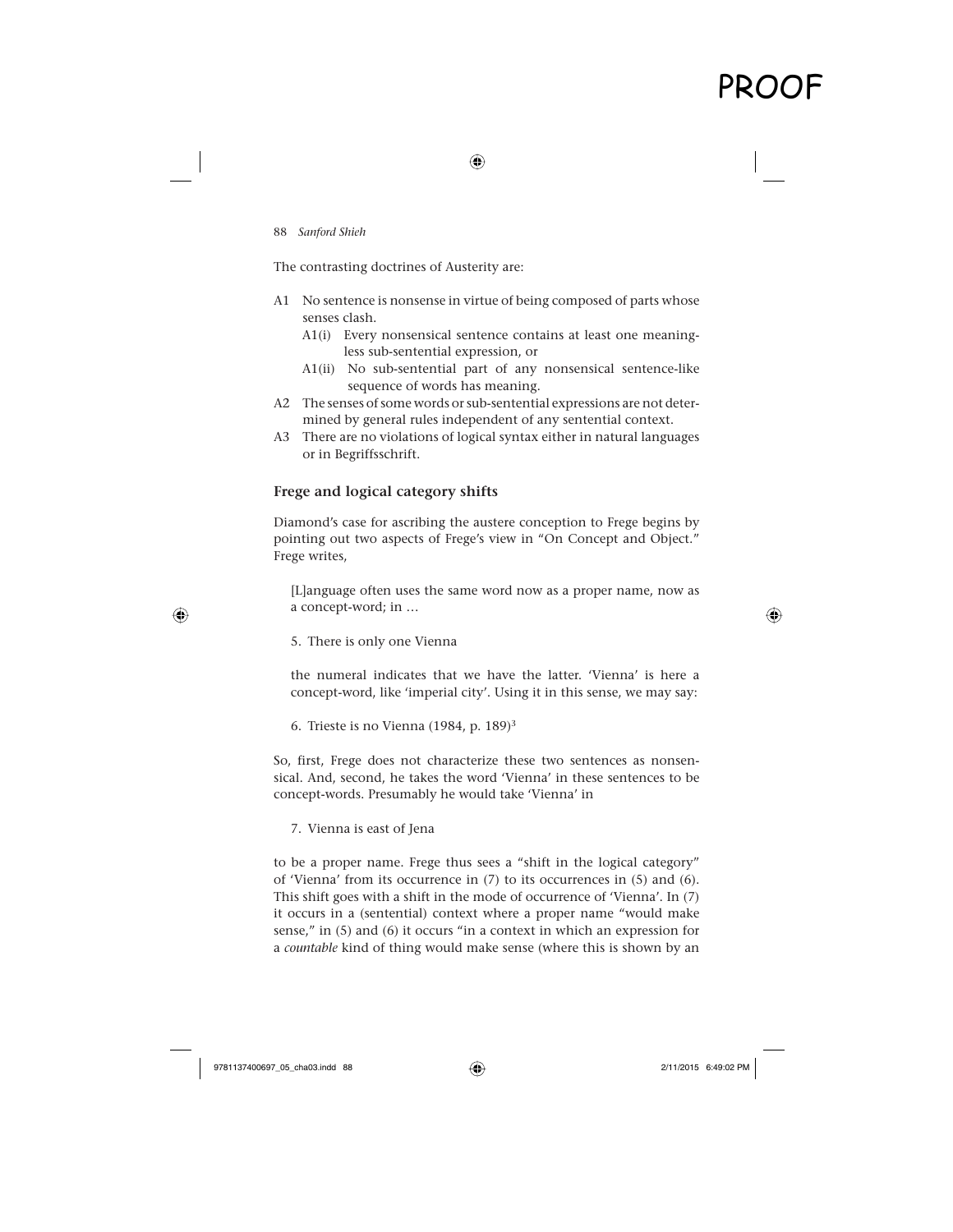The contrasting doctrines of Austerity are:

- A1 No sentence is nonsense in virtue of being composed of parts whose senses clash.
  - A1(i) Every nonsensical sentence contains at least one meaningless sub-sentential expression, or
  - A1(ii) No sub-sentential part of any nonsensical sentence-like sequence of words has meaning.
- A2 The senses of some words or sub-sentential expressions are not determined by general rules independent of any sentential context.
- A3 There are no violations of logical syntax either in natural languages or in Begriffsschrift.

## Frege and logical category shifts

Diamond's case for ascribing the austere conception to Frege begins by pointing out two aspects of Frege's view in "On Concept and Object." Frege writes,

> [L]anguage often uses the same word now as a proper name, now as a concept-word; in …
>
> 5. There is only one Vienna
>
> the numeral indicates that we have the latter. 'Vienna' is here a concept-word, like 'imperial city'. Using it in this sense, we may say:
>
> 6. Trieste is no Vienna (1984, p. 189)[3]

So, first, Frege does not characterize these two sentences as nonsensical. And, second, he takes the word 'Vienna' in these sentences to be concept-words. Presumably he would take 'Vienna' in

7. Vienna is east of Jena

to be a proper name. Frege thus sees a "shift in the logical category" of 'Vienna' from its occurrence in (7) to its occurrences in (5) and (6). This shift goes with a shift in the mode of occurrence of 'Vienna'. In (7) it occurs in a (sentential) context where a proper name "would make sense," in (5) and (6) it occurs "in a context in which an expression for a *countable* kind of thing would make sense (where this is shown by an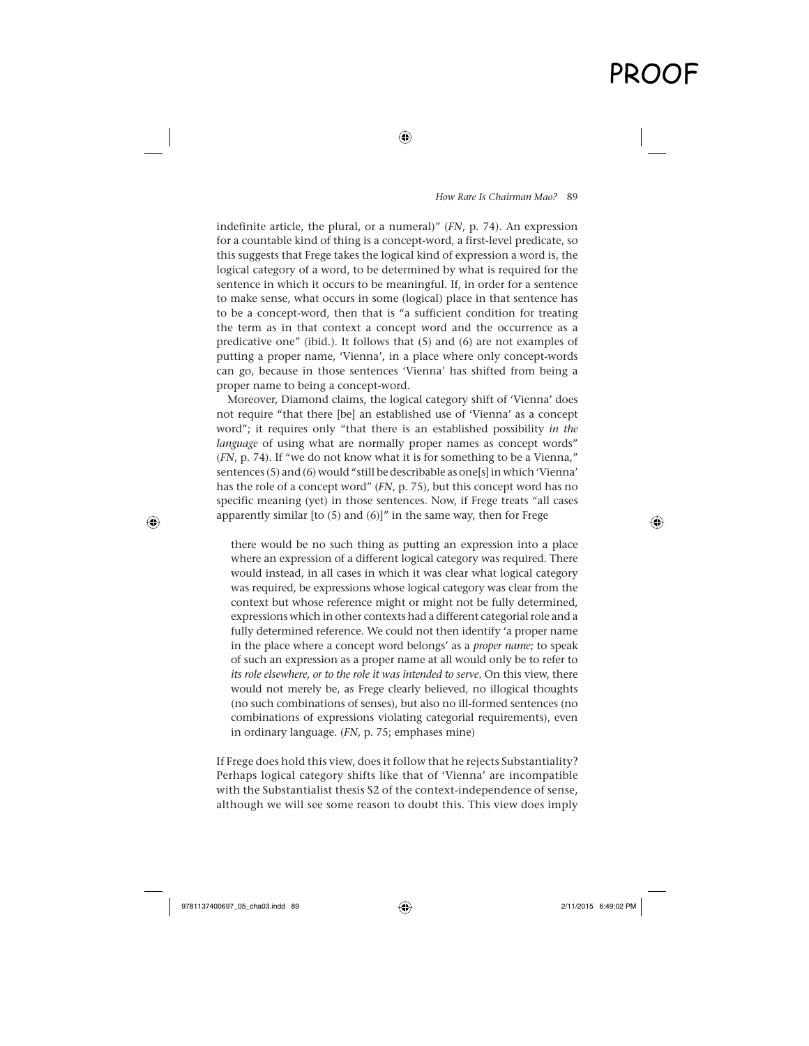indefinite article, the plural, or a numeral)" (*FN*, p. 74). An expression for a countable kind of thing is a concept-word, a first-level predicate, so this suggests that Frege takes the logical kind of expression a word is, the logical category of a word, to be determined by what is required for the sentence in which it occurs to be meaningful. If, in order for a sentence to make sense, what occurs in some (logical) place in that sentence has to be a concept-word, then that is "a sufficient condition for treating the term as in that context a concept word and the occurrence as a predicative one" (ibid.). It follows that (5) and (6) are not examples of putting a proper name, 'Vienna', in a place where only concept-words can go, because in those sentences 'Vienna' has shifted from being a proper name to being a concept-word.

Moreover, Diamond claims, the logical category shift of 'Vienna' does not require "that there [be] an established use of 'Vienna' as a concept word"; it requires only "that there is an established possibility *in the language* of using what are normally proper names as concept words" (*FN*, p. 74). If "we do not know what it is for something to be a Vienna," sentences (5) and (6) would "still be describable as one[s] in which 'Vienna' has the role of a concept word" (*FN*, p. 75), but this concept word has no specific meaning (yet) in those sentences. Now, if Frege treats "all cases apparently similar [to (5) and (6)]" in the same way, then for Frege

> there would be no such thing as putting an expression into a place where an expression of a different logical category was required. There would instead, in all cases in which it was clear what logical category was required, be expressions whose logical category was clear from the context but whose reference might or might not be fully determined, expressions which in other contexts had a different categorial role and a fully determined reference. We could not then identify 'a proper name in the place where a concept word belongs' as a *proper name*; to speak of such an expression as a proper name at all would only be to refer to *its role elsewhere, or to the role it was intended to serve*. On this view, there would not merely be, as Frege clearly believed, no illogical thoughts (no such combinations of senses), but also no ill-formed sentences (no combinations of expressions violating categorial requirements), even in ordinary language. (*FN*, p. 75; emphases mine)

If Frege does hold this view, does it follow that he rejects Substantiality? Perhaps logical category shifts like that of 'Vienna' are incompatible with the Substantialist thesis S2 of the context-independence of sense, although we will see some reason to doubt this. This view does imply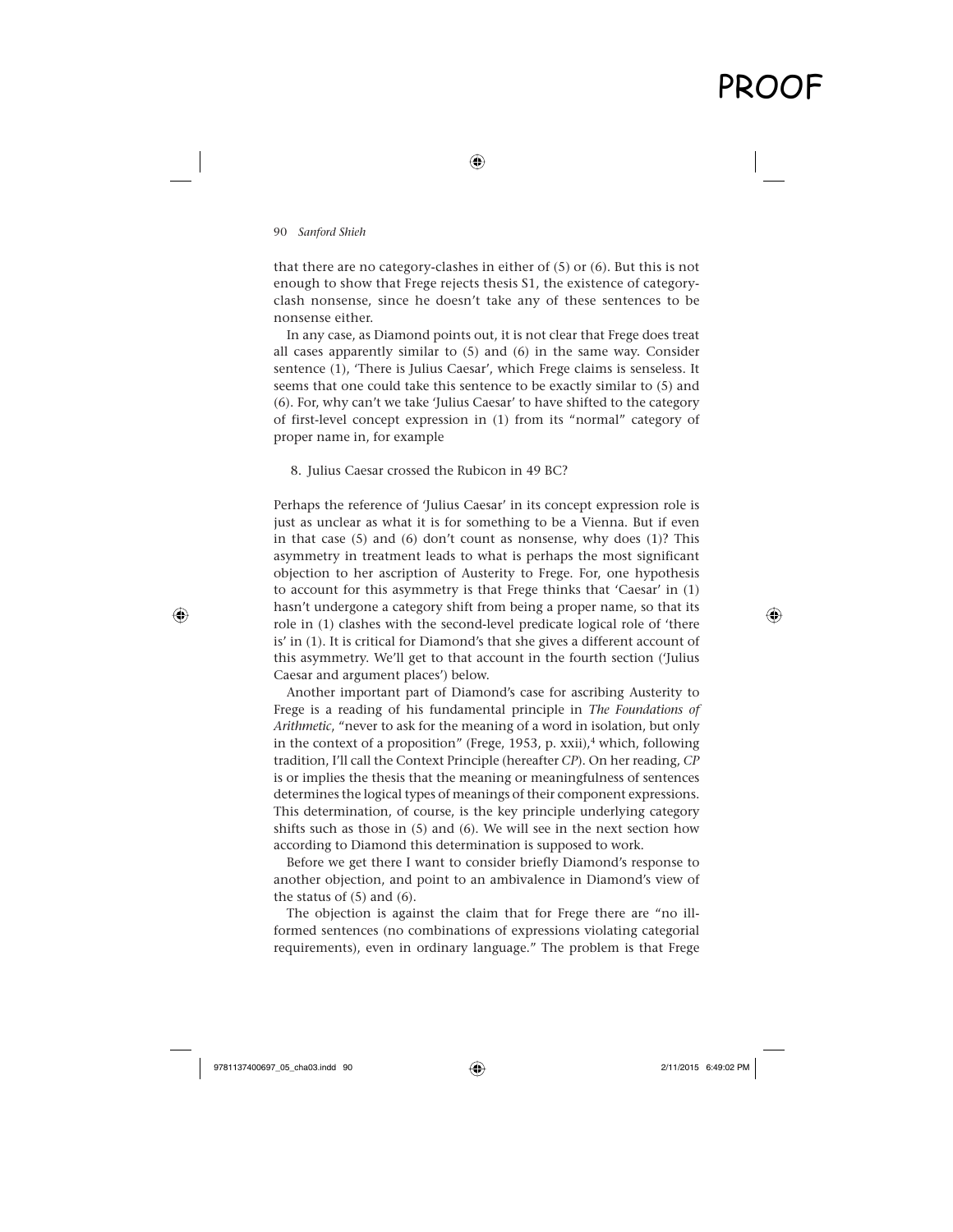that there are no category-clashes in either of (5) or (6). But this is not enough to show that Frege rejects thesis S1, the existence of category-clash nonsense, since he doesn't take any of these sentences to be nonsense either.

In any case, as Diamond points out, it is not clear that Frege does treat all cases apparently similar to (5) and (6) in the same way. Consider sentence (1), 'There is Julius Caesar', which Frege claims is senseless. It seems that one could take this sentence to be exactly similar to (5) and (6). For, why can't we take 'Julius Caesar' to have shifted to the category of first-level concept expression in (1) from its "normal" category of proper name in, for example

8. Julius Caesar crossed the Rubicon in 49 BC?

Perhaps the reference of 'Julius Caesar' in its concept expression role is just as unclear as what it is for something to be a Vienna. But if even in that case (5) and (6) don't count as nonsense, why does (1)? This asymmetry in treatment leads to what is perhaps the most significant objection to her ascription of Austerity to Frege. For, one hypothesis to account for this asymmetry is that Frege thinks that 'Caesar' in (1) hasn't undergone a category shift from being a proper name, so that its role in (1) clashes with the second-level predicate logical role of 'there is' in (1). It is critical for Diamond's that she gives a different account of this asymmetry. We'll get to that account in the fourth section ('Julius Caesar and argument places') below.

Another important part of Diamond's case for ascribing Austerity to Frege is a reading of his fundamental principle in *The Foundations of Arithmetic*, "never to ask for the meaning of a word in isolation, but only in the context of a proposition" (Frege, 1953, p. xxii),[4] which, following tradition, I'll call the Context Principle (hereafter *CP*). On her reading, *CP* is or implies the thesis that the meaning or meaningfulness of sentences determines the logical types of meanings of their component expressions. This determination, of course, is the key principle underlying category shifts such as those in (5) and (6). We will see in the next section how according to Diamond this determination is supposed to work.

Before we get there I want to consider briefly Diamond's response to another objection, and point to an ambivalence in Diamond's view of the status of (5) and (6).

The objection is against the claim that for Frege there are "no ill-formed sentences (no combinations of expressions violating categorial requirements), even in ordinary language." The problem is that Frege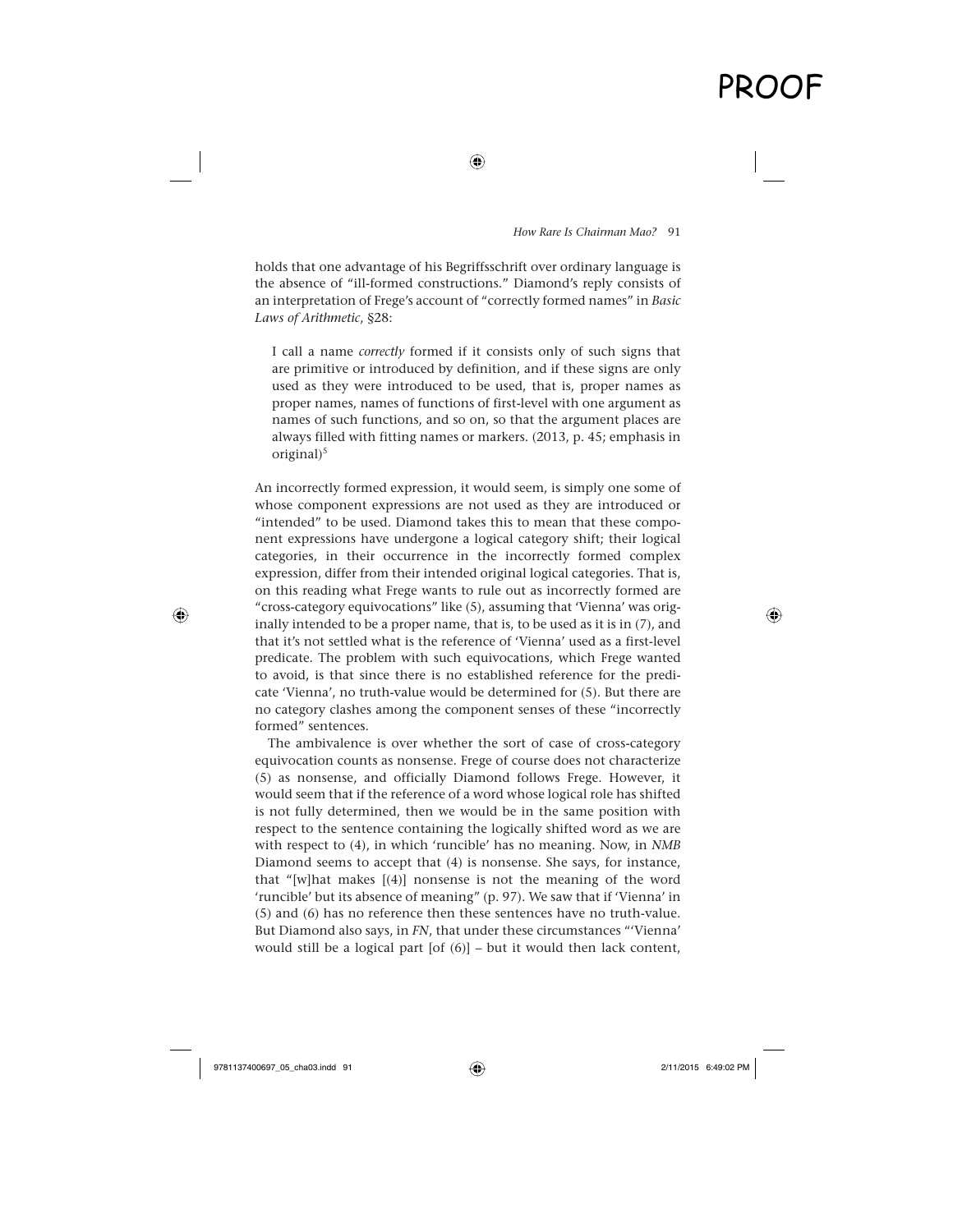holds that one advantage of his Begriffsschrift over ordinary language is the absence of "ill-formed constructions." Diamond's reply consists of an interpretation of Frege's account of "correctly formed names" in *Basic Laws of Arithmetic*, §28:

> I call a name *correctly* formed if it consists only of such signs that are primitive or introduced by definition, and if these signs are only used as they were introduced to be used, that is, proper names as proper names, names of functions of first-level with one argument as names of such functions, and so on, so that the argument places are always filled with fitting names or markers. (2013, p. 45; emphasis in original)[5]

An incorrectly formed expression, it would seem, is simply one some of whose component expressions are not used as they are introduced or "intended" to be used. Diamond takes this to mean that these component expressions have undergone a logical category shift; their logical categories, in their occurrence in the incorrectly formed complex expression, differ from their intended original logical categories. That is, on this reading what Frege wants to rule out as incorrectly formed are "cross-category equivocations" like (5), assuming that 'Vienna' was originally intended to be a proper name, that is, to be used as it is in (7), and that it's not settled what is the reference of 'Vienna' used as a first-level predicate. The problem with such equivocations, which Frege wanted to avoid, is that since there is no established reference for the predicate 'Vienna', no truth-value would be determined for (5). But there are no category clashes among the component senses of these "incorrectly formed" sentences.

The ambivalence is over whether the sort of case of cross-category equivocation counts as nonsense. Frege of course does not characterize (5) as nonsense, and officially Diamond follows Frege. However, it would seem that if the reference of a word whose logical role has shifted is not fully determined, then we would be in the same position with respect to the sentence containing the logically shifted word as we are with respect to (4), in which 'runcible' has no meaning. Now, in *NMB* Diamond seems to accept that (4) is nonsense. She says, for instance, that "[w]hat makes [(4)] nonsense is not the meaning of the word 'runcible' but its absence of meaning" (p. 97). We saw that if 'Vienna' in (5) and (6) has no reference then these sentences have no truth-value. But Diamond also says, in *FN*, that under these circumstances "'Vienna' would still be a logical part [of (6)] – but it would then lack content,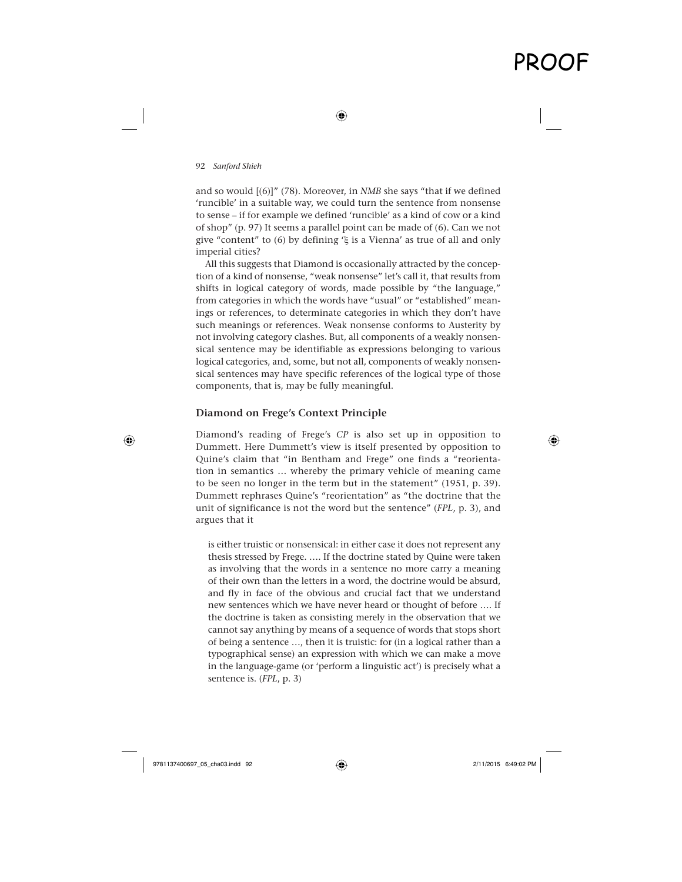and so would [(6)]" (78). Moreover, in *NMB* she says "that if we defined 'runcible' in a suitable way, we could turn the sentence from nonsense to sense – if for example we defined 'runcible' as a kind of cow or a kind of shop" (p. 97) It seems a parallel point can be made of (6). Can we not give "content" to (6) by defining '$\xi$ is a Vienna' as true of all and only imperial cities?

All this suggests that Diamond is occasionally attracted by the conception of a kind of nonsense, "weak nonsense" let's call it, that results from shifts in logical category of words, made possible by "the language," from categories in which the words have "usual" or "established" meanings or references, to determinate categories in which they don't have such meanings or references. Weak nonsense conforms to Austerity by not involving category clashes. But, all components of a weakly nonsensical sentence may be identifiable as expressions belonging to various logical categories, and, some, but not all, components of weakly nonsensical sentences may have specific references of the logical type of those components, that is, may be fully meaningful.

### Diamond on Frege's Context Principle

Diamond's reading of Frege's *CP* is also set up in opposition to Dummett. Here Dummett's view is itself presented by opposition to Quine's claim that "in Bentham and Frege" one finds a "reorientation in semantics … whereby the primary vehicle of meaning came to be seen no longer in the term but in the statement" (1951, p. 39). Dummett rephrases Quine's "reorientation" as "the doctrine that the unit of significance is not the word but the sentence" (*FPL*, p. 3), and argues that it

> is either truistic or nonsensical: in either case it does not represent any thesis stressed by Frege. …. If the doctrine stated by Quine were taken as involving that the words in a sentence no more carry a meaning of their own than the letters in a word, the doctrine would be absurd, and fly in face of the obvious and crucial fact that we understand new sentences which we have never heard or thought of before …. If the doctrine is taken as consisting merely in the observation that we cannot say anything by means of a sequence of words that stops short of being a sentence …, then it is truistic: for (in a logical rather than a typographical sense) an expression with which we can make a move in the language-game (or 'perform a linguistic act') is precisely what a sentence is. (*FPL*, p. 3)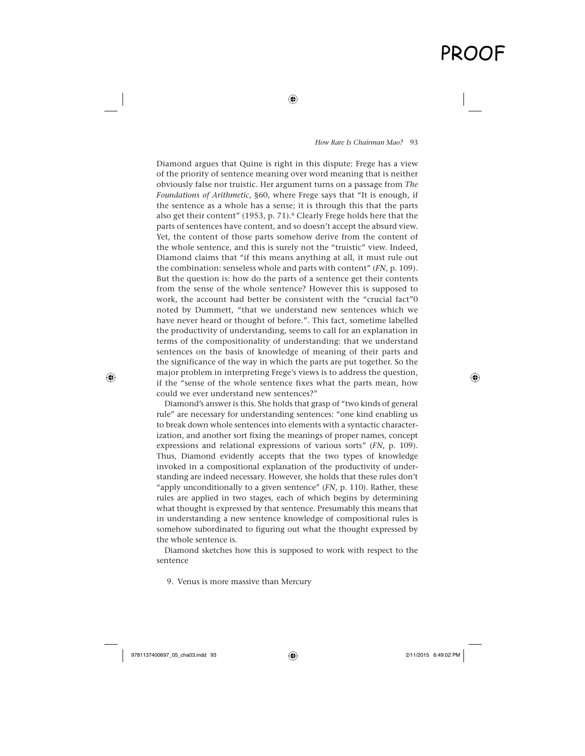Diamond argues that Quine is right in this dispute: Frege has a view of the priority of sentence meaning over word meaning that is neither obviously false nor truistic. Her argument turns on a passage from *The Foundations of Arithmetic*, §60, where Frege says that "It is enough, if the sentence as a whole has a sense; it is through this that the parts also get their content" (1953, p. 71).[6] Clearly Frege holds here that the parts of sentences have content, and so doesn't accept the absurd view. Yet, the content of those parts somehow derive from the content of the whole sentence, and this is surely not the "truistic" view. Indeed, Diamond claims that "if this means anything at all, it must rule out the combination: senseless whole and parts with content" (*FN*, p. 109). But the question is: how do the parts of a sentence get their contents from the sense of the whole sentence? However this is supposed to work, the account had better be consistent with the "crucial fact"0 noted by Dummett, "that we understand new sentences which we have never heard or thought of before.". This fact, sometime labelled the productivity of understanding, seems to call for an explanation in terms of the compositionality of understanding: that we understand sentences on the basis of knowledge of meaning of their parts and the significance of the way in which the parts are put together. So the major problem in interpreting Frege's views is to address the question, if the "sense of the whole sentence fixes what the parts mean, how could we ever understand new sentences?"

Diamond's answer is this. She holds that grasp of "two kinds of general rule" are necessary for understanding sentences: "one kind enabling us to break down whole sentences into elements with a syntactic characterization, and another sort fixing the meanings of proper names, concept expressions and relational expressions of various sorts" (*FN*, p. 109). Thus, Diamond evidently accepts that the two types of knowledge invoked in a compositional explanation of the productivity of understanding are indeed necessary. However, she holds that these rules don't "apply unconditionally to a given sentence" (*FN*, p. 110). Rather, these rules are applied in two stages, each of which begins by determining what thought is expressed by that sentence. Presumably this means that in understanding a new sentence knowledge of compositional rules is somehow subordinated to figuring out what the thought expressed by the whole sentence is.

Diamond sketches how this is supposed to work with respect to the sentence

9. Venus is more massive than Mercury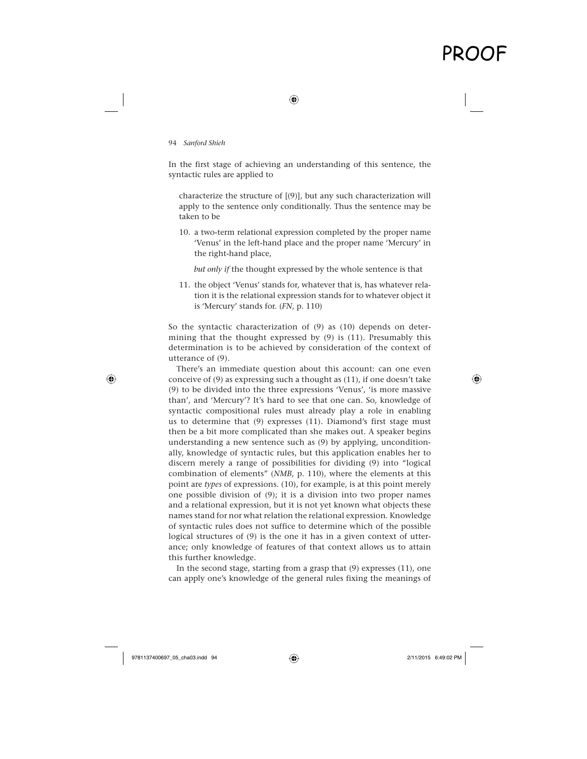In the first stage of achieving an understanding of this sentence, the syntactic rules are applied to

> characterize the structure of [(9)], but any such characterization will apply to the sentence only conditionally. Thus the sentence may be taken to be
>
> 10. a two-term relational expression completed by the proper name 'Venus' in the left-hand place and the proper name 'Mercury' in the right-hand place,
>
> *but only if* the thought expressed by the whole sentence is that
>
> 11. the object 'Venus' stands for, whatever that is, has whatever relation it is the relational expression stands for to whatever object it is 'Mercury' stands for. (*FN*, p. 110)

So the syntactic characterization of (9) as (10) depends on determining that the thought expressed by (9) is (11). Presumably this determination is to be achieved by consideration of the context of utterance of (9).

There's an immediate question about this account: can one even conceive of (9) as expressing such a thought as (11), if one doesn't take (9) to be divided into the three expressions 'Venus', 'is more massive than', and 'Mercury'? It's hard to see that one can. So, knowledge of syntactic compositional rules must already play a role in enabling us to determine that (9) expresses (11). Diamond's first stage must then be a bit more complicated than she makes out. A speaker begins understanding a new sentence such as (9) by applying, unconditionally, knowledge of syntactic rules, but this application enables her to discern merely a range of possibilities for dividing (9) into "logical combination of elements" (*NMB*, p. 110), where the elements at this point are *types* of expressions. (10), for example, is at this point merely one possible division of (9); it is a division into two proper names and a relational expression, but it is not yet known what objects these names stand for nor what relation the relational expression. Knowledge of syntactic rules does not suffice to determine which of the possible logical structures of (9) is the one it has in a given context of utterance; only knowledge of features of that context allows us to attain this further knowledge.

In the second stage, starting from a grasp that (9) expresses (11), one can apply one's knowledge of the general rules fixing the meanings of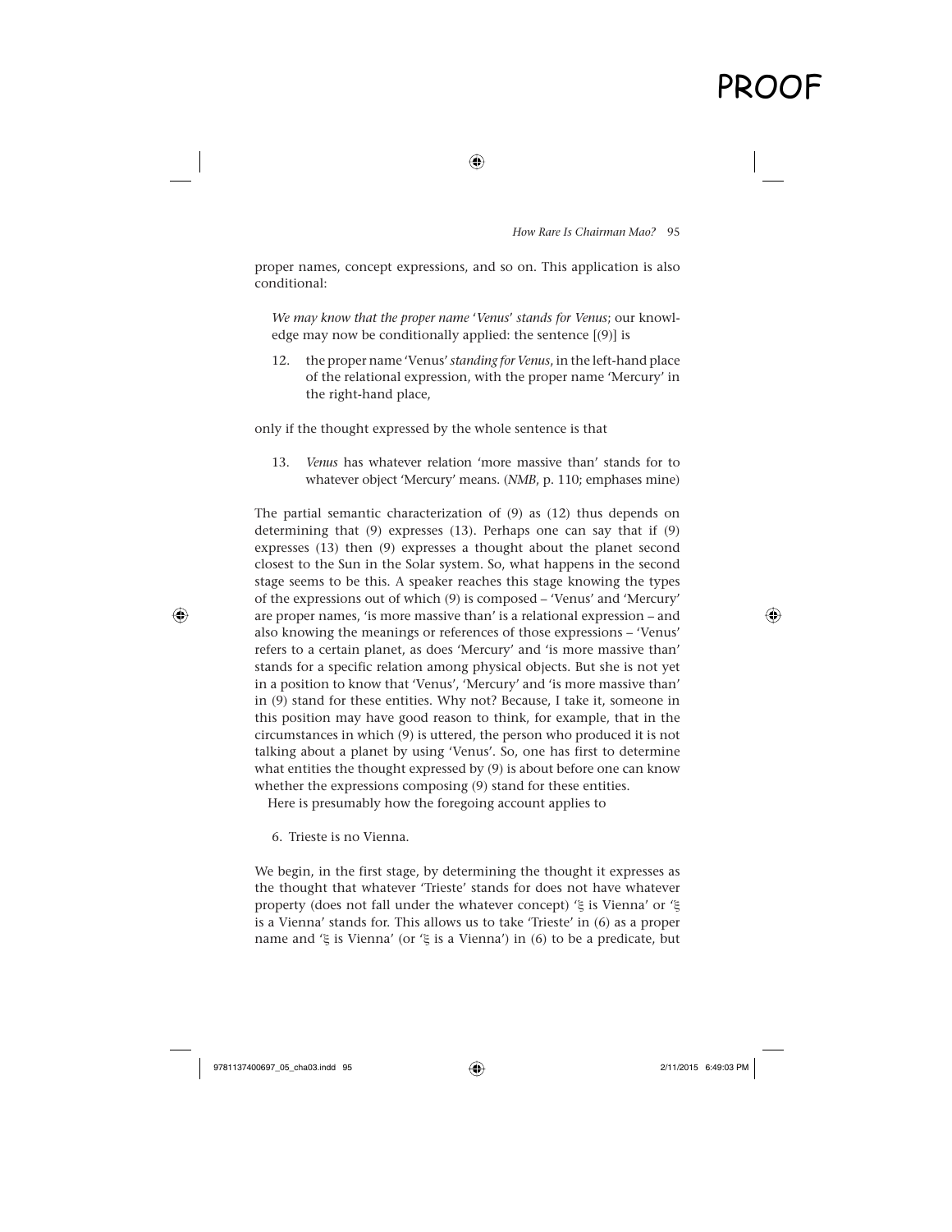proper names, concept expressions, and so on. This application is also conditional:

> *We may know that the proper name 'Venus' stands for Venus*; our knowledge may now be conditionally applied: the sentence [(9)] is
>
> 12. the proper name 'Venus' *standing for Venus*, in the left-hand place of the relational expression, with the proper name 'Mercury' in the right-hand place,
>
> only if the thought expressed by the whole sentence is that
>
> 13. *Venus* has whatever relation 'more massive than' stands for to whatever object 'Mercury' means. (*NMB*, p. 110; emphases mine)

The partial semantic characterization of (9) as (12) thus depends on determining that (9) expresses (13). Perhaps one can say that if (9) expresses (13) then (9) expresses a thought about the planet second closest to the Sun in the Solar system. So, what happens in the second stage seems to be this. A speaker reaches this stage knowing the types of the expressions out of which (9) is composed – 'Venus' and 'Mercury' are proper names, 'is more massive than' is a relational expression – and also knowing the meanings or references of those expressions – 'Venus' refers to a certain planet, as does 'Mercury' and 'is more massive than' stands for a specific relation among physical objects. But she is not yet in a position to know that 'Venus', 'Mercury' and 'is more massive than' in (9) stand for these entities. Why not? Because, I take it, someone in this position may have good reason to think, for example, that in the circumstances in which (9) is uttered, the person who produced it is not talking about a planet by using 'Venus'. So, one has first to determine what entities the thought expressed by (9) is about before one can know whether the expressions composing (9) stand for these entities.

Here is presumably how the foregoing account applies to

> 6. Trieste is no Vienna.

We begin, in the first stage, by determining the thought it expresses as the thought that whatever 'Trieste' stands for does not have whatever property (does not fall under the whatever concept) '$\xi$ is Vienna' or '$\xi$ is a Vienna' stands for. This allows us to take 'Trieste' in (6) as a proper name and '$\xi$ is Vienna' (or '$\xi$ is a Vienna') in (6) to be a predicate, but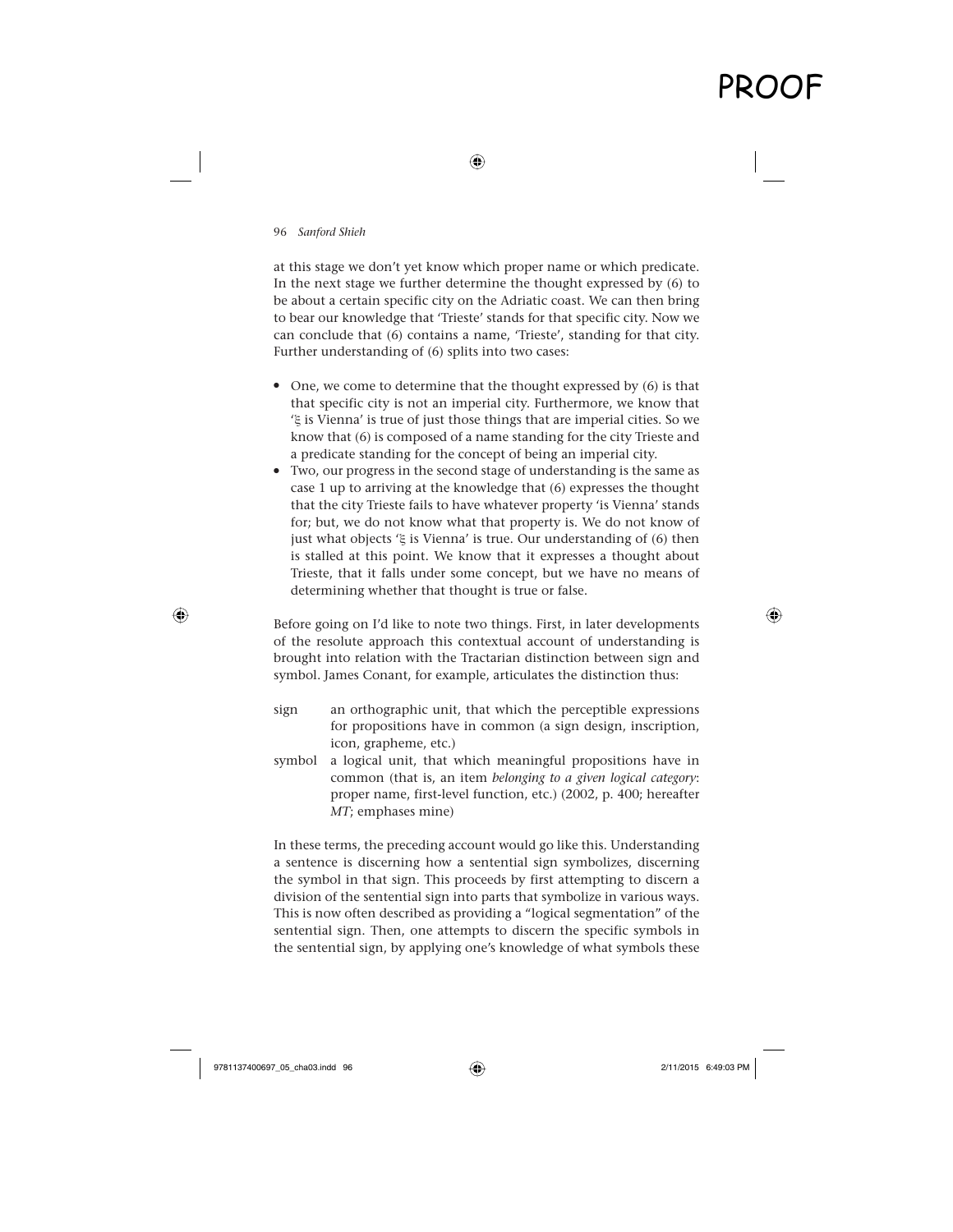at this stage we don't yet know which proper name or which predicate. In the next stage we further determine the thought expressed by (6) to be about a certain specific city on the Adriatic coast. We can then bring to bear our knowledge that 'Trieste' stands for that specific city. Now we can conclude that (6) contains a name, 'Trieste', standing for that city. Further understanding of (6) splits into two cases:

- One, we come to determine that the thought expressed by (6) is that that specific city is not an imperial city. Furthermore, we know that '$\xi$ is Vienna' is true of just those things that are imperial cities. So we know that (6) is composed of a name standing for the city Trieste and a predicate standing for the concept of being an imperial city.
- Two, our progress in the second stage of understanding is the same as case 1 up to arriving at the knowledge that (6) expresses the thought that the city Trieste fails to have whatever property 'is Vienna' stands for; but, we do not know what that property is. We do not know of just what objects '$\xi$ is Vienna' is true. Our understanding of (6) then is stalled at this point. We know that it expresses a thought about Trieste, that it falls under some concept, but we have no means of determining whether that thought is true or false.

Before going on I'd like to note two things. First, in later developments of the resolute approach this contextual account of understanding is brought into relation with the Tractarian distinction between sign and symbol. James Conant, for example, articulates the distinction thus:

> sign — an orthographic unit, that which the perceptible expressions for propositions have in common (a sign design, inscription, icon, grapheme, etc.)
>
> symbol — a logical unit, that which meaningful propositions have in common (that is, an item *belonging to a given logical category*: proper name, first-level function, etc.) (2002, p. 400; hereafter *MT*; emphases mine)

In these terms, the preceding account would go like this. Understanding a sentence is discerning how a sentential sign symbolizes, discerning the symbol in that sign. This proceeds by first attempting to discern a division of the sentential sign into parts that symbolize in various ways. This is now often described as providing a "logical segmentation" of the sentential sign. Then, one attempts to discern the specific symbols in the sentential sign, by applying one's knowledge of what symbols these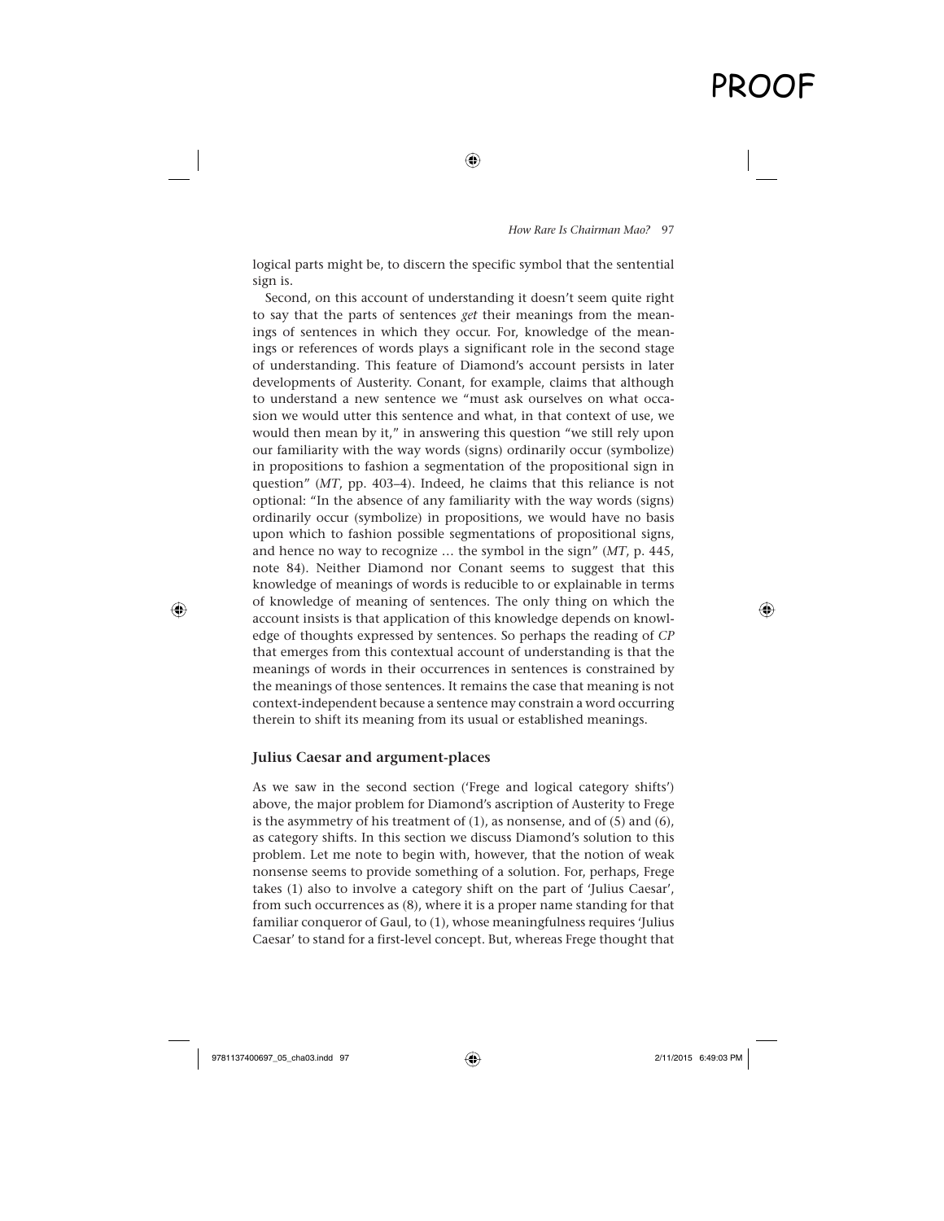logical parts might be, to discern the specific symbol that the sentential sign is.

Second, on this account of understanding it doesn't seem quite right to say that the parts of sentences *get* their meanings from the meanings of sentences in which they occur. For, knowledge of the meanings or references of words plays a significant role in the second stage of understanding. This feature of Diamond's account persists in later developments of Austerity. Conant, for example, claims that although to understand a new sentence we "must ask ourselves on what occasion we would utter this sentence and what, in that context of use, we would then mean by it," in answering this question "we still rely upon our familiarity with the way words (signs) ordinarily occur (symbolize) in propositions to fashion a segmentation of the propositional sign in question" (*MT*, pp. 403–4). Indeed, he claims that this reliance is not optional: "In the absence of any familiarity with the way words (signs) ordinarily occur (symbolize) in propositions, we would have no basis upon which to fashion possible segmentations of propositional signs, and hence no way to recognize … the symbol in the sign" (*MT*, p. 445, note 84). Neither Diamond nor Conant seems to suggest that this knowledge of meanings of words is reducible to or explainable in terms of knowledge of meaning of sentences. The only thing on which the account insists is that application of this knowledge depends on knowledge of thoughts expressed by sentences. So perhaps the reading of *CP* that emerges from this contextual account of understanding is that the meanings of words in their occurrences in sentences is constrained by the meanings of those sentences. It remains the case that meaning is not context-independent because a sentence may constrain a word occurring therein to shift its meaning from its usual or established meanings.

### Julius Caesar and argument-places

As we saw in the second section ('Frege and logical category shifts') above, the major problem for Diamond's ascription of Austerity to Frege is the asymmetry of his treatment of (1), as nonsense, and of (5) and (6), as category shifts. In this section we discuss Diamond's solution to this problem. Let me note to begin with, however, that the notion of weak nonsense seems to provide something of a solution. For, perhaps, Frege takes (1) also to involve a category shift on the part of 'Julius Caesar', from such occurrences as (8), where it is a proper name standing for that familiar conqueror of Gaul, to (1), whose meaningfulness requires 'Julius Caesar' to stand for a first-level concept. But, whereas Frege thought that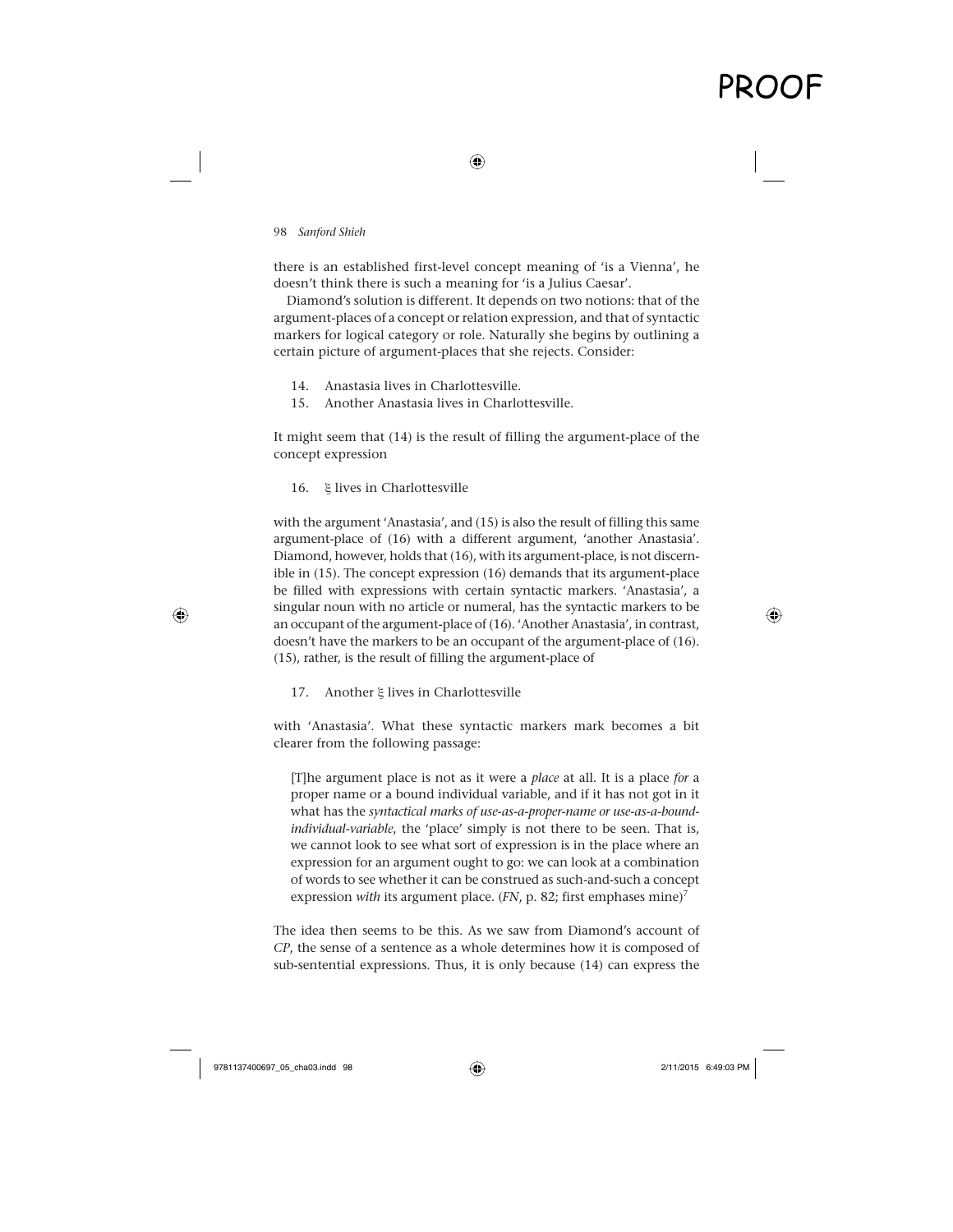there is an established first-level concept meaning of 'is a Vienna', he doesn't think there is such a meaning for 'is a Julius Caesar'.

Diamond's solution is different. It depends on two notions: that of the argument-places of a concept or relation expression, and that of syntactic markers for logical category or role. Naturally she begins by outlining a certain picture of argument-places that she rejects. Consider:

14. Anastasia lives in Charlottesville.
15. Another Anastasia lives in Charlottesville.

It might seem that (14) is the result of filling the argument-place of the concept expression

16. $\xi$ lives in Charlottesville

with the argument 'Anastasia', and (15) is also the result of filling this same argument-place of (16) with a different argument, 'another Anastasia'. Diamond, however, holds that (16), with its argument-place, is not discernible in (15). The concept expression (16) demands that its argument-place be filled with expressions with certain syntactic markers. 'Anastasia', a singular noun with no article or numeral, has the syntactic markers to be an occupant of the argument-place of (16). 'Another Anastasia', in contrast, doesn't have the markers to be an occupant of the argument-place of (16). (15), rather, is the result of filling the argument-place of

17. Another $\xi$ lives in Charlottesville

with 'Anastasia'. What these syntactic markers mark becomes a bit clearer from the following passage:

> [T]he argument place is not as it were a *place* at all. It is a place *for* a proper name or a bound individual variable, and if it has not got in it what has the *syntactical marks of use-as-a-proper-name or use-as-a-bound-individual-variable*, the 'place' simply is not there to be seen. That is, we cannot look to see what sort of expression is in the place where an expression for an argument ought to go: we can look at a combination of words to see whether it can be construed as such-and-such a concept expression *with* its argument place. (*FN*, p. 82; first emphases mine)[7]

The idea then seems to be this. As we saw from Diamond's account of *CP*, the sense of a sentence as a whole determines how it is composed of sub-sentential expressions. Thus, it is only because (14) can express the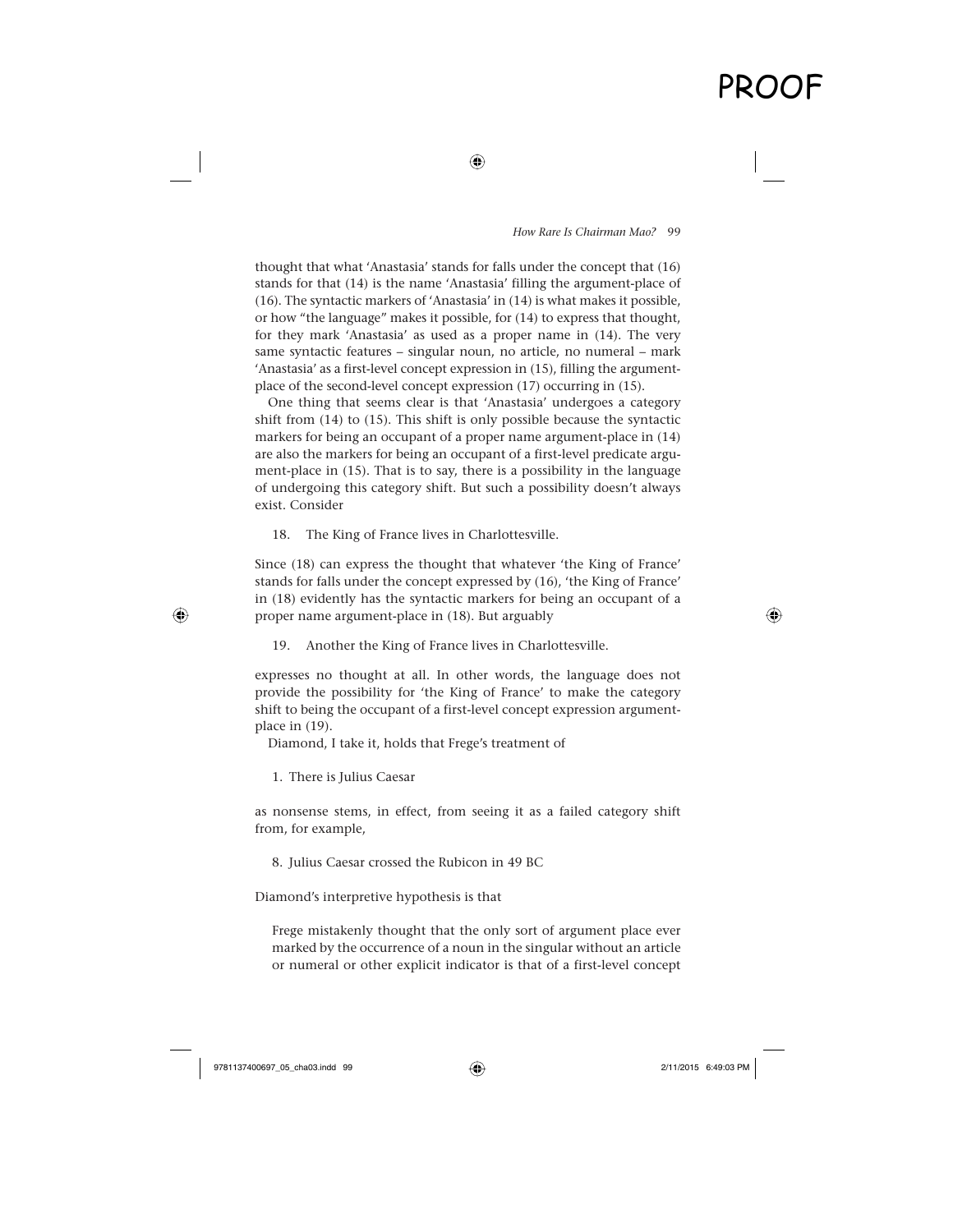thought that what 'Anastasia' stands for falls under the concept that (16) stands for that (14) is the name 'Anastasia' filling the argument-place of (16). The syntactic markers of 'Anastasia' in (14) is what makes it possible, or how "the language" makes it possible, for (14) to express that thought, for they mark 'Anastasia' as used as a proper name in (14). The very same syntactic features – singular noun, no article, no numeral – mark 'Anastasia' as a first-level concept expression in (15), filling the argument-place of the second-level concept expression (17) occurring in (15).

One thing that seems clear is that 'Anastasia' undergoes a category shift from (14) to (15). This shift is only possible because the syntactic markers for being an occupant of a proper name argument-place in (14) are also the markers for being an occupant of a first-level predicate argument-place in (15). That is to say, there is a possibility in the language of undergoing this category shift. But such a possibility doesn't always exist. Consider

18. The King of France lives in Charlottesville.

Since (18) can express the thought that whatever 'the King of France' stands for falls under the concept expressed by (16), 'the King of France' in (18) evidently has the syntactic markers for being an occupant of a proper name argument-place in (18). But arguably

19. Another the King of France lives in Charlottesville.

expresses no thought at all. In other words, the language does not provide the possibility for 'the King of France' to make the category shift to being the occupant of a first-level concept expression argument-place in (19).

Diamond, I take it, holds that Frege's treatment of

1. There is Julius Caesar

as nonsense stems, in effect, from seeing it as a failed category shift from, for example,

8. Julius Caesar crossed the Rubicon in 49 BC

Diamond's interpretive hypothesis is that

> Frege mistakenly thought that the only sort of argument place ever marked by the occurrence of a noun in the singular without an article or numeral or other explicit indicator is that of a first-level concept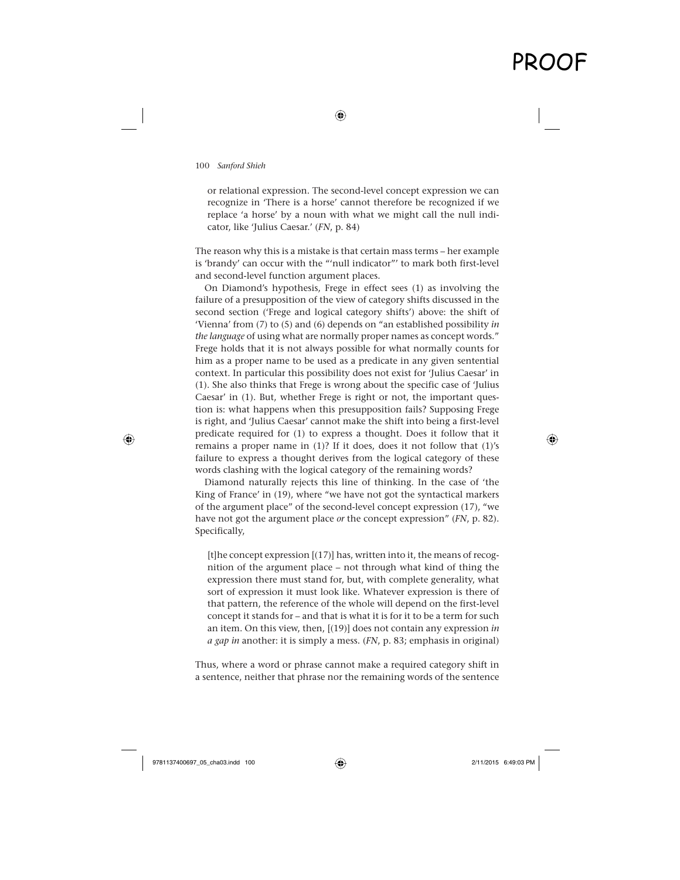or relational expression. The second-level concept expression we can recognize in 'There is a horse' cannot therefore be recognized if we replace 'a horse' by a noun with what we might call the null indicator, like 'Julius Caesar.' (*FN*, p. 84)

The reason why this is a mistake is that certain mass terms – her example is 'brandy' can occur with the "'null indicator"' to mark both first-level and second-level function argument places.

On Diamond's hypothesis, Frege in effect sees (1) as involving the failure of a presupposition of the view of category shifts discussed in the second section ('Frege and logical category shifts') above: the shift of 'Vienna' from (7) to (5) and (6) depends on "an established possibility *in the language* of using what are normally proper names as concept words." Frege holds that it is not always possible for what normally counts for him as a proper name to be used as a predicate in any given sentential context. In particular this possibility does not exist for 'Julius Caesar' in (1). She also thinks that Frege is wrong about the specific case of 'Julius Caesar' in (1). But, whether Frege is right or not, the important question is: what happens when this presupposition fails? Supposing Frege is right, and 'Julius Caesar' cannot make the shift into being a first-level predicate required for (1) to express a thought. Does it follow that it remains a proper name in (1)? If it does, does it not follow that (1)'s failure to express a thought derives from the logical category of these words clashing with the logical category of the remaining words?

Diamond naturally rejects this line of thinking. In the case of 'the King of France' in (19), where "we have not got the syntactical markers of the argument place" of the second-level concept expression (17), "we have not got the argument place *or* the concept expression" (*FN*, p. 82). Specifically,

> [t]he concept expression [(17)] has, written into it, the means of recognition of the argument place – not through what kind of thing the expression there must stand for, but, with complete generality, what sort of expression it must look like. Whatever expression is there of that pattern, the reference of the whole will depend on the first-level concept it stands for – and that is what it is for it to be a term for such an item. On this view, then, [(19)] does not contain any expression *in a gap in* another: it is simply a mess. (*FN*, p. 83; emphasis in original)

Thus, where a word or phrase cannot make a required category shift in a sentence, neither that phrase nor the remaining words of the sentence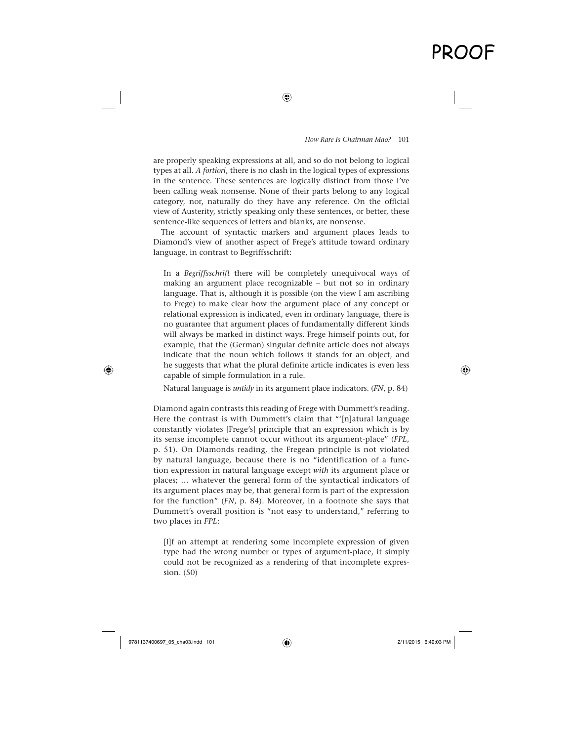are properly speaking expressions at all, and so do not belong to logical types at all. *A fortiori*, there is no clash in the logical types of expressions in the sentence. These sentences are logically distinct from those I've been calling weak nonsense. None of their parts belong to any logical category, nor, naturally do they have any reference. On the official view of Austerity, strictly speaking only these sentences, or better, these sentence-like sequences of letters and blanks, are nonsense.

The account of syntactic markers and argument places leads to Diamond's view of another aspect of Frege's attitude toward ordinary language, in contrast to Begriffsschrift:

> In a *Begriffsschrift* there will be completely unequivocal ways of making an argument place recognizable – but not so in ordinary language. That is, although it is possible (on the view I am ascribing to Frege) to make clear how the argument place of any concept or relational expression is indicated, even in ordinary language, there is no guarantee that argument places of fundamentally different kinds will always be marked in distinct ways. Frege himself points out, for example, that the (German) singular definite article does not always indicate that the noun which follows it stands for an object, and he suggests that what the plural definite article indicates is even less capable of simple formulation in a rule.
>
> Natural language is *untidy* in its argument place indicators. (*FN*, p. 84)

Diamond again contrasts this reading of Frege with Dummett's reading. Here the contrast is with Dummett's claim that "'[n]atural language constantly violates [Frege's] principle that an expression which is by its sense incomplete cannot occur without its argument-place" (*FPL*, p. 51). On Diamonds reading, the Fregean principle is not violated by natural language, because there is no "identification of a function expression in natural language except *with* its argument place or places; … whatever the general form of the syntactical indicators of its argument places may be, that general form is part of the expression for the function" (*FN*, p. 84). Moreover, in a footnote she says that Dummett's overall position is "not easy to understand," referring to two places in *FPL*:

> [I]f an attempt at rendering some incomplete expression of given type had the wrong number or types of argument-place, it simply could not be recognized as a rendering of that incomplete expression. (50)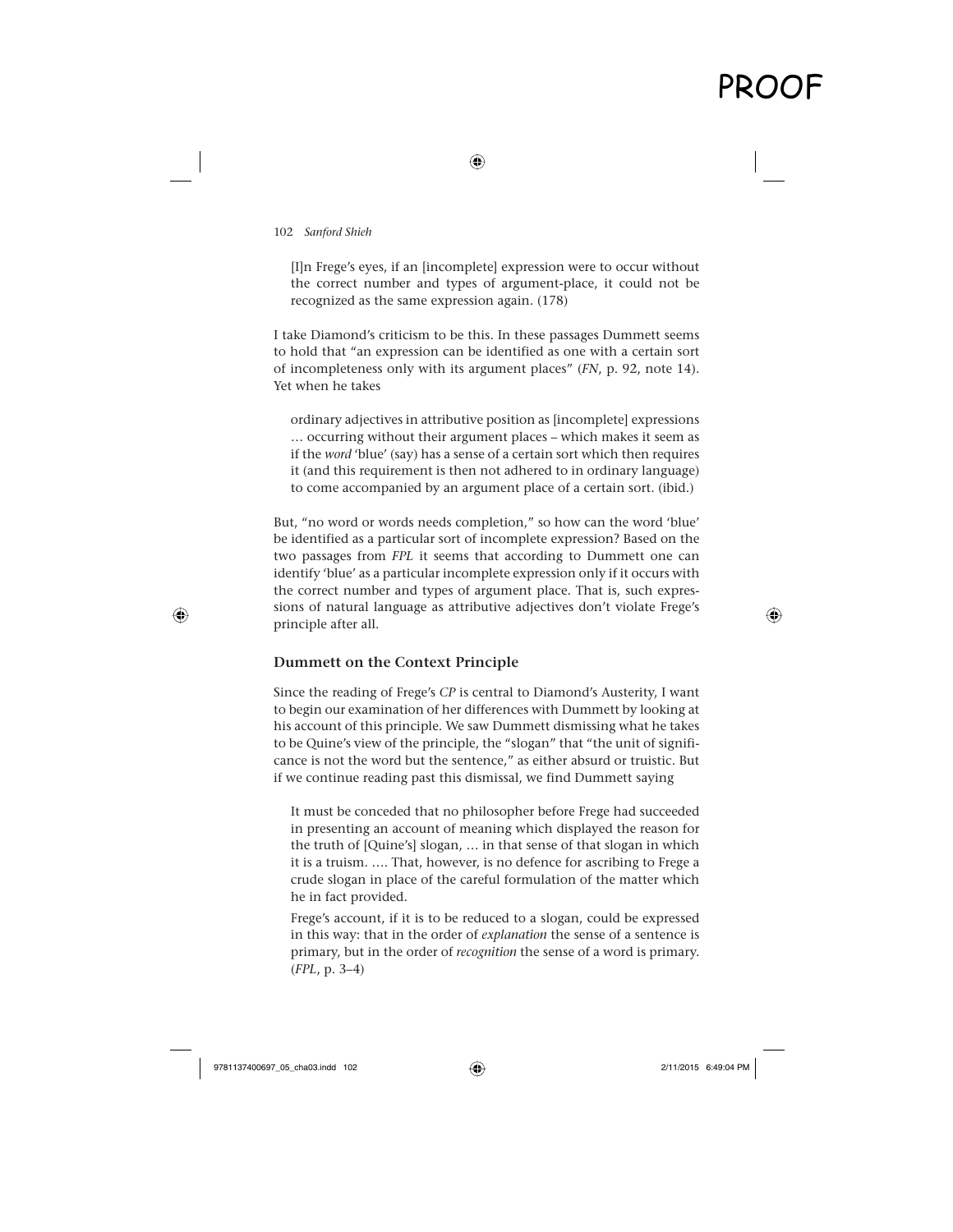> [I]n Frege's eyes, if an [incomplete] expression were to occur without the correct number and types of argument-place, it could not be recognized as the same expression again. (178)

I take Diamond's criticism to be this. In these passages Dummett seems to hold that "an expression can be identified as one with a certain sort of incompleteness only with its argument places" (*FN*, p. 92, note 14). Yet when he takes

> ordinary adjectives in attributive position as [incomplete] expressions … occurring without their argument places – which makes it seem as if the *word* 'blue' (say) has a sense of a certain sort which then requires it (and this requirement is then not adhered to in ordinary language) to come accompanied by an argument place of a certain sort. (ibid.)

But, "no word or words needs completion," so how can the word 'blue' be identified as a particular sort of incomplete expression? Based on the two passages from *FPL* it seems that according to Dummett one can identify 'blue' as a particular incomplete expression only if it occurs with the correct number and types of argument place. That is, such expressions of natural language as attributive adjectives don't violate Frege's principle after all.

### Dummett on the Context Principle

Since the reading of Frege's *CP* is central to Diamond's Austerity, I want to begin our examination of her differences with Dummett by looking at his account of this principle. We saw Dummett dismissing what he takes to be Quine's view of the principle, the "slogan" that "the unit of significance is not the word but the sentence," as either absurd or truistic. But if we continue reading past this dismissal, we find Dummett saying

> It must be conceded that no philosopher before Frege had succeeded in presenting an account of meaning which displayed the reason for the truth of [Quine's] slogan, … in that sense of that slogan in which it is a truism. …. That, however, is no defence for ascribing to Frege a crude slogan in place of the careful formulation of the matter which he in fact provided.
>
> Frege's account, if it is to be reduced to a slogan, could be expressed in this way: that in the order of *explanation* the sense of a sentence is primary, but in the order of *recognition* the sense of a word is primary. (*FPL*, p. 3–4)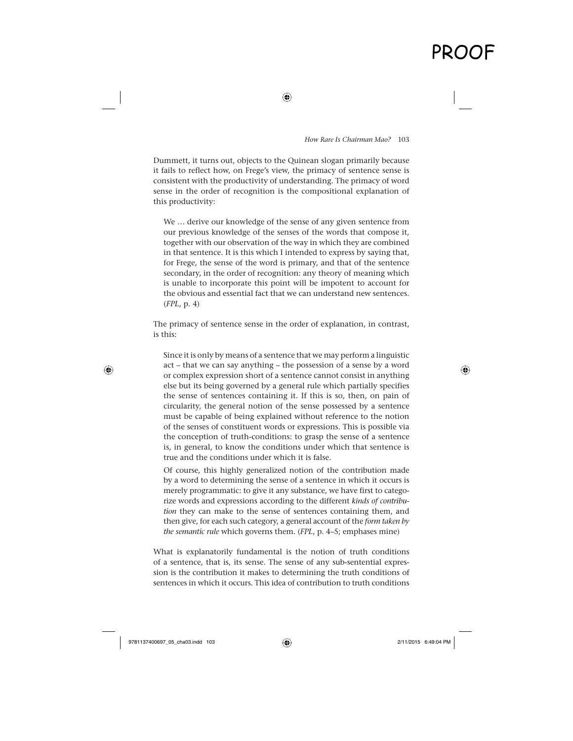Dummett, it turns out, objects to the Quinean slogan primarily because it fails to reflect how, on Frege's view, the primacy of sentence sense is consistent with the productivity of understanding. The primacy of word sense in the order of recognition is the compositional explanation of this productivity:

> We … derive our knowledge of the sense of any given sentence from our previous knowledge of the senses of the words that compose it, together with our observation of the way in which they are combined in that sentence. It is this which I intended to express by saying that, for Frege, the sense of the word is primary, and that of the sentence secondary, in the order of recognition: any theory of meaning which is unable to incorporate this point will be impotent to account for the obvious and essential fact that we can understand new sentences. (*FPL*, p. 4)

The primacy of sentence sense in the order of explanation, in contrast, is this:

> Since it is only by means of a sentence that we may perform a linguistic act – that we can say anything – the possession of a sense by a word or complex expression short of a sentence cannot consist in anything else but its being governed by a general rule which partially specifies the sense of sentences containing it. If this is so, then, on pain of circularity, the general notion of the sense possessed by a sentence must be capable of being explained without reference to the notion of the senses of constituent words or expressions. This is possible via the conception of truth-conditions: to grasp the sense of a sentence is, in general, to know the conditions under which that sentence is true and the conditions under which it is false.
>
> Of course, this highly generalized notion of the contribution made by a word to determining the sense of a sentence in which it occurs is merely programmatic: to give it any substance, we have first to categorize words and expressions according to the different *kinds of contribution* they can make to the sense of sentences containing them, and then give, for each such category, a general account of the *form taken by the semantic rule* which governs them. (*FPL*, p. 4–5; emphases mine)

What is explanatorily fundamental is the notion of truth conditions of a sentence, that is, its sense. The sense of any sub-sentential expression is the contribution it makes to determining the truth conditions of sentences in which it occurs. This idea of contribution to truth conditions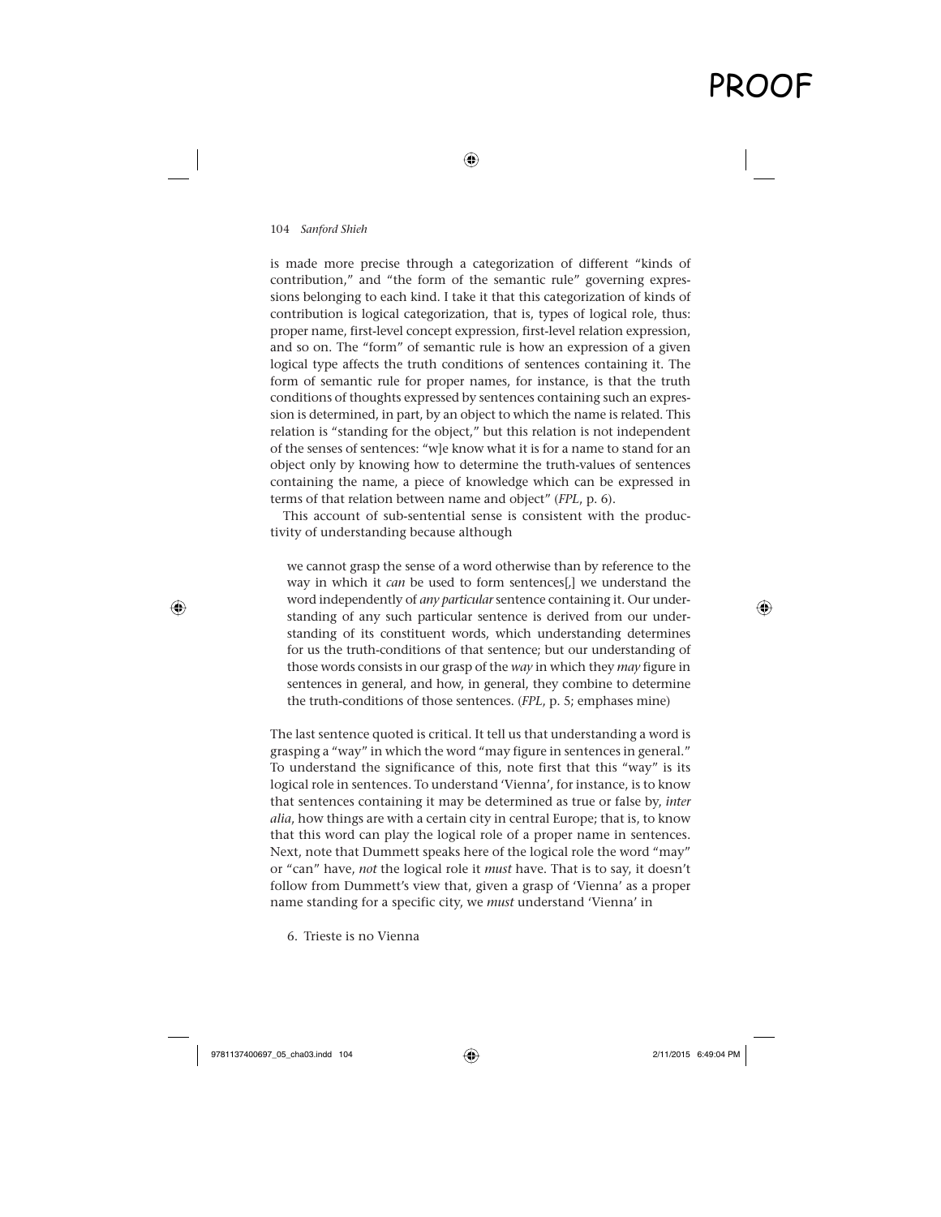is made more precise through a categorization of different "kinds of contribution," and "the form of the semantic rule" governing expressions belonging to each kind. I take it that this categorization of kinds of contribution is logical categorization, that is, types of logical role, thus: proper name, first-level concept expression, first-level relation expression, and so on. The "form" of semantic rule is how an expression of a given logical type affects the truth conditions of sentences containing it. The form of semantic rule for proper names, for instance, is that the truth conditions of thoughts expressed by sentences containing such an expression is determined, in part, by an object to which the name is related. This relation is "standing for the object," but this relation is not independent of the senses of sentences: "w]e know what it is for a name to stand for an object only by knowing how to determine the truth-values of sentences containing the name, a piece of knowledge which can be expressed in terms of that relation between name and object" (*FPL*, p. 6).

This account of sub-sentential sense is consistent with the productivity of understanding because although

> we cannot grasp the sense of a word otherwise than by reference to the way in which it *can* be used to form sentences[,] we understand the word independently of *any particular* sentence containing it. Our understanding of any such particular sentence is derived from our understanding of its constituent words, which understanding determines for us the truth-conditions of that sentence; but our understanding of those words consists in our grasp of the *way* in which they *may* figure in sentences in general, and how, in general, they combine to determine the truth-conditions of those sentences. (*FPL*, p. 5; emphases mine)

The last sentence quoted is critical. It tell us that understanding a word is grasping a "way" in which the word "may figure in sentences in general." To understand the significance of this, note first that this "way" is its logical role in sentences. To understand 'Vienna', for instance, is to know that sentences containing it may be determined as true or false by, *inter alia*, how things are with a certain city in central Europe; that is, to know that this word can play the logical role of a proper name in sentences. Next, note that Dummett speaks here of the logical role the word "may" or "can" have, *not* the logical role it *must* have. That is to say, it doesn't follow from Dummett's view that, given a grasp of 'Vienna' as a proper name standing for a specific city, we *must* understand 'Vienna' in

6. Trieste is no Vienna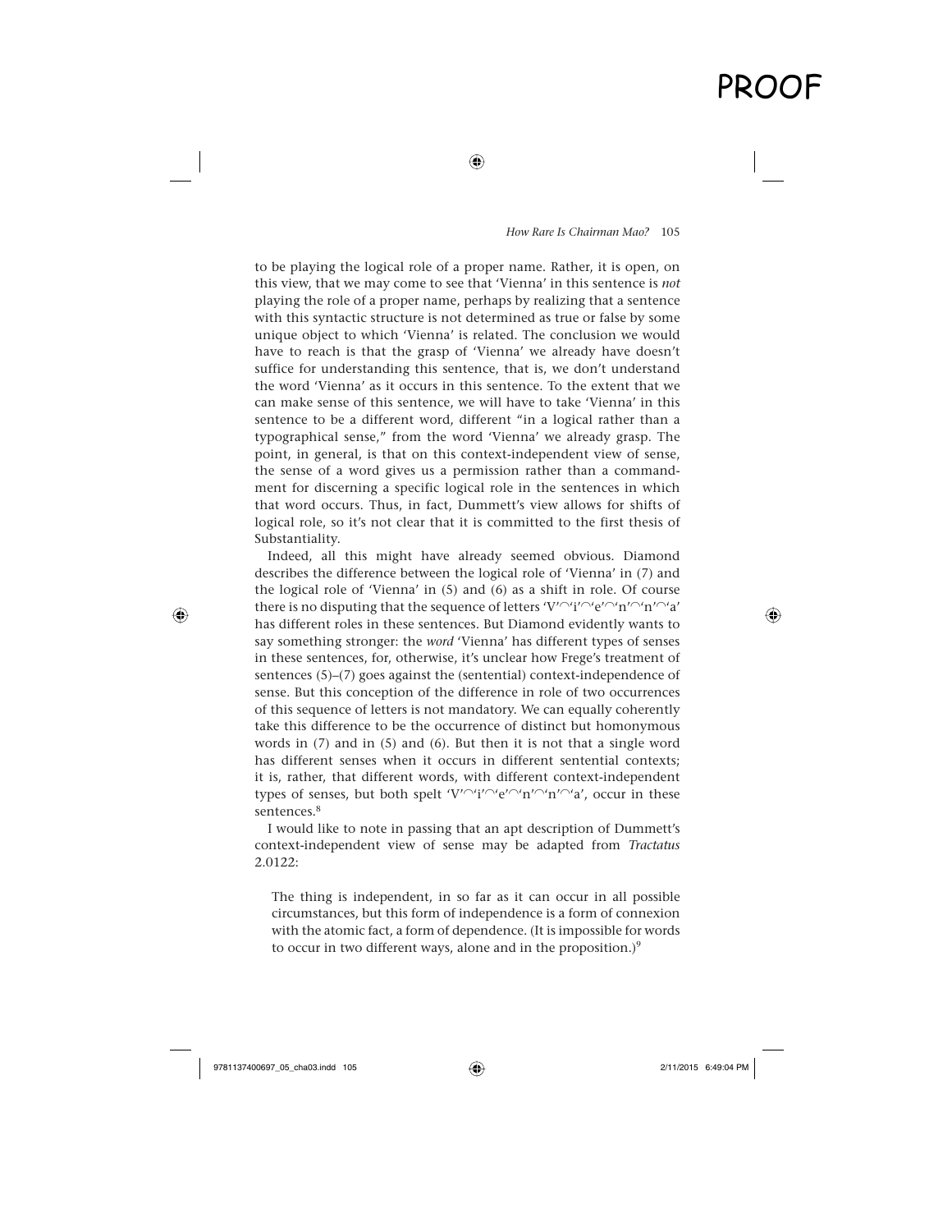to be playing the logical role of a proper name. Rather, it is open, on this view, that we may come to see that 'Vienna' in this sentence is *not* playing the role of a proper name, perhaps by realizing that a sentence with this syntactic structure is not determined as true or false by some unique object to which 'Vienna' is related. The conclusion we would have to reach is that the grasp of 'Vienna' we already have doesn't suffice for understanding this sentence, that is, we don't understand the word 'Vienna' as it occurs in this sentence. To the extent that we can make sense of this sentence, we will have to take 'Vienna' in this sentence to be a different word, different "in a logical rather than a typographical sense," from the word 'Vienna' we already grasp. The point, in general, is that on this context-independent view of sense, the sense of a word gives us a permission rather than a commandment for discerning a specific logical role in the sentences in which that word occurs. Thus, in fact, Dummett's view allows for shifts of logical role, so it's not clear that it is committed to the first thesis of Substantiality.

Indeed, all this might have already seemed obvious. Diamond describes the difference between the logical role of 'Vienna' in (7) and the logical role of 'Vienna' in (5) and (6) as a shift in role. Of course there is no disputing that the sequence of letters 'V'⁀'i'⁀'e'⁀'n'⁀'n'⁀'a' has different roles in these sentences. But Diamond evidently wants to say something stronger: the *word* 'Vienna' has different types of senses in these sentences, for, otherwise, it's unclear how Frege's treatment of sentences (5)–(7) goes against the (sentential) context-independence of sense. But this conception of the difference in role of two occurrences of this sequence of letters is not mandatory. We can equally coherently take this difference to be the occurrence of distinct but homonymous words in (7) and in (5) and (6). But then it is not that a single word has different senses when it occurs in different sentential contexts; it is, rather, that different words, with different context-independent types of senses, but both spelt 'V'⁀'i'⁀'e'⁀'n'⁀'n'⁀'a', occur in these sentences.[8]

I would like to note in passing that an apt description of Dummett's context-independent view of sense may be adapted from *Tractatus* 2.0122:

> The thing is independent, in so far as it can occur in all possible circumstances, but this form of independence is a form of connexion with the atomic fact, a form of dependence. (It is impossible for words to occur in two different ways, alone and in the proposition.)[9]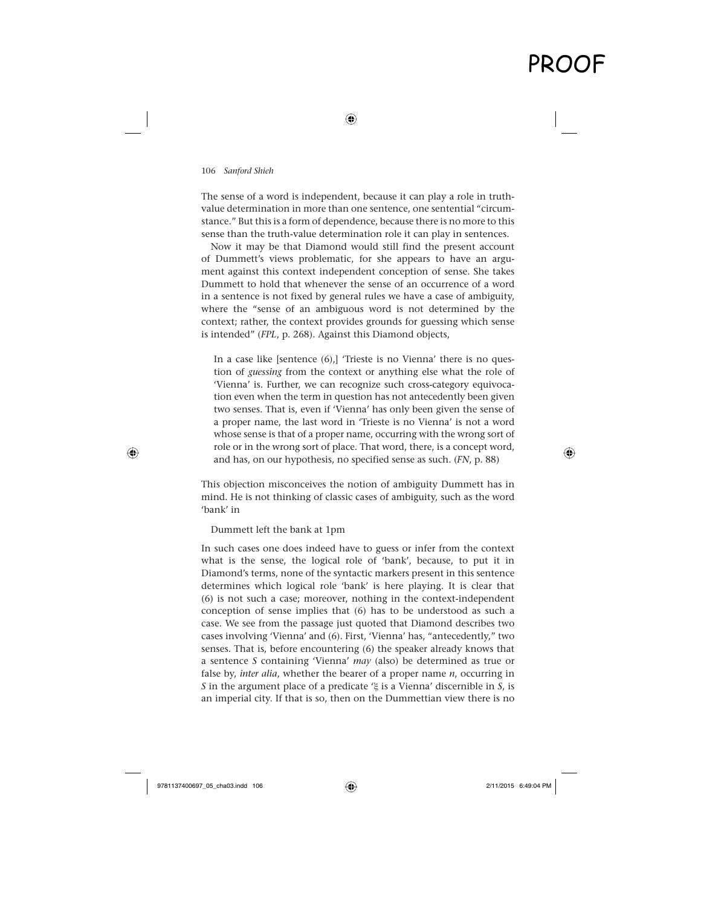The sense of a word is independent, because it can play a role in truth-value determination in more than one sentence, one sentential "circumstance." But this is a form of dependence, because there is no more to this sense than the truth-value determination role it can play in sentences.

Now it may be that Diamond would still find the present account of Dummett's views problematic, for she appears to have an argument against this context independent conception of sense. She takes Dummett to hold that whenever the sense of an occurrence of a word in a sentence is not fixed by general rules we have a case of ambiguity, where the "sense of an ambiguous word is not determined by the context; rather, the context provides grounds for guessing which sense is intended" (*FPL*, p. 268). Against this Diamond objects,

> In a case like [sentence (6),] 'Trieste is no Vienna' there is no question of *guessing* from the context or anything else what the role of 'Vienna' is. Further, we can recognize such cross-category equivocation even when the term in question has not antecedently been given two senses. That is, even if 'Vienna' has only been given the sense of a proper name, the last word in 'Trieste is no Vienna' is not a word whose sense is that of a proper name, occurring with the wrong sort of role or in the wrong sort of place. That word, there, is a concept word, and has, on our hypothesis, no specified sense as such. (*FN*, p. 88)

This objection misconceives the notion of ambiguity Dummett has in mind. He is not thinking of classic cases of ambiguity, such as the word 'bank' in

> Dummett left the bank at 1pm

In such cases one does indeed have to guess or infer from the context what is the sense, the logical role of 'bank', because, to put it in Diamond's terms, none of the syntactic markers present in this sentence determines which logical role 'bank' is here playing. It is clear that (6) is not such a case; moreover, nothing in the context-independent conception of sense implies that (6) has to be understood as such a case. We see from the passage just quoted that Diamond describes two cases involving 'Vienna' and (6). First, 'Vienna' has, "antecedently," two senses. That is, before encountering (6) the speaker already knows that a sentence *S* containing 'Vienna' *may* (also) be determined as true or false by, *inter alia*, whether the bearer of a proper name *n*, occurring in *S* in the argument place of a predicate '$\xi$ is a Vienna' discernible in *S*, is an imperial city. If that is so, then on the Dummettian view there is no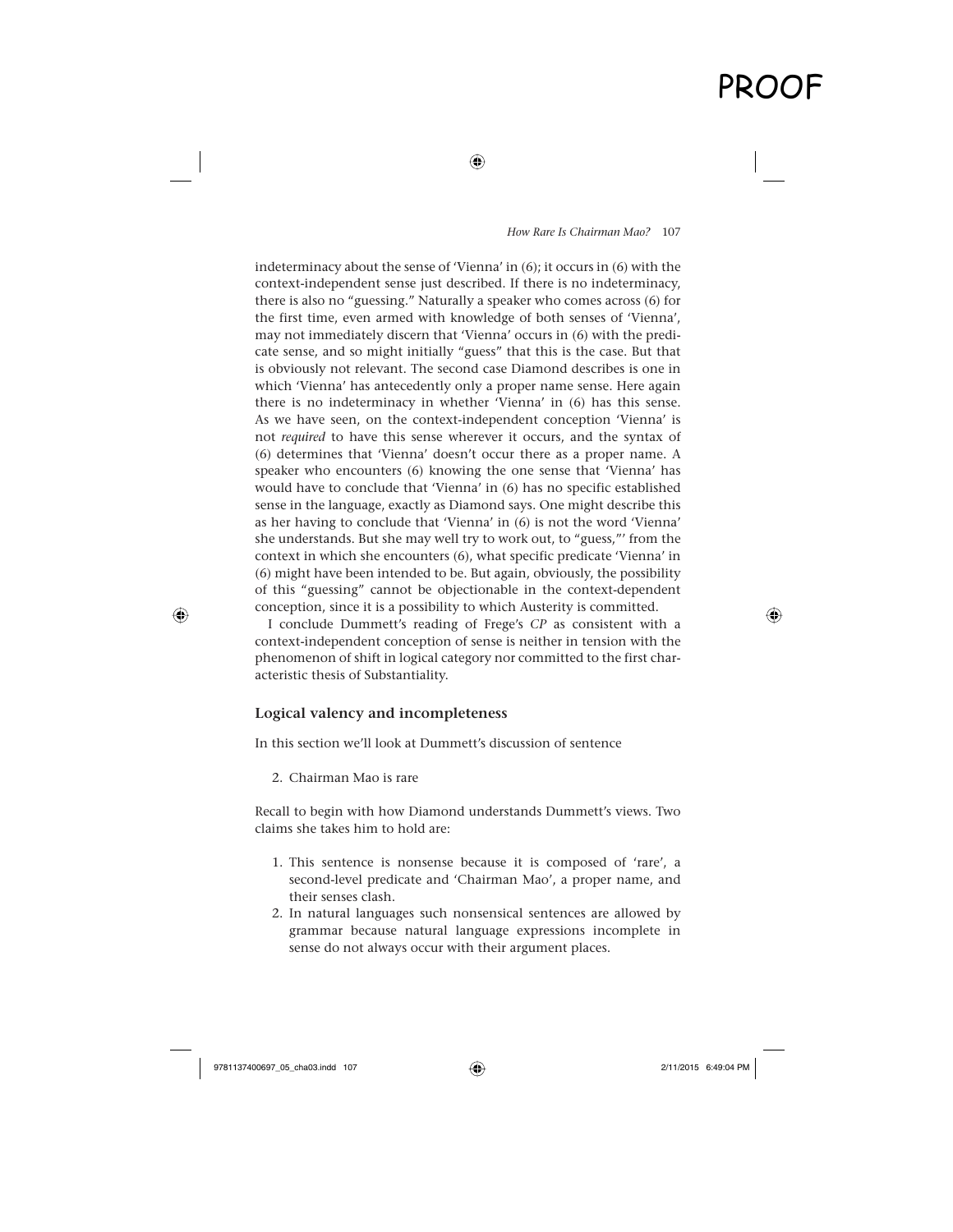indeterminacy about the sense of 'Vienna' in (6); it occurs in (6) with the context-independent sense just described. If there is no indeterminacy, there is also no "guessing." Naturally a speaker who comes across (6) for the first time, even armed with knowledge of both senses of 'Vienna', may not immediately discern that 'Vienna' occurs in (6) with the predicate sense, and so might initially "guess" that this is the case. But that is obviously not relevant. The second case Diamond describes is one in which 'Vienna' has antecedently only a proper name sense. Here again there is no indeterminacy in whether 'Vienna' in (6) has this sense. As we have seen, on the context-independent conception 'Vienna' is not *required* to have this sense wherever it occurs, and the syntax of (6) determines that 'Vienna' doesn't occur there as a proper name. A speaker who encounters (6) knowing the one sense that 'Vienna' has would have to conclude that 'Vienna' in (6) has no specific established sense in the language, exactly as Diamond says. One might describe this as her having to conclude that 'Vienna' in (6) is not the word 'Vienna' she understands. But she may well try to work out, to "guess,"' from the context in which she encounters (6), what specific predicate 'Vienna' in (6) might have been intended to be. But again, obviously, the possibility of this "guessing" cannot be objectionable in the context-dependent conception, since it is a possibility to which Austerity is committed.

I conclude Dummett's reading of Frege's *CP* as consistent with a context-independent conception of sense is neither in tension with the phenomenon of shift in logical category nor committed to the first characteristic thesis of Substantiality.

### Logical valency and incompleteness

In this section we'll look at Dummett's discussion of sentence

2. Chairman Mao is rare

Recall to begin with how Diamond understands Dummett's views. Two claims she takes him to hold are:

1. This sentence is nonsense because it is composed of 'rare', a second-level predicate and 'Chairman Mao', a proper name, and their senses clash.
2. In natural languages such nonsensical sentences are allowed by grammar because natural language expressions incomplete in sense do not always occur with their argument places.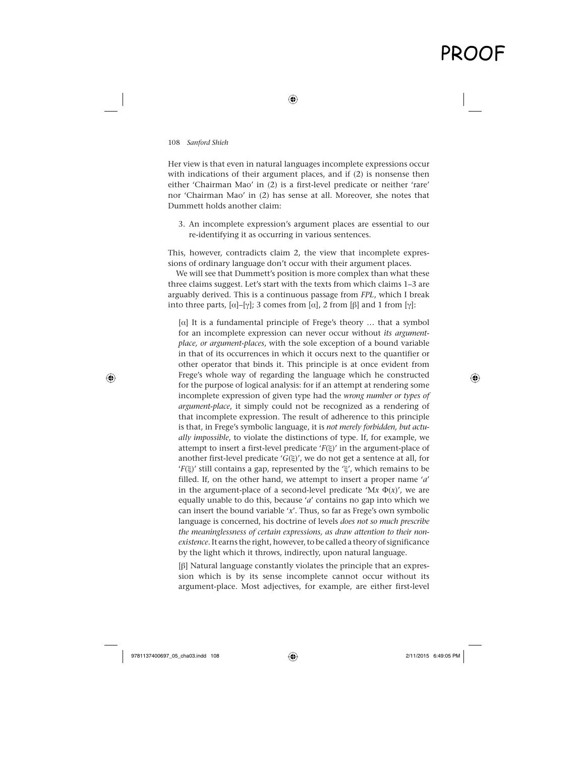Her view is that even in natural languages incomplete expressions occur with indications of their argument places, and if (2) is nonsense then either 'Chairman Mao' in (2) is a first-level predicate or neither 'rare' nor 'Chairman Mao' in (2) has sense at all. Moreover, she notes that Dummett holds another claim:

3. An incomplete expression's argument places are essential to our re-identifying it as occurring in various sentences.

This, however, contradicts claim 2, the view that incomplete expressions of ordinary language don't occur with their argument places.

We will see that Dummett's position is more complex than what these three claims suggest. Let's start with the texts from which claims 1–3 are arguably derived. This is a continuous passage from *FPL*, which I break into three parts, [α]–[γ]; 3 comes from [α], 2 from [β] and 1 from [γ]:

> [α] It is a fundamental principle of Frege's theory … that a symbol for an incomplete expression can never occur without *its argument-place, or argument-places*, with the sole exception of a bound variable in that of its occurrences in which it occurs next to the quantifier or other operator that binds it. This principle is at once evident from Frege's whole way of regarding the language which he constructed for the purpose of logical analysis: for if an attempt at rendering some incomplete expression of given type had the *wrong number or types of argument-place*, it simply could not be recognized as a rendering of that incomplete expression. The result of adherence to this principle is that, in Frege's symbolic language, it is *not merely forbidden, but actually impossible*, to violate the distinctions of type. If, for example, we attempt to insert a first-level predicate '$F(\xi)$' in the argument-place of another first-level predicate '$G(\xi)$', we do not get a sentence at all, for '$F(\xi)$' still contains a gap, represented by the '$\xi$', which remains to be filled. If, on the other hand, we attempt to insert a proper name '*a*' in the argument-place of a second-level predicate '$\text{M}x\ \Phi(x)$', we are equally unable to do this, because '*a*' contains no gap into which we can insert the bound variable '*x*'. Thus, so far as Frege's own symbolic language is concerned, his doctrine of levels *does not so much prescribe the meaninglessness of certain expressions, as draw attention to their non-existence*. It earns the right, however, to be called a theory of significance by the light which it throws, indirectly, upon natural language.
>
> [β] Natural language constantly violates the principle that an expression which is by its sense incomplete cannot occur without its argument-place. Most adjectives, for example, are either first-level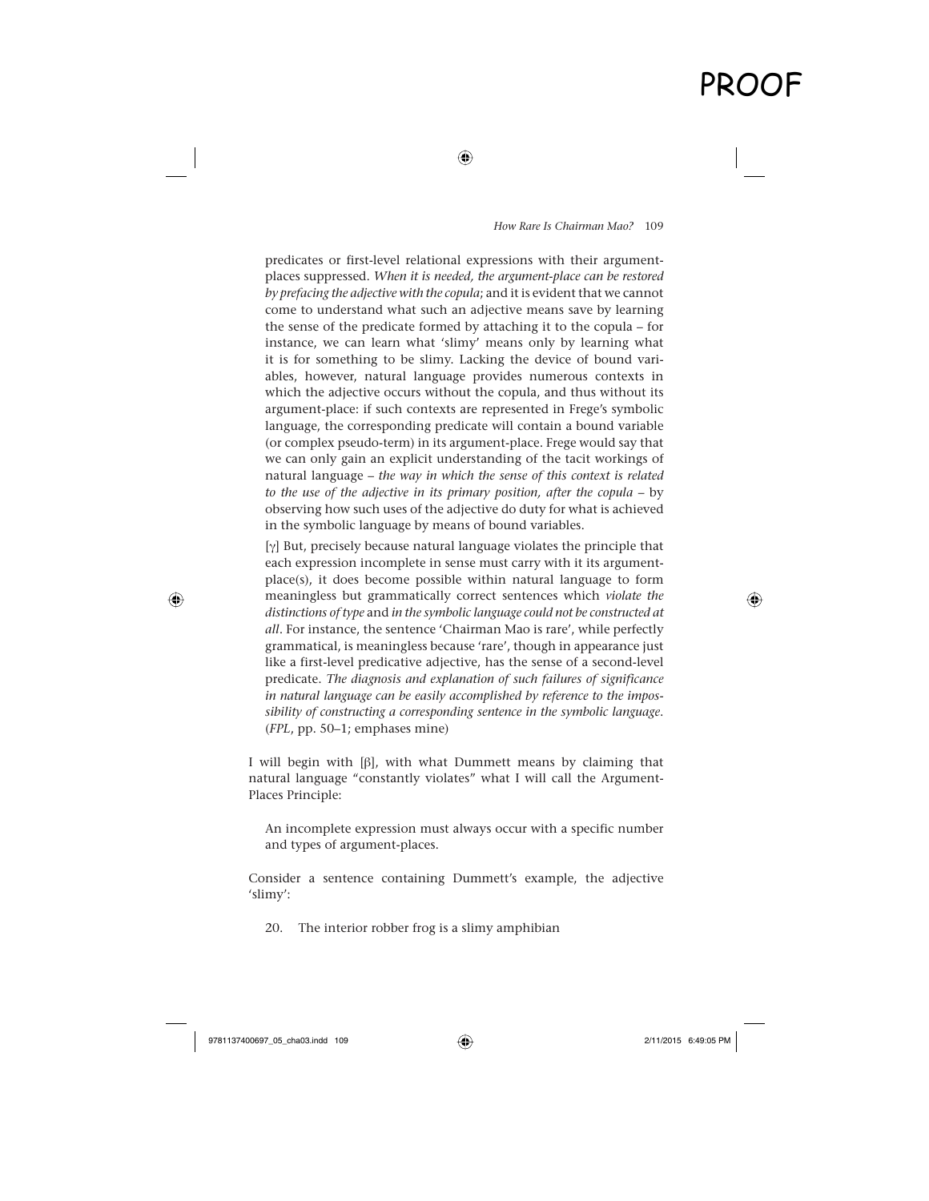predicates or first-level relational expressions with their argument-places suppressed. *When it is needed, the argument-place can be restored by prefacing the adjective with the copula*; and it is evident that we cannot come to understand what such an adjective means save by learning the sense of the predicate formed by attaching it to the copula – for instance, we can learn what 'slimy' means only by learning what it is for something to be slimy. Lacking the device of bound variables, however, natural language provides numerous contexts in which the adjective occurs without the copula, and thus without its argument-place: if such contexts are represented in Frege's symbolic language, the corresponding predicate will contain a bound variable (or complex pseudo-term) in its argument-place. Frege would say that we can only gain an explicit understanding of the tacit workings of natural language – *the way in which the sense of this context is related to the use of the adjective in its primary position, after the copula* – by observing how such uses of the adjective do duty for what is achieved in the symbolic language by means of bound variables.

[γ] But, precisely because natural language violates the principle that each expression incomplete in sense must carry with it its argument-place(s), it does become possible within natural language to form meaningless but grammatically correct sentences which *violate the distinctions of type* and *in the symbolic language could not be constructed at all*. For instance, the sentence 'Chairman Mao is rare', while perfectly grammatical, is meaningless because 'rare', though in appearance just like a first-level predicative adjective, has the sense of a second-level predicate. *The diagnosis and explanation of such failures of significance in natural language can be easily accomplished by reference to the impossibility of constructing a corresponding sentence in the symbolic language*. (*FPL*, pp. 50–1; emphases mine)

I will begin with [β], with what Dummett means by claiming that natural language "constantly violates" what I will call the Argument-Places Principle:

> An incomplete expression must always occur with a specific number and types of argument-places.

Consider a sentence containing Dummett's example, the adjective 'slimy':

20. The interior robber frog is a slimy amphibian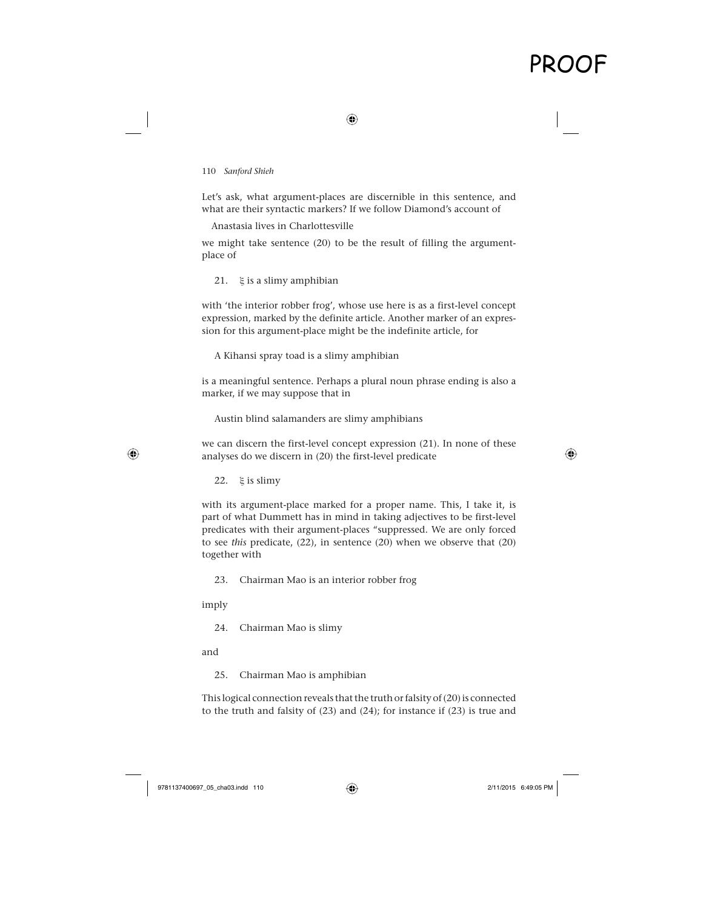Let's ask, what argument-places are discernible in this sentence, and what are their syntactic markers? If we follow Diamond's account of

Anastasia lives in Charlottesville

we might take sentence (20) to be the result of filling the argument-place of

21. $\xi$ is a slimy amphibian

with 'the interior robber frog', whose use here is as a first-level concept expression, marked by the definite article. Another marker of an expression for this argument-place might be the indefinite article, for

A Kihansi spray toad is a slimy amphibian

is a meaningful sentence. Perhaps a plural noun phrase ending is also a marker, if we may suppose that in

Austin blind salamanders are slimy amphibians

we can discern the first-level concept expression (21). In none of these analyses do we discern in (20) the first-level predicate

22. $\xi$ is slimy

with its argument-place marked for a proper name. This, I take it, is part of what Dummett has in mind in taking adjectives to be first-level predicates with their argument-places "suppressed. We are only forced to see *this* predicate, (22), in sentence (20) when we observe that (20) together with

23. Chairman Mao is an interior robber frog

imply

24. Chairman Mao is slimy

and

25. Chairman Mao is amphibian

This logical connection reveals that the truth or falsity of (20) is connected to the truth and falsity of (23) and (24); for instance if (23) is true and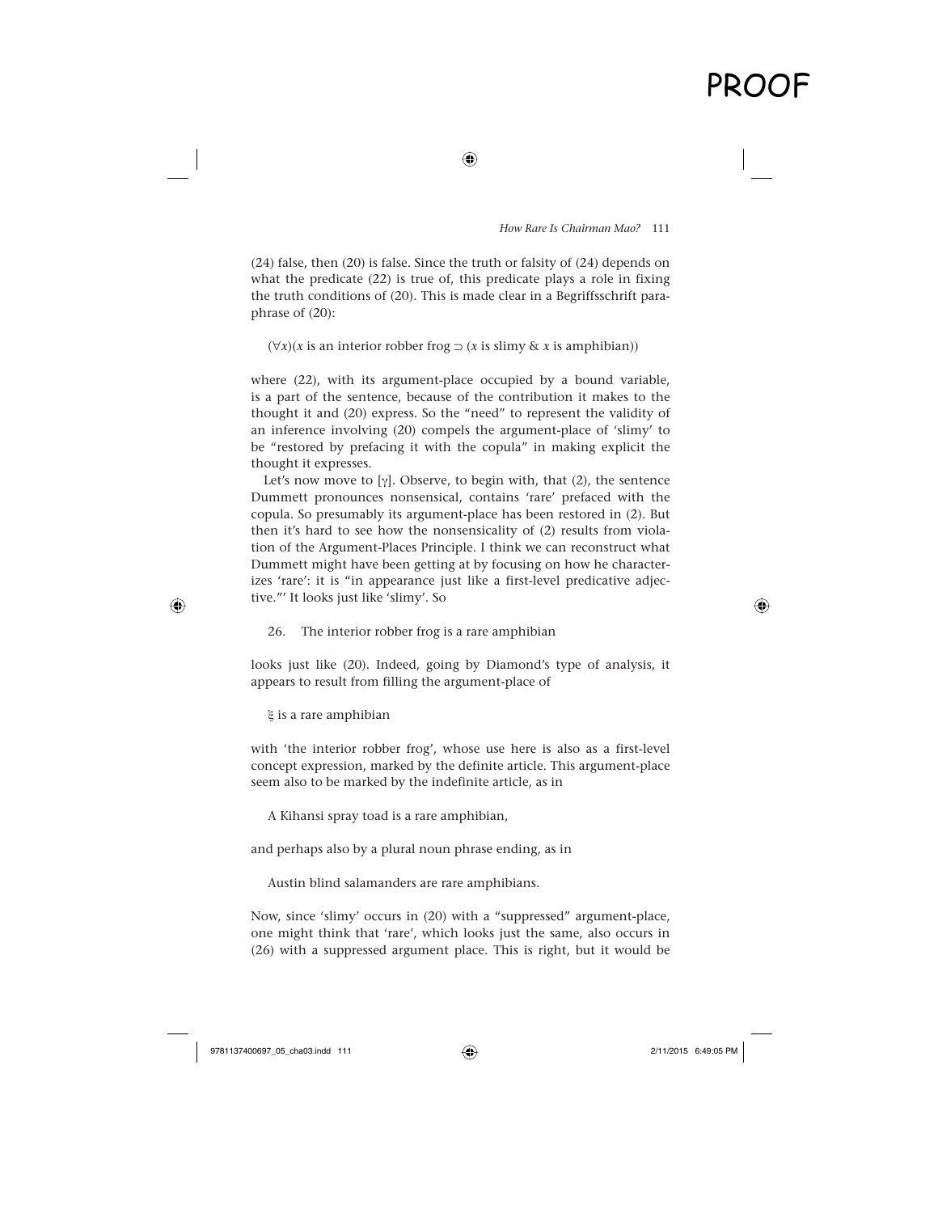(24) false, then (20) is false. Since the truth or falsity of (24) depends on what the predicate (22) is true of, this predicate plays a role in fixing the truth conditions of (20). This is made clear in a Begriffsschrift paraphrase of (20):

$(\forall x)(x \text{ is an interior robber frog} \supset (x \text{ is slimy} \;\&\; x \text{ is amphibian}))$

where (22), with its argument-place occupied by a bound variable, is a part of the sentence, because of the contribution it makes to the thought it and (20) express. So the "need" to represent the validity of an inference involving (20) compels the argument-place of 'slimy' to be "restored by prefacing it with the copula" in making explicit the thought it expresses.

Let's now move to [γ]. Observe, to begin with, that (2), the sentence Dummett pronounces nonsensical, contains 'rare' prefaced with the copula. So presumably its argument-place has been restored in (2). But then it's hard to see how the nonsensicality of (2) results from violation of the Argument-Places Principle. I think we can reconstruct what Dummett might have been getting at by focusing on how he characterizes 'rare': it is "in appearance just like a first-level predicative adjective."' It looks just like 'slimy'. So

26. The interior robber frog is a rare amphibian

looks just like (20). Indeed, going by Diamond's type of analysis, it appears to result from filling the argument-place of

$\xi$ is a rare amphibian

with 'the interior robber frog', whose use here is also as a first-level concept expression, marked by the definite article. This argument-place seem also to be marked by the indefinite article, as in

A Kihansi spray toad is a rare amphibian,

and perhaps also by a plural noun phrase ending, as in

Austin blind salamanders are rare amphibians.

Now, since 'slimy' occurs in (20) with a "suppressed" argument-place, one might think that 'rare', which looks just the same, also occurs in (26) with a suppressed argument place. This is right, but it would be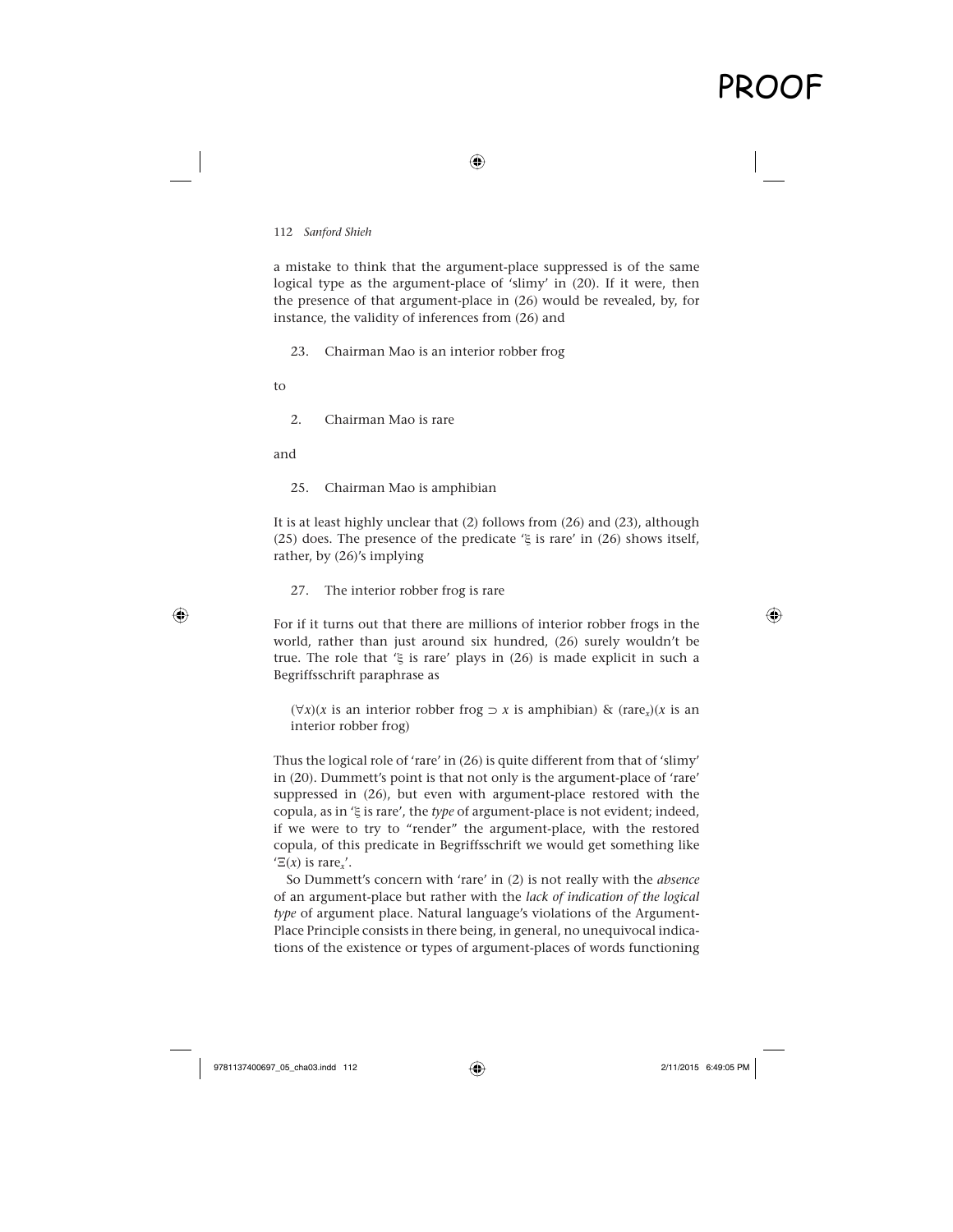a mistake to think that the argument-place suppressed is of the same logical type as the argument-place of 'slimy' in (20). If it were, then the presence of that argument-place in (26) would be revealed, by, for instance, the validity of inferences from (26) and

23. Chairman Mao is an interior robber frog

to

2. Chairman Mao is rare

and

25. Chairman Mao is amphibian

It is at least highly unclear that (2) follows from (26) and (23), although (25) does. The presence of the predicate '$\xi$ is rare' in (26) shows itself, rather, by (26)'s implying

27. The interior robber frog is rare

For if it turns out that there are millions of interior robber frogs in the world, rather than just around six hundred, (26) surely wouldn't be true. The role that '$\xi$ is rare' plays in (26) is made explicit in such a Begriffsschrift paraphrase as

> $(\forall x)(x$ is an interior robber frog $\supset x$ is amphibian$)$ & $(\text{rare}_x)(x$ is an interior robber frog$)$

Thus the logical role of 'rare' in (26) is quite different from that of 'slimy' in (20). Dummett's point is that not only is the argument-place of 'rare' suppressed in (26), but even with argument-place restored with the copula, as in '$\xi$ is rare', the *type* of argument-place is not evident; indeed, if we were to try to "render" the argument-place, with the restored copula, of this predicate in Begriffsschrift we would get something like '$\Xi(x)$ is $\text{rare}_x$'.

So Dummett's concern with 'rare' in (2) is not really with the *absence* of an argument-place but rather with the *lack of indication of the logical type* of argument place. Natural language's violations of the Argument-Place Principle consists in there being, in general, no unequivocal indications of the existence or types of argument-places of words functioning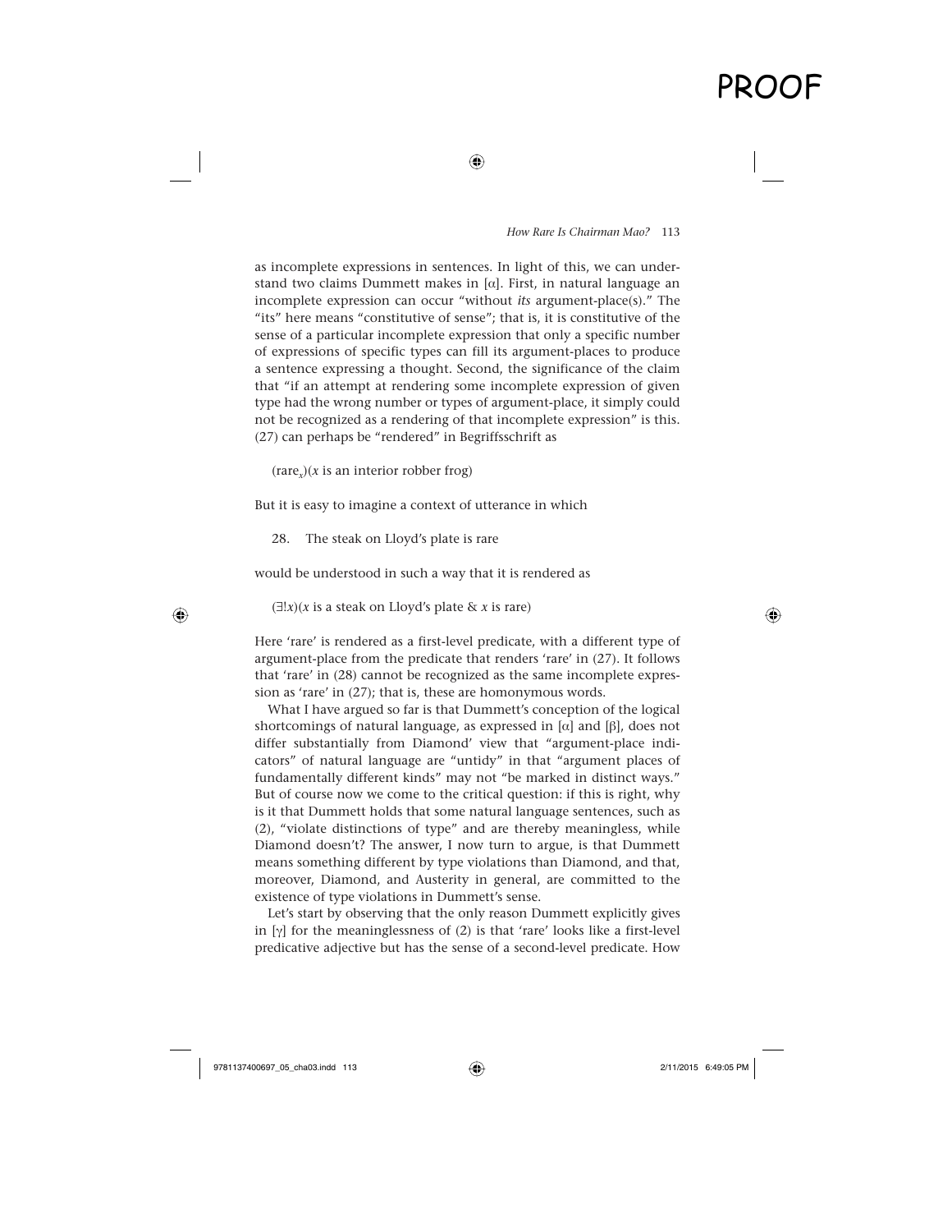as incomplete expressions in sentences. In light of this, we can understand two claims Dummett makes in [α]. First, in natural language an incomplete expression can occur "without *its* argument-place(s)." The "its" here means "constitutive of sense"; that is, it is constitutive of the sense of a particular incomplete expression that only a specific number of expressions of specific types can fill its argument-places to produce a sentence expressing a thought. Second, the significance of the claim that "if an attempt at rendering some incomplete expression of given type had the wrong number or types of argument-place, it simply could not be recognized as a rendering of that incomplete expression" is this. (27) can perhaps be "rendered" in Begriffsschrift as

$(\text{rare}_x)$(*x* is an interior robber frog)

But it is easy to imagine a context of utterance in which

28. The steak on Lloyd's plate is rare

would be understood in such a way that it is rendered as

$(\exists!x)$(*x* is a steak on Lloyd's plate & *x* is rare)

Here 'rare' is rendered as a first-level predicate, with a different type of argument-place from the predicate that renders 'rare' in (27). It follows that 'rare' in (28) cannot be recognized as the same incomplete expression as 'rare' in (27); that is, these are homonymous words.

What I have argued so far is that Dummett's conception of the logical shortcomings of natural language, as expressed in [α] and [β], does not differ substantially from Diamond' view that "argument-place indicators" of natural language are "untidy" in that "argument places of fundamentally different kinds" may not "be marked in distinct ways." But of course now we come to the critical question: if this is right, why is it that Dummett holds that some natural language sentences, such as (2), "violate distinctions of type" and are thereby meaningless, while Diamond doesn't? The answer, I now turn to argue, is that Dummett means something different by type violations than Diamond, and that, moreover, Diamond, and Austerity in general, are committed to the existence of type violations in Dummett's sense.

Let's start by observing that the only reason Dummett explicitly gives in [γ] for the meaninglessness of (2) is that 'rare' looks like a first-level predicative adjective but has the sense of a second-level predicate. How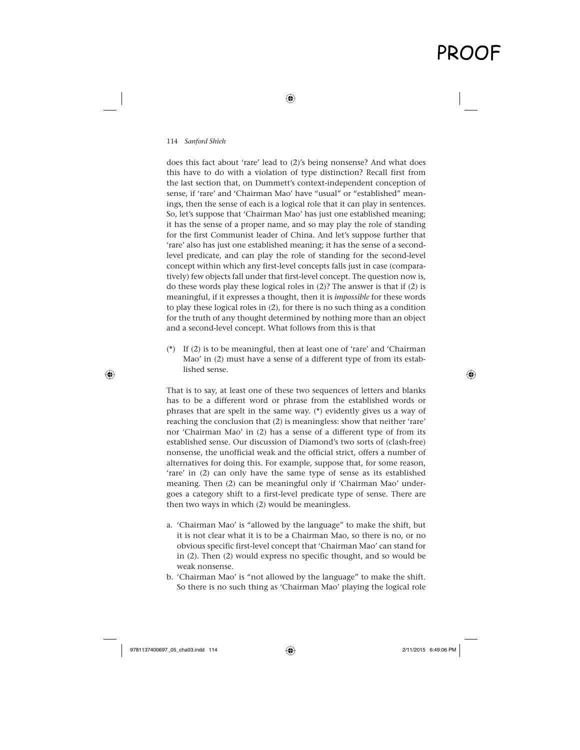does this fact about 'rare' lead to (2)'s being nonsense? And what does this have to do with a violation of type distinction? Recall first from the last section that, on Dummett's context-independent conception of sense, if 'rare' and 'Chairman Mao' have "usual" or "established" meanings, then the sense of each is a logical role that it can play in sentences. So, let's suppose that 'Chairman Mao' has just one established meaning; it has the sense of a proper name, and so may play the role of standing for the first Communist leader of China. And let's suppose further that 'rare' also has just one established meaning; it has the sense of a second-level predicate, and can play the role of standing for the second-level concept within which any first-level concepts falls just in case (comparatively) few objects fall under that first-level concept. The question now is, do these words play these logical roles in (2)? The answer is that if (2) is meaningful, if it expresses a thought, then it is *impossible* for these words to play these logical roles in (2), for there is no such thing as a condition for the truth of any thought determined by nothing more than an object and a second-level concept. What follows from this is that

(*) If (2) is to be meaningful, then at least one of 'rare' and 'Chairman Mao' in (2) must have a sense of a different type of from its established sense.

That is to say, at least one of these two sequences of letters and blanks has to be a different word or phrase from the established words or phrases that are spelt in the same way. (*) evidently gives us a way of reaching the conclusion that (2) is meaningless: show that neither 'rare' nor 'Chairman Mao' in (2) has a sense of a different type of from its established sense. Our discussion of Diamond's two sorts of (clash-free) nonsense, the unofficial weak and the official strict, offers a number of alternatives for doing this. For example, suppose that, for some reason, 'rare' in (2) can only have the same type of sense as its established meaning. Then (2) can be meaningful only if 'Chairman Mao' undergoes a category shift to a first-level predicate type of sense. There are then two ways in which (2) would be meaningless.

a. 'Chairman Mao' is "allowed by the language" to make the shift, but it is not clear what it is to be a Chairman Mao, so there is no, or no obvious specific first-level concept that 'Chairman Mao' can stand for in (2). Then (2) would express no specific thought, and so would be weak nonsense.
b. 'Chairman Mao' is "not allowed by the language" to make the shift. So there is no such thing as 'Chairman Mao' playing the logical role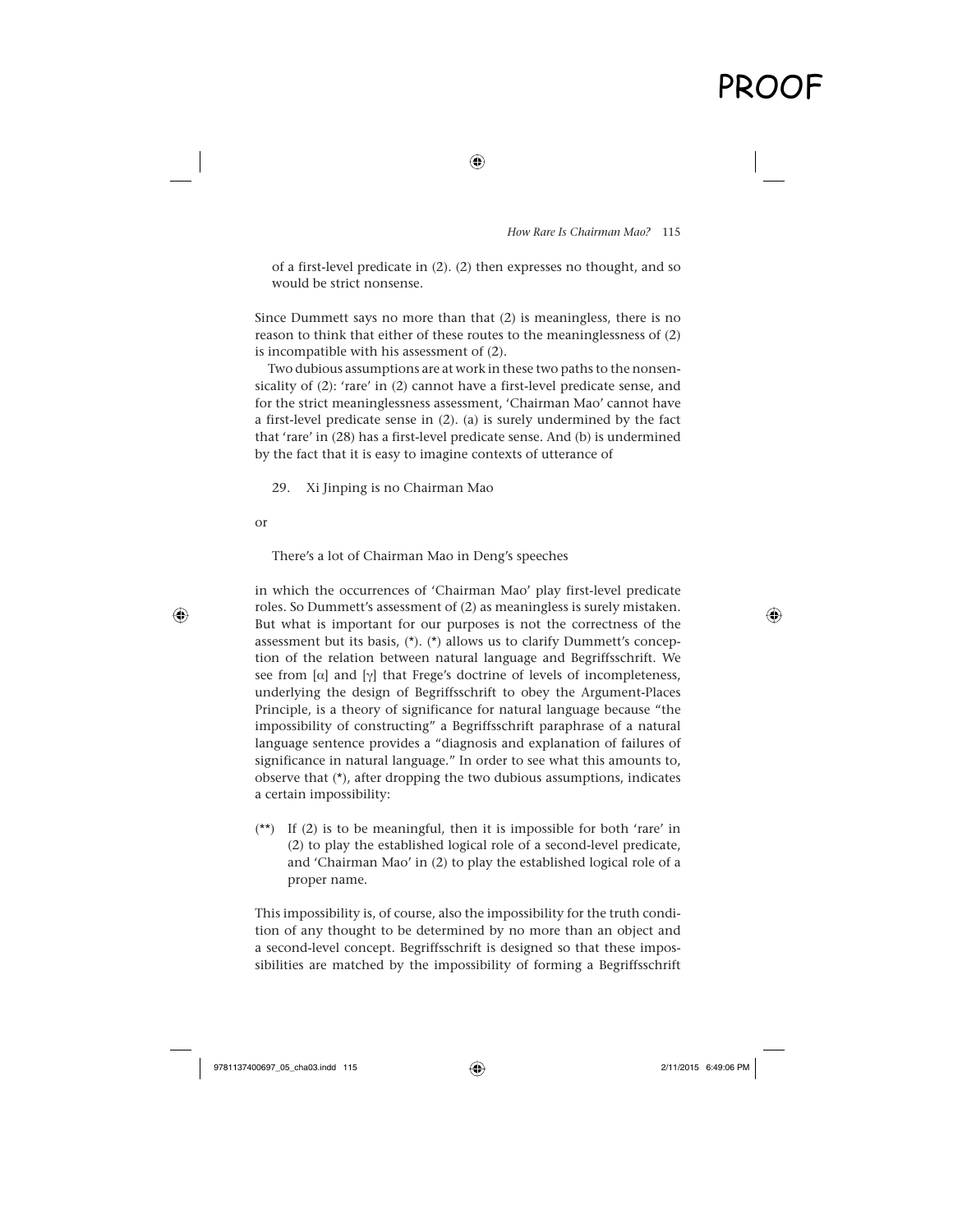of a first-level predicate in (2). (2) then expresses no thought, and so would be strict nonsense.

Since Dummett says no more than that (2) is meaningless, there is no reason to think that either of these routes to the meaninglessness of (2) is incompatible with his assessment of (2).

Two dubious assumptions are at work in these two paths to the nonsensicality of (2): 'rare' in (2) cannot have a first-level predicate sense, and for the strict meaninglessness assessment, 'Chairman Mao' cannot have a first-level predicate sense in (2). (a) is surely undermined by the fact that 'rare' in (28) has a first-level predicate sense. And (b) is undermined by the fact that it is easy to imagine contexts of utterance of

29. Xi Jinping is no Chairman Mao

or

There's a lot of Chairman Mao in Deng's speeches

in which the occurrences of 'Chairman Mao' play first-level predicate roles. So Dummett's assessment of (2) as meaningless is surely mistaken. But what is important for our purposes is not the correctness of the assessment but its basis, (*). (*) allows us to clarify Dummett's conception of the relation between natural language and Begriffsschrift. We see from [$\alpha$] and [$\gamma$] that Frege's doctrine of levels of incompleteness, underlying the design of Begriffsschrift to obey the Argument-Places Principle, is a theory of significance for natural language because "the impossibility of constructing" a Begriffsschrift paraphrase of a natural language sentence provides a "diagnosis and explanation of failures of significance in natural language." In order to see what this amounts to, observe that (*), after dropping the two dubious assumptions, indicates a certain impossibility:

(**) If (2) is to be meaningful, then it is impossible for both 'rare' in (2) to play the established logical role of a second-level predicate, and 'Chairman Mao' in (2) to play the established logical role of a proper name.

This impossibility is, of course, also the impossibility for the truth condition of any thought to be determined by no more than an object and a second-level concept. Begriffsschrift is designed so that these impossibilities are matched by the impossibility of forming a Begriffsschrift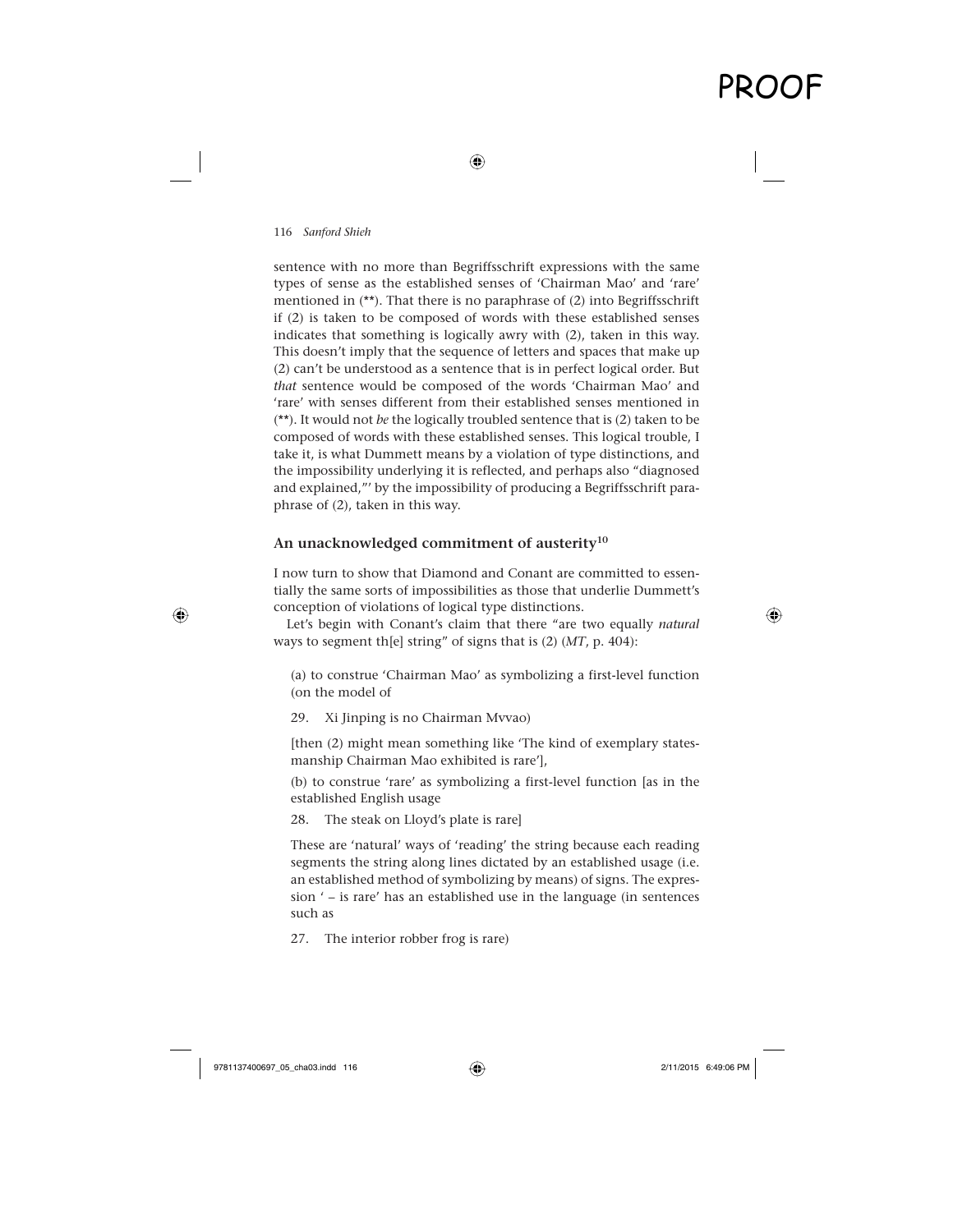sentence with no more than Begriffsschrift expressions with the same types of sense as the established senses of 'Chairman Mao' and 'rare' mentioned in (**). That there is no paraphrase of (2) into Begriffsschrift if (2) is taken to be composed of words with these established senses indicates that something is logically awry with (2), taken in this way. This doesn't imply that the sequence of letters and spaces that make up (2) can't be understood as a sentence that is in perfect logical order. But *that* sentence would be composed of the words 'Chairman Mao' and 'rare' with senses different from their established senses mentioned in (**). It would not *be* the logically troubled sentence that is (2) taken to be composed of words with these established senses. This logical trouble, I take it, is what Dummett means by a violation of type distinctions, and the impossibility underlying it is reflected, and perhaps also "diagnosed and explained,"' by the impossibility of producing a Begriffsschrift paraphrase of (2), taken in this way.

### An unacknowledged commitment of austerity[10]

I now turn to show that Diamond and Conant are committed to essentially the same sorts of impossibilities as those that underlie Dummett's conception of violations of logical type distinctions.

Let's begin with Conant's claim that there "are two equally *natural* ways to segment th[e] string" of signs that is (2) (*MT*, p. 404):

> (a) to construe 'Chairman Mao' as symbolizing a first-level function (on the model of
>
> 29. Xi Jinping is no Chairman Mvvao)
>
> [then (2) might mean something like 'The kind of exemplary statesmanship Chairman Mao exhibited is rare'],
>
> (b) to construe 'rare' as symbolizing a first-level function [as in the established English usage
>
> 28. The steak on Lloyd's plate is rare]
>
> These are 'natural' ways of 'reading' the string because each reading segments the string along lines dictated by an established usage (i.e. an established method of symbolizing by means) of signs. The expression ' – is rare' has an established use in the language (in sentences such as
>
> 27. The interior robber frog is rare)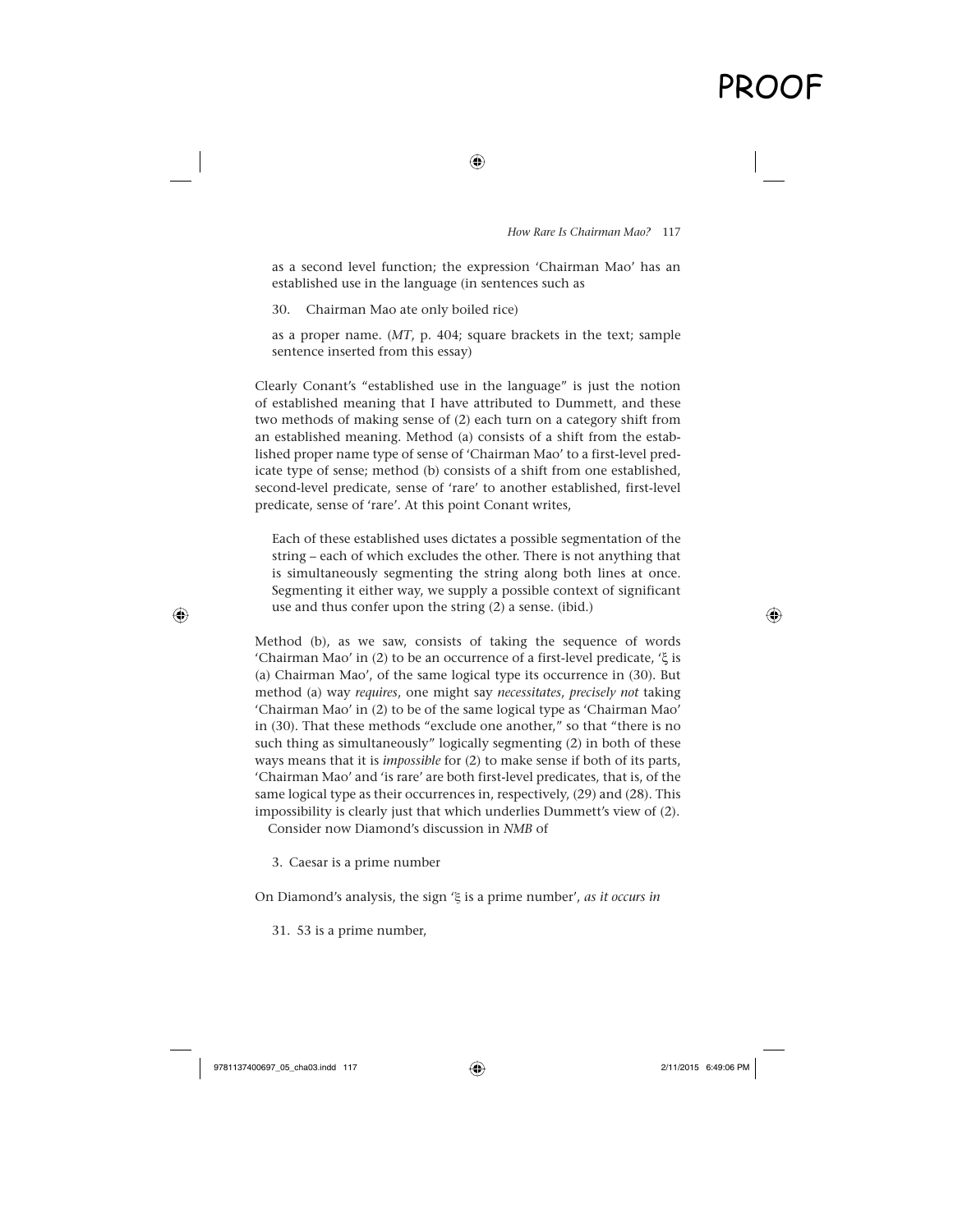as a second level function; the expression 'Chairman Mao' has an established use in the language (in sentences such as

30. Chairman Mao ate only boiled rice)

as a proper name. (*MT*, p. 404; square brackets in the text; sample sentence inserted from this essay)

Clearly Conant's "established use in the language" is just the notion of established meaning that I have attributed to Dummett, and these two methods of making sense of (2) each turn on a category shift from an established meaning. Method (a) consists of a shift from the established proper name type of sense of 'Chairman Mao' to a first-level predicate type of sense; method (b) consists of a shift from one established, second-level predicate, sense of 'rare' to another established, first-level predicate, sense of 'rare'. At this point Conant writes,

> Each of these established uses dictates a possible segmentation of the string – each of which excludes the other. There is not anything that is simultaneously segmenting the string along both lines at once. Segmenting it either way, we supply a possible context of significant use and thus confer upon the string (2) a sense. (ibid.)

Method (b), as we saw, consists of taking the sequence of words 'Chairman Mao' in (2) to be an occurrence of a first-level predicate, 'ξ is (a) Chairman Mao', of the same logical type its occurrence in (30). But method (a) way *requires*, one might say *necessitates*, *precisely not* taking 'Chairman Mao' in (2) to be of the same logical type as 'Chairman Mao' in (30). That these methods "exclude one another," so that "there is no such thing as simultaneously" logically segmenting (2) in both of these ways means that it is *impossible* for (2) to make sense if both of its parts, 'Chairman Mao' and 'is rare' are both first-level predicates, that is, of the same logical type as their occurrences in, respectively, (29) and (28). This impossibility is clearly just that which underlies Dummett's view of (2).

Consider now Diamond's discussion in *NMB* of

3. Caesar is a prime number

On Diamond's analysis, the sign 'ξ is a prime number', *as it occurs in*

31. 53 is a prime number,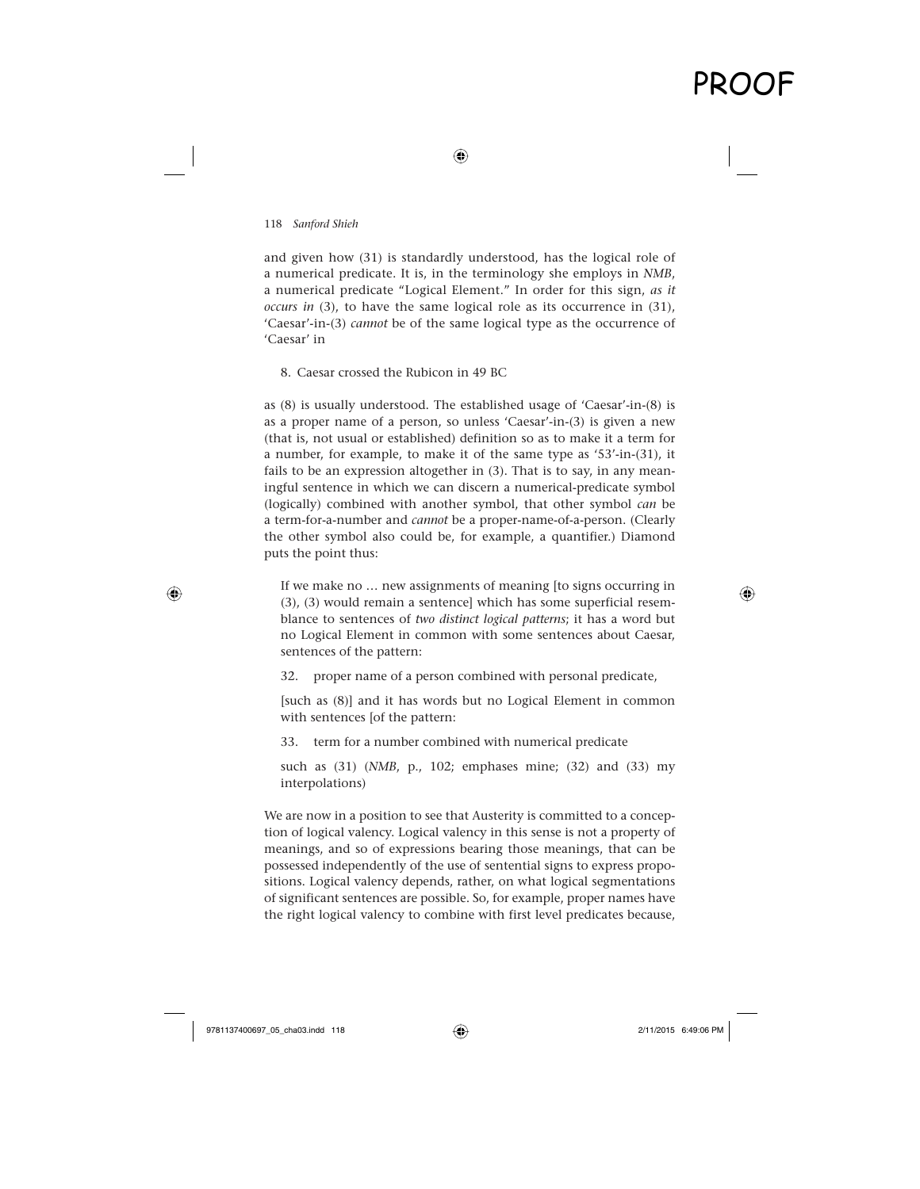and given how (31) is standardly understood, has the logical role of a numerical predicate. It is, in the terminology she employs in *NMB*, a numerical predicate "Logical Element." In order for this sign, *as it occurs in* (3), to have the same logical role as its occurrence in (31), 'Caesar'-in-(3) *cannot* be of the same logical type as the occurrence of 'Caesar' in

8. Caesar crossed the Rubicon in 49 BC

as (8) is usually understood. The established usage of 'Caesar'-in-(8) is as a proper name of a person, so unless 'Caesar'-in-(3) is given a new (that is, not usual or established) definition so as to make it a term for a number, for example, to make it of the same type as '53'-in-(31), it fails to be an expression altogether in (3). That is to say, in any meaningful sentence in which we can discern a numerical-predicate symbol (logically) combined with another symbol, that other symbol *can* be a term-for-a-number and *cannot* be a proper-name-of-a-person. (Clearly the other symbol also could be, for example, a quantifier.) Diamond puts the point thus:

> If we make no … new assignments of meaning [to signs occurring in (3), (3) would remain a sentence] which has some superficial resemblance to sentences of *two distinct logical patterns*; it has a word but no Logical Element in common with some sentences about Caesar, sentences of the pattern:
>
> 32. proper name of a person combined with personal predicate,
>
> [such as (8)] and it has words but no Logical Element in common with sentences [of the pattern:
>
> 33. term for a number combined with numerical predicate
>
> such as (31) (*NMB*, p., 102; emphases mine; (32) and (33) my interpolations)

We are now in a position to see that Austerity is committed to a conception of logical valency. Logical valency in this sense is not a property of meanings, and so of expressions bearing those meanings, that can be possessed independently of the use of sentential signs to express propositions. Logical valency depends, rather, on what logical segmentations of significant sentences are possible. So, for example, proper names have the right logical valency to combine with first level predicates because,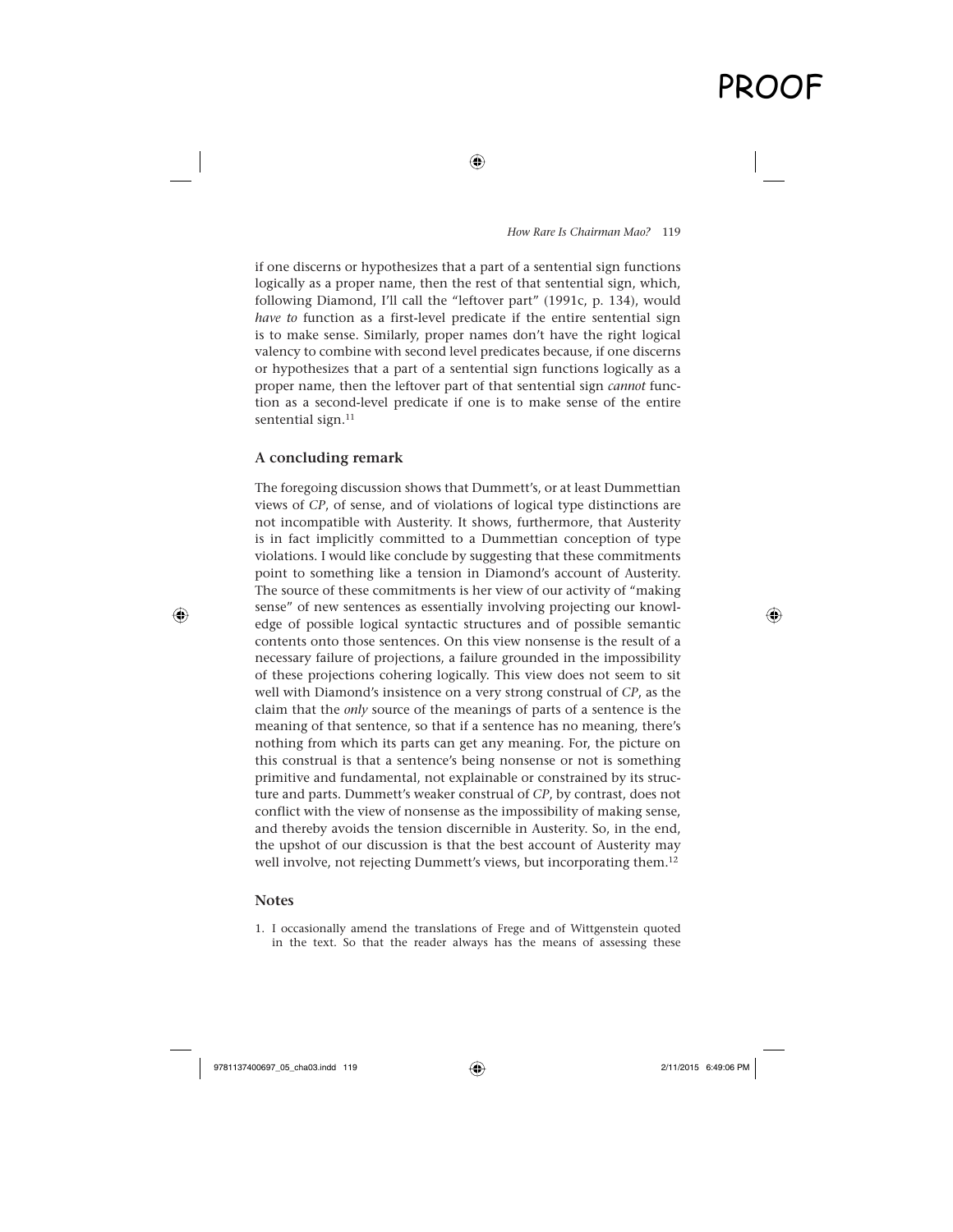if one discerns or hypothesizes that a part of a sentential sign functions logically as a proper name, then the rest of that sentential sign, which, following Diamond, I'll call the "leftover part" (1991c, p. 134), would *have to* function as a first-level predicate if the entire sentential sign is to make sense. Similarly, proper names don't have the right logical valency to combine with second level predicates because, if one discerns or hypothesizes that a part of a sentential sign functions logically as a proper name, then the leftover part of that sentential sign *cannot* function as a second-level predicate if one is to make sense of the entire sentential sign.[11]

### A concluding remark

The foregoing discussion shows that Dummett's, or at least Dummettian views of *CP*, of sense, and of violations of logical type distinctions are not incompatible with Austerity. It shows, furthermore, that Austerity is in fact implicitly committed to a Dummettian conception of type violations. I would like conclude by suggesting that these commitments point to something like a tension in Diamond's account of Austerity. The source of these commitments is her view of our activity of "making sense" of new sentences as essentially involving projecting our knowledge of possible logical syntactic structures and of possible semantic contents onto those sentences. On this view nonsense is the result of a necessary failure of projections, a failure grounded in the impossibility of these projections cohering logically. This view does not seem to sit well with Diamond's insistence on a very strong construal of *CP*, as the claim that the *only* source of the meanings of parts of a sentence is the meaning of that sentence, so that if a sentence has no meaning, there's nothing from which its parts can get any meaning. For, the picture on this construal is that a sentence's being nonsense or not is something primitive and fundamental, not explainable or constrained by its structure and parts. Dummett's weaker construal of *CP*, by contrast, does not conflict with the view of nonsense as the impossibility of making sense, and thereby avoids the tension discernible in Austerity. So, in the end, the upshot of our discussion is that the best account of Austerity may well involve, not rejecting Dummett's views, but incorporating them.[12]

### Notes

1. I occasionally amend the translations of Frege and of Wittgenstein quoted in the text. So that the reader always has the means of assessing these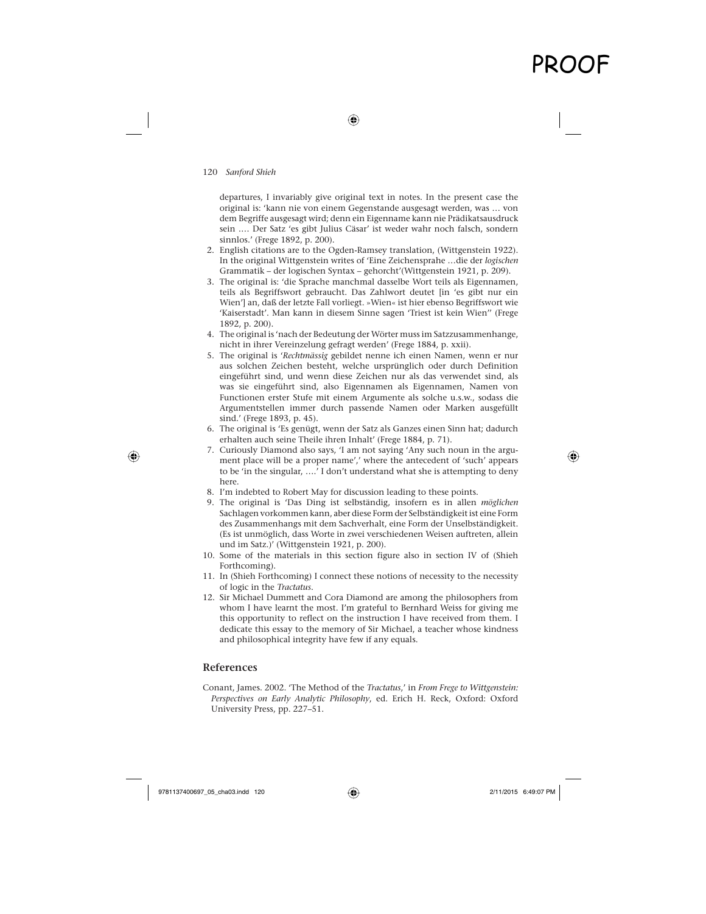departures, I invariably give original text in notes. In the present case the original is: 'kann nie von einem Gegenstande ausgesagt werden, was … von dem Begriffe ausgesagt wird; denn ein Eigenname kann nie Prädikatsausdruck sein …. Der Satz 'es gibt Julius Cäsar' ist weder wahr noch falsch, sondern sinnlos.' (Frege 1892, p. 200).

2. English citations are to the Ogden-Ramsey translation, (Wittgenstein 1922). In the original Wittgenstein writes of 'Eine Zeichensprahe …die der *logischen* Grammatik – der logischen Syntax – gehorcht'(Wittgenstein 1921, p. 209).
3. The original is: 'die Sprache manchmal dasselbe Wort teils als Eigennamen, teils als Begriffswort gebraucht. Das Zahlwort deutet [in 'es gibt nur ein Wien'] an, daß der letzte Fall vorliegt. »Wien« ist hier ebenso Begriffswort wie 'Kaiserstadt'. Man kann in diesem Sinne sagen 'Triest ist kein Wien'' (Frege 1892, p. 200).
4. The original is 'nach der Bedeutung der Wörter muss im Satzzusammenhange, nicht in ihrer Vereinzelung gefragt werden' (Frege 1884, p. xxii).
5. The original is '*Rechtmässig* gebildet nenne ich einen Namen, wenn er nur aus solchen Zeichen besteht, welche ursprünglich oder durch Definition eingeführt sind, und wenn diese Zeichen nur als das verwendet sind, als was sie eingeführt sind, also Eigennamen als Eigennamen, Namen von Functionen erster Stufe mit einem Argumente als solche u.s.w., sodass die Argumentstellen immer durch passende Namen oder Marken ausgefüllt sind.' (Frege 1893, p. 45).
6. The original is 'Es genügt, wenn der Satz als Ganzes einen Sinn hat; dadurch erhalten auch seine Theile ihren Inhalt' (Frege 1884, p. 71).
7. Curiously Diamond also says, 'I am not saying 'Any such noun in the argument place will be a proper name',' where the antecedent of 'such' appears to be 'in the singular, ….' I don't understand what she is attempting to deny here.
8. I'm indebted to Robert May for discussion leading to these points.
9. The original is 'Das Ding ist selbständig, insofern es in allen *möglichen* Sachlagen vorkommen kann, aber diese Form der Selbständigkeit ist eine Form des Zusammenhangs mit dem Sachverhalt, eine Form der Unselbständigkeit. (Es ist unmöglich, dass Worte in zwei verschiedenen Weisen auftreten, allein und im Satz.)' (Wittgenstein 1921, p. 200).
10. Some of the materials in this section figure also in section IV of (Shieh Forthcoming).
11. In (Shieh Forthcoming) I connect these notions of necessity to the necessity of logic in the *Tractatus*.
12. Sir Michael Dummett and Cora Diamond are among the philosophers from whom I have learnt the most. I'm grateful to Bernhard Weiss for giving me this opportunity to reflect on the instruction I have received from them. I dedicate this essay to the memory of Sir Michael, a teacher whose kindness and philosophical integrity have few if any equals.

## References

Conant, James. 2002. 'The Method of the *Tractatus*,' in *From Frege to Wittgenstein: Perspectives on Early Analytic Philosophy*, ed. Erich H. Reck, Oxford: Oxford University Press, pp. 227–51.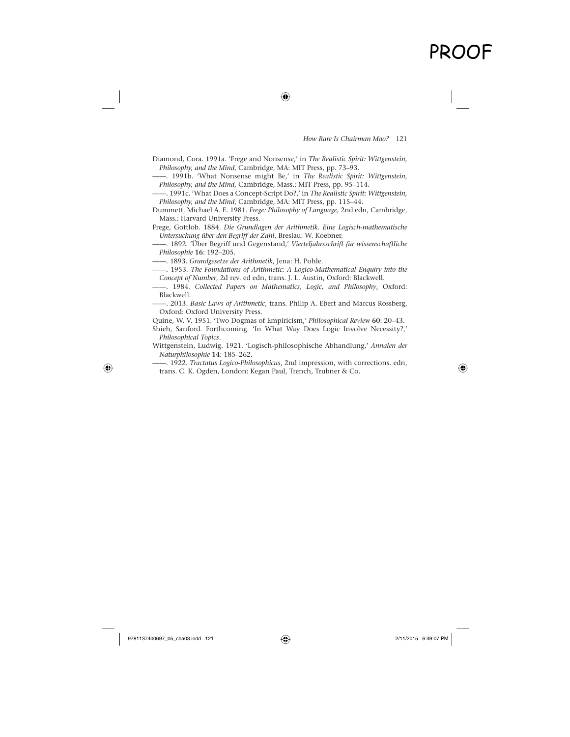Diamond, Cora. 1991a. 'Frege and Nonsense,' in *The Realistic Spirit: Wittgenstein, Philosophy, and the Mind*, Cambridge, MA: MIT Press, pp. 73–93.

——. 1991b. 'What Nonsense might Be,' in *The Realistic Spirit: Wittgenstein, Philosophy, and the Mind*, Cambridge, Mass.: MIT Press, pp. 95–114.

——. 1991c. 'What Does a Concept-Script Do?,' in *The Realistic Spirit: Wittgenstein, Philosophy, and the Mind*, Cambridge, MA: MIT Press, pp. 115–44.

Dummett, Michael A. E. 1981. *Frege: Philosophy of Language*, 2nd edn, Cambridge, Mass.: Harvard University Press.

Frege, Gottlob. 1884. *Die Grundlagen der Arithmetik. Eine Logisch-mathematische Untersuchung über den Begriff der Zahl*, Breslau: W. Koebner.

——. 1892. 'Über Begriff und Gegenstand,' *Vierteljahrsschrift für wissenschaftliche Philosophie* **16**: 192–205.

——. 1893. *Grundgesetze der Arithmetik*, Jena: H. Pohle.

——. 1953. *The Foundations of Arithmetic: A Logico-Mathematical Enquiry into the Concept of Number*, 2d rev. ed edn, trans. J. L. Austin, Oxford: Blackwell.

——. 1984. *Collected Papers on Mathematics, Logic, and Philosophy*, Oxford: Blackwell.

——. 2013. *Basic Laws of Arithmetic*, trans. Philip A. Ebert and Marcus Rossberg, Oxford: Oxford University Press.

Quine, W. V. 1951. 'Two Dogmas of Empiricism,' *Philosophical Review* **60**: 20–43.

Shieh, Sanford. Forthcoming. 'In What Way Does Logic Involve Necessity?,' *Philosophical Topics*.

Wittgenstein, Ludwig. 1921. 'Logisch-philosophische Abhandlung,' *Annalen der Naturphilosophie* **14**: 185–262.

——. 1922. *Tractatus Logico-Philosophicus*, 2nd impression, with corrections. edn, trans. C. K. Ogden, London: Kegan Paul, Trench, Trubner & Co.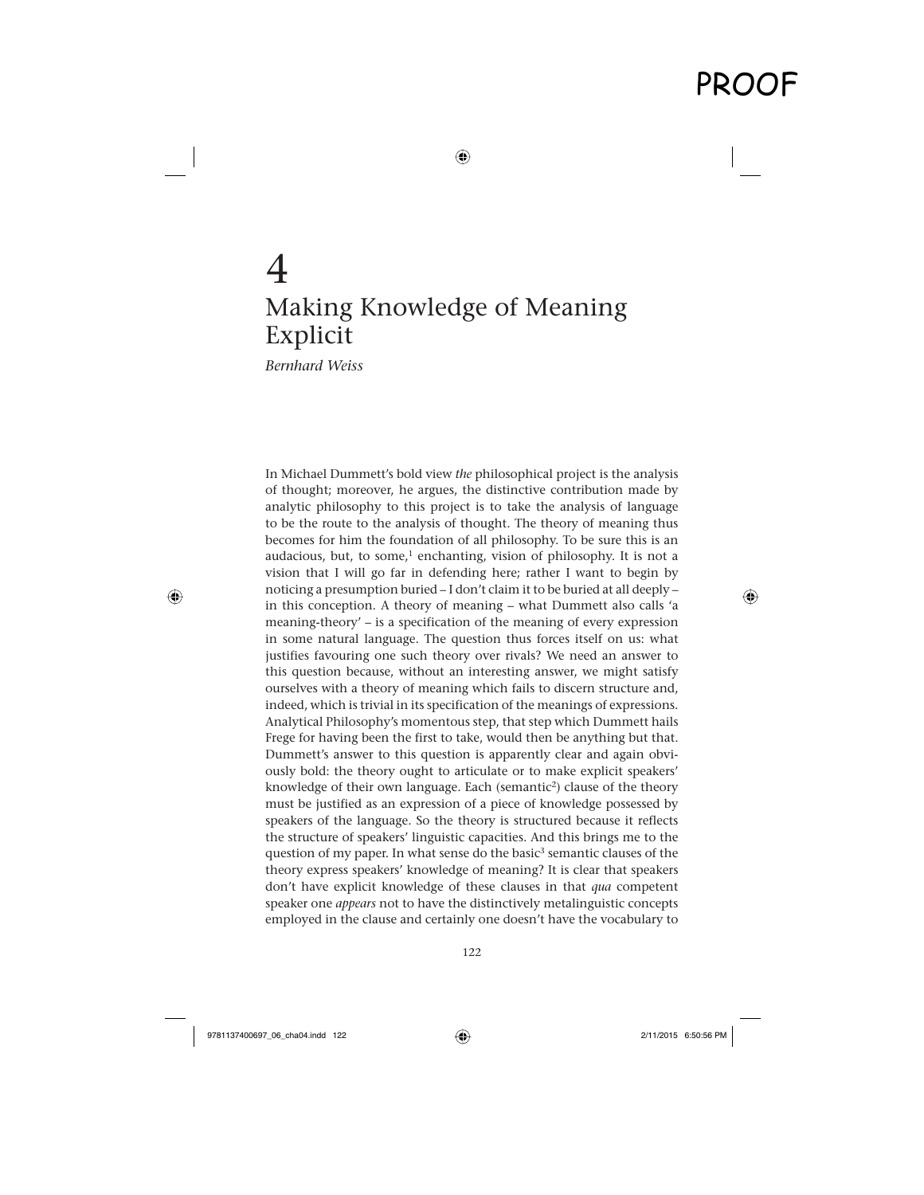# 4
# Making Knowledge of Meaning Explicit

*Bernhard Weiss*

In Michael Dummett's bold view *the* philosophical project is the analysis of thought; moreover, he argues, the distinctive contribution made by analytic philosophy to this project is to take the analysis of language to be the route to the analysis of thought. The theory of meaning thus becomes for him the foundation of all philosophy. To be sure this is an audacious, but, to some,[1] enchanting, vision of philosophy. It is not a vision that I will go far in defending here; rather I want to begin by noticing a presumption buried – I don't claim it to be buried at all deeply – in this conception. A theory of meaning – what Dummett also calls 'a meaning-theory' – is a specification of the meaning of every expression in some natural language. The question thus forces itself on us: what justifies favouring one such theory over rivals? We need an answer to this question because, without an interesting answer, we might satisfy ourselves with a theory of meaning which fails to discern structure and, indeed, which is trivial in its specification of the meanings of expressions. Analytical Philosophy's momentous step, that step which Dummett hails Frege for having been the first to take, would then be anything but that. Dummett's answer to this question is apparently clear and again obviously bold: the theory ought to articulate or to make explicit speakers' knowledge of their own language. Each (semantic[2]) clause of the theory must be justified as an expression of a piece of knowledge possessed by speakers of the language. So the theory is structured because it reflects the structure of speakers' linguistic capacities. And this brings me to the question of my paper. In what sense do the basic[3] semantic clauses of the theory express speakers' knowledge of meaning? It is clear that speakers don't have explicit knowledge of these clauses in that *qua* competent speaker one *appears* not to have the distinctively metalinguistic concepts employed in the clause and certainly one doesn't have the vocabulary to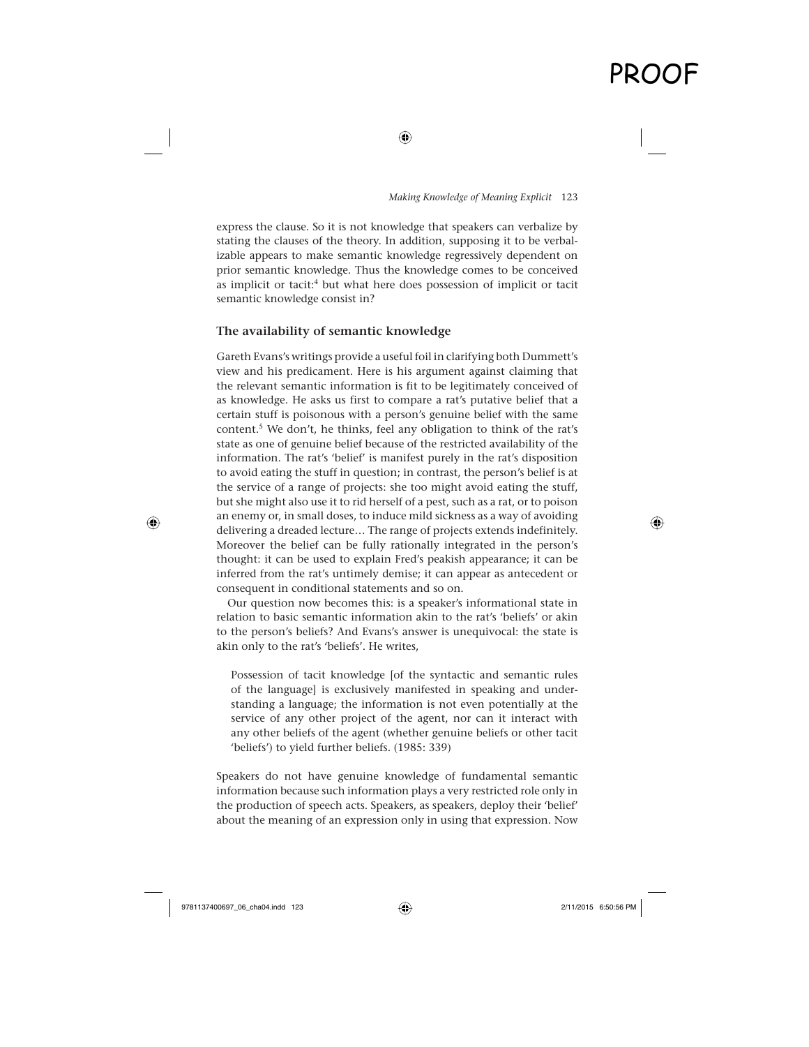express the clause. So it is not knowledge that speakers can verbalize by stating the clauses of the theory. In addition, supposing it to be verbalizable appears to make semantic knowledge regressively dependent on prior semantic knowledge. Thus the knowledge comes to be conceived as implicit or tacit:[4] but what here does possession of implicit or tacit semantic knowledge consist in?

## The availability of semantic knowledge

Gareth Evans's writings provide a useful foil in clarifying both Dummett's view and his predicament. Here is his argument against claiming that the relevant semantic information is fit to be legitimately conceived of as knowledge. He asks us first to compare a rat's putative belief that a certain stuff is poisonous with a person's genuine belief with the same content.[5] We don't, he thinks, feel any obligation to think of the rat's state as one of genuine belief because of the restricted availability of the information. The rat's 'belief' is manifest purely in the rat's disposition to avoid eating the stuff in question; in contrast, the person's belief is at the service of a range of projects: she too might avoid eating the stuff, but she might also use it to rid herself of a pest, such as a rat, or to poison an enemy or, in small doses, to induce mild sickness as a way of avoiding delivering a dreaded lecture… The range of projects extends indefinitely. Moreover the belief can be fully rationally integrated in the person's thought: it can be used to explain Fred's peakish appearance; it can be inferred from the rat's untimely demise; it can appear as antecedent or consequent in conditional statements and so on.

Our question now becomes this: is a speaker's informational state in relation to basic semantic information akin to the rat's 'beliefs' or akin to the person's beliefs? And Evans's answer is unequivocal: the state is akin only to the rat's 'beliefs'. He writes,

> Possession of tacit knowledge [of the syntactic and semantic rules of the language] is exclusively manifested in speaking and understanding a language; the information is not even potentially at the service of any other project of the agent, nor can it interact with any other beliefs of the agent (whether genuine beliefs or other tacit 'beliefs') to yield further beliefs. (1985: 339)

Speakers do not have genuine knowledge of fundamental semantic information because such information plays a very restricted role only in the production of speech acts. Speakers, as speakers, deploy their 'belief' about the meaning of an expression only in using that expression. Now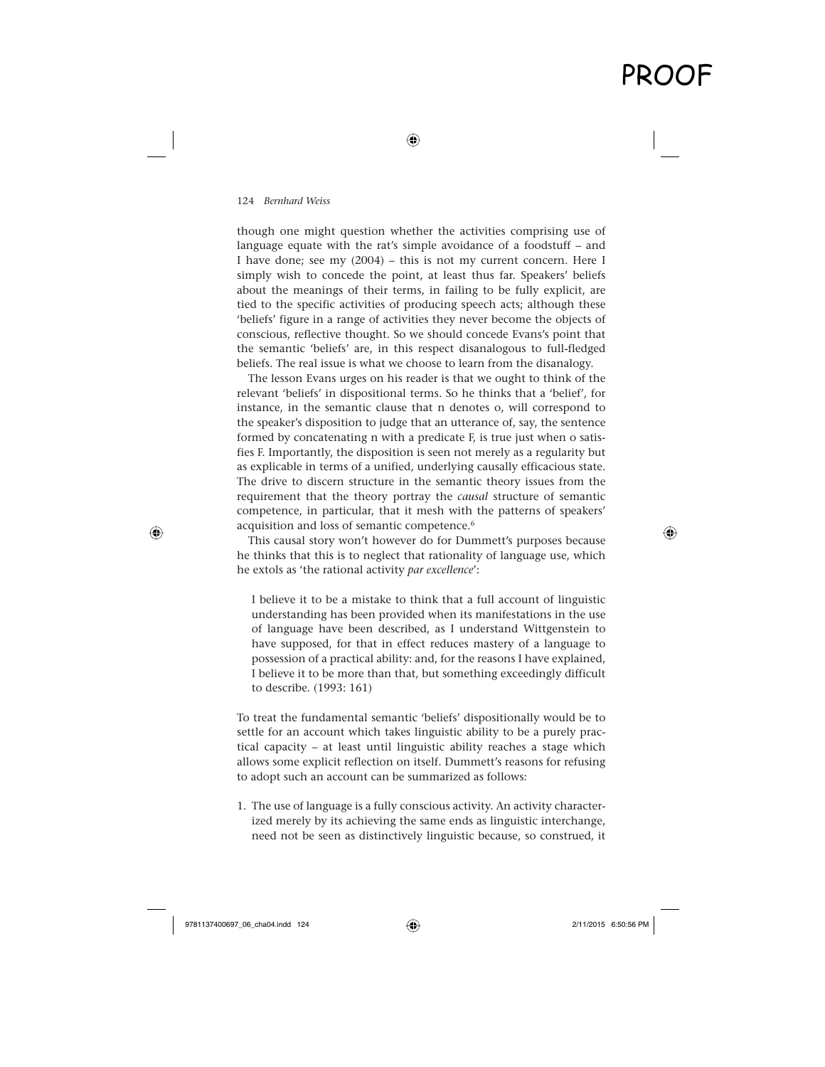though one might question whether the activities comprising use of language equate with the rat's simple avoidance of a foodstuff – and I have done; see my (2004) – this is not my current concern. Here I simply wish to concede the point, at least thus far. Speakers' beliefs about the meanings of their terms, in failing to be fully explicit, are tied to the specific activities of producing speech acts; although these 'beliefs' figure in a range of activities they never become the objects of conscious, reflective thought. So we should concede Evans's point that the semantic 'beliefs' are, in this respect disanalogous to full-fledged beliefs. The real issue is what we choose to learn from the disanalogy.

The lesson Evans urges on his reader is that we ought to think of the relevant 'beliefs' in dispositional terms. So he thinks that a 'belief', for instance, in the semantic clause that n denotes o, will correspond to the speaker's disposition to judge that an utterance of, say, the sentence formed by concatenating n with a predicate F, is true just when o satisfies F. Importantly, the disposition is seen not merely as a regularity but as explicable in terms of a unified, underlying causally efficacious state. The drive to discern structure in the semantic theory issues from the requirement that the theory portray the *causal* structure of semantic competence, in particular, that it mesh with the patterns of speakers' acquisition and loss of semantic competence.[6]

This causal story won't however do for Dummett's purposes because he thinks that this is to neglect that rationality of language use, which he extols as 'the rational activity *par excellence*':

> I believe it to be a mistake to think that a full account of linguistic understanding has been provided when its manifestations in the use of language have been described, as I understand Wittgenstein to have supposed, for that in effect reduces mastery of a language to possession of a practical ability: and, for the reasons I have explained, I believe it to be more than that, but something exceedingly difficult to describe. (1993: 161)

To treat the fundamental semantic 'beliefs' dispositionally would be to settle for an account which takes linguistic ability to be a purely practical capacity – at least until linguistic ability reaches a stage which allows some explicit reflection on itself. Dummett's reasons for refusing to adopt such an account can be summarized as follows:

1. The use of language is a fully conscious activity. An activity characterized merely by its achieving the same ends as linguistic interchange, need not be seen as distinctively linguistic because, so construed, it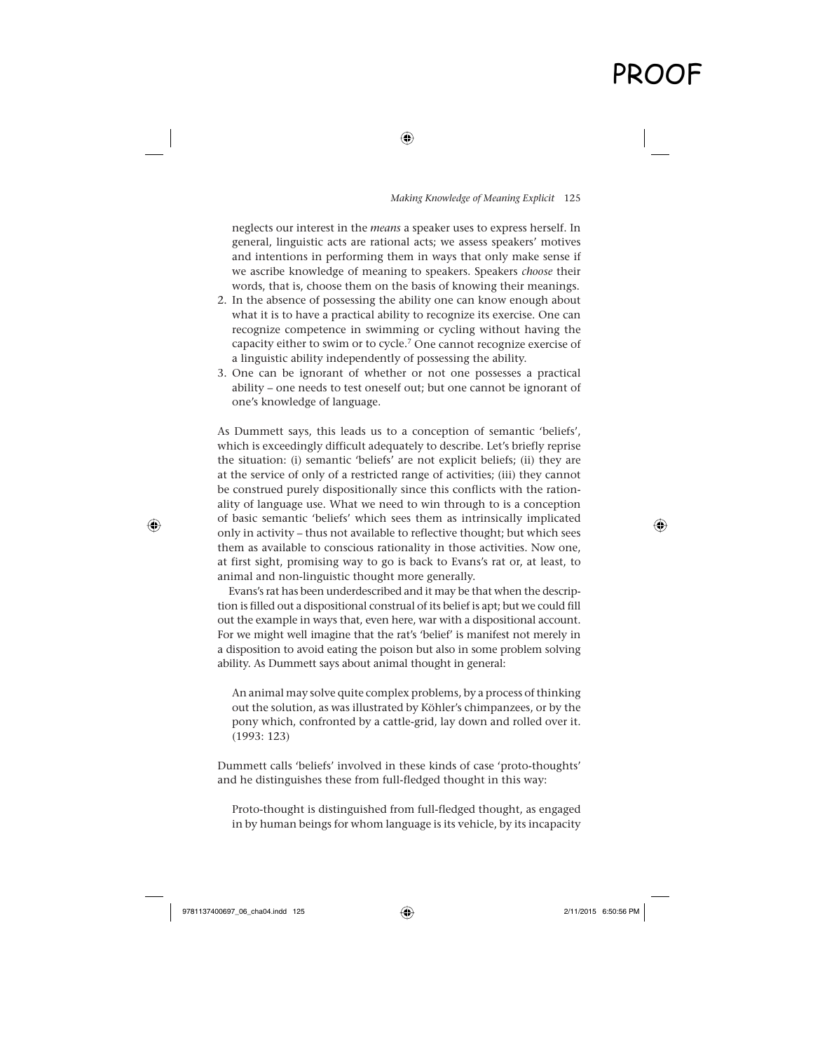neglects our interest in the *means* a speaker uses to express herself. In general, linguistic acts are rational acts; we assess speakers' motives and intentions in performing them in ways that only make sense if we ascribe knowledge of meaning to speakers. Speakers *choose* their words, that is, choose them on the basis of knowing their meanings.

2. In the absence of possessing the ability one can know enough about what it is to have a practical ability to recognize its exercise. One can recognize competence in swimming or cycling without having the capacity either to swim or to cycle.[7] One cannot recognize exercise of a linguistic ability independently of possessing the ability.
3. One can be ignorant of whether or not one possesses a practical ability – one needs to test oneself out; but one cannot be ignorant of one's knowledge of language.

As Dummett says, this leads us to a conception of semantic 'beliefs', which is exceedingly difficult adequately to describe. Let's briefly reprise the situation: (i) semantic 'beliefs' are not explicit beliefs; (ii) they are at the service of only of a restricted range of activities; (iii) they cannot be construed purely dispositionally since this conflicts with the rationality of language use. What we need to win through to is a conception of basic semantic 'beliefs' which sees them as intrinsically implicated only in activity – thus not available to reflective thought; but which sees them as available to conscious rationality in those activities. Now one, at first sight, promising way to go is back to Evans's rat or, at least, to animal and non-linguistic thought more generally.

Evans's rat has been underdescribed and it may be that when the description is filled out a dispositional construal of its belief is apt; but we could fill out the example in ways that, even here, war with a dispositional account. For we might well imagine that the rat's 'belief' is manifest not merely in a disposition to avoid eating the poison but also in some problem solving ability. As Dummett says about animal thought in general:

> An animal may solve quite complex problems, by a process of thinking out the solution, as was illustrated by Köhler's chimpanzees, or by the pony which, confronted by a cattle-grid, lay down and rolled over it. (1993: 123)

Dummett calls 'beliefs' involved in these kinds of case 'proto-thoughts' and he distinguishes these from full-fledged thought in this way:

> Proto-thought is distinguished from full-fledged thought, as engaged in by human beings for whom language is its vehicle, by its incapacity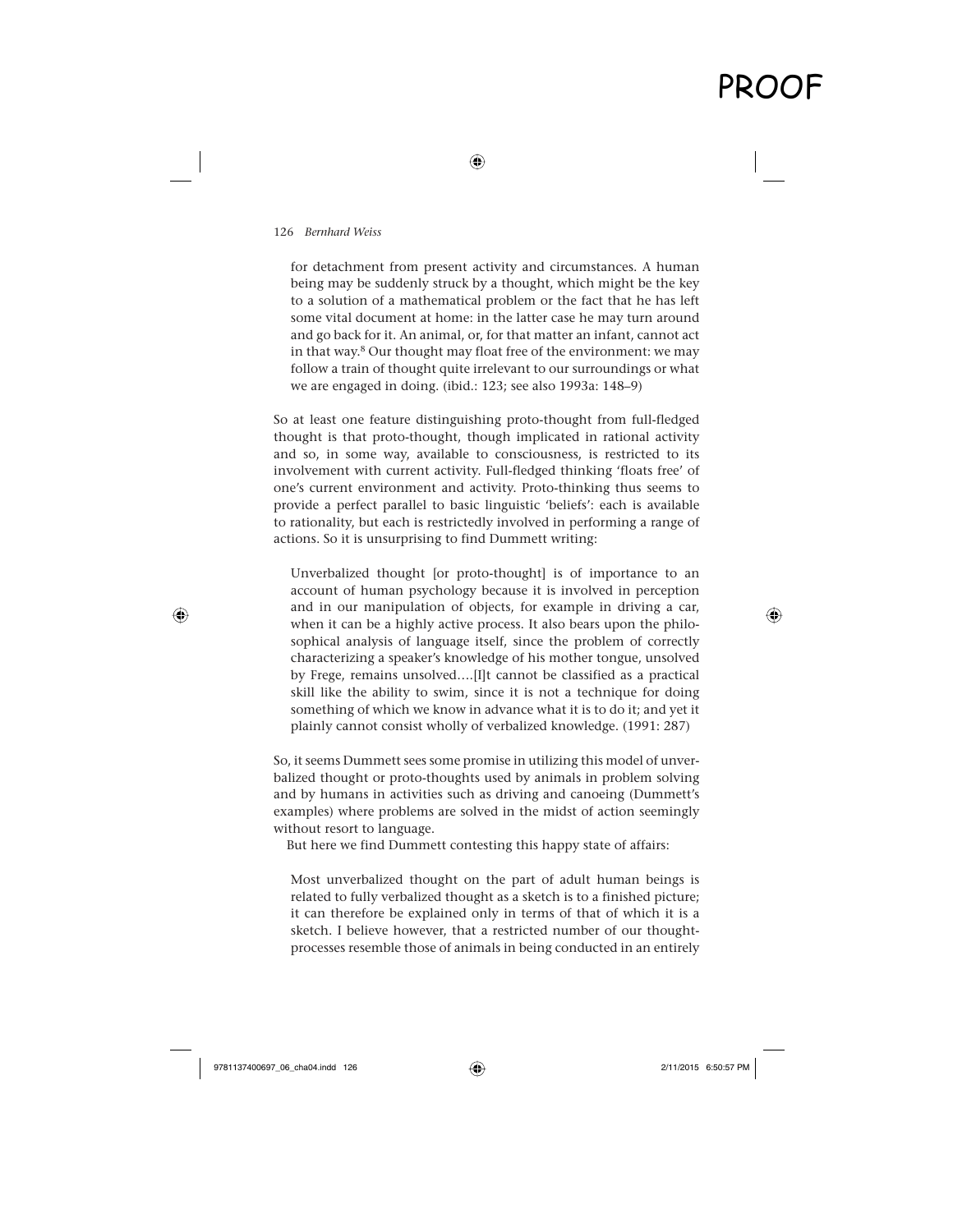for detachment from present activity and circumstances. A human being may be suddenly struck by a thought, which might be the key to a solution of a mathematical problem or the fact that he has left some vital document at home: in the latter case he may turn around and go back for it. An animal, or, for that matter an infant, cannot act in that way.[8] Our thought may float free of the environment: we may follow a train of thought quite irrelevant to our surroundings or what we are engaged in doing. (ibid.: 123; see also 1993a: 148–9)

So at least one feature distinguishing proto-thought from full-fledged thought is that proto-thought, though implicated in rational activity and so, in some way, available to consciousness, is restricted to its involvement with current activity. Full-fledged thinking 'floats free' of one's current environment and activity. Proto-thinking thus seems to provide a perfect parallel to basic linguistic 'beliefs': each is available to rationality, but each is restrictedly involved in performing a range of actions. So it is unsurprising to find Dummett writing:

> Unverbalized thought [or proto-thought] is of importance to an account of human psychology because it is involved in perception and in our manipulation of objects, for example in driving a car, when it can be a highly active process. It also bears upon the philosophical analysis of language itself, since the problem of correctly characterizing a speaker's knowledge of his mother tongue, unsolved by Frege, remains unsolved….[I]t cannot be classified as a practical skill like the ability to swim, since it is not a technique for doing something of which we know in advance what it is to do it; and yet it plainly cannot consist wholly of verbalized knowledge. (1991: 287)

So, it seems Dummett sees some promise in utilizing this model of unverbalized thought or proto-thoughts used by animals in problem solving and by humans in activities such as driving and canoeing (Dummett's examples) where problems are solved in the midst of action seemingly without resort to language.

But here we find Dummett contesting this happy state of affairs:

> Most unverbalized thought on the part of adult human beings is related to fully verbalized thought as a sketch is to a finished picture; it can therefore be explained only in terms of that of which it is a sketch. I believe however, that a restricted number of our thought-processes resemble those of animals in being conducted in an entirely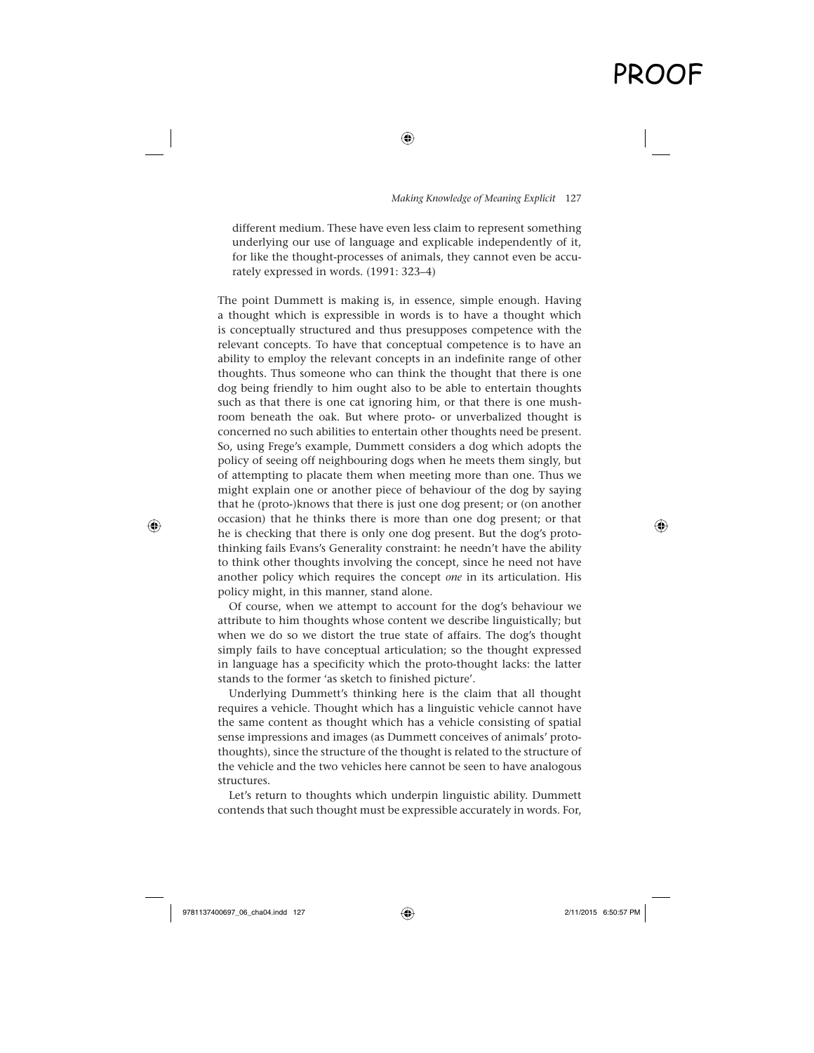different medium. These have even less claim to represent something underlying our use of language and explicable independently of it, for like the thought-processes of animals, they cannot even be accurately expressed in words. (1991: 323–4)

The point Dummett is making is, in essence, simple enough. Having a thought which is expressible in words is to have a thought which is conceptually structured and thus presupposes competence with the relevant concepts. To have that conceptual competence is to have an ability to employ the relevant concepts in an indefinite range of other thoughts. Thus someone who can think the thought that there is one dog being friendly to him ought also to be able to entertain thoughts such as that there is one cat ignoring him, or that there is one mushroom beneath the oak. But where proto- or unverbalized thought is concerned no such abilities to entertain other thoughts need be present. So, using Frege's example, Dummett considers a dog which adopts the policy of seeing off neighbouring dogs when he meets them singly, but of attempting to placate them when meeting more than one. Thus we might explain one or another piece of behaviour of the dog by saying that he (proto-)knows that there is just one dog present; or (on another occasion) that he thinks there is more than one dog present; or that he is checking that there is only one dog present. But the dog's proto-thinking fails Evans's Generality constraint: he needn't have the ability to think other thoughts involving the concept, since he need not have another policy which requires the concept *one* in its articulation. His policy might, in this manner, stand alone.

Of course, when we attempt to account for the dog's behaviour we attribute to him thoughts whose content we describe linguistically; but when we do so we distort the true state of affairs. The dog's thought simply fails to have conceptual articulation; so the thought expressed in language has a specificity which the proto-thought lacks: the latter stands to the former 'as sketch to finished picture'.

Underlying Dummett's thinking here is the claim that all thought requires a vehicle. Thought which has a linguistic vehicle cannot have the same content as thought which has a vehicle consisting of spatial sense impressions and images (as Dummett conceives of animals' proto-thoughts), since the structure of the thought is related to the structure of the vehicle and the two vehicles here cannot be seen to have analogous structures.

Let's return to thoughts which underpin linguistic ability. Dummett contends that such thought must be expressible accurately in words. For,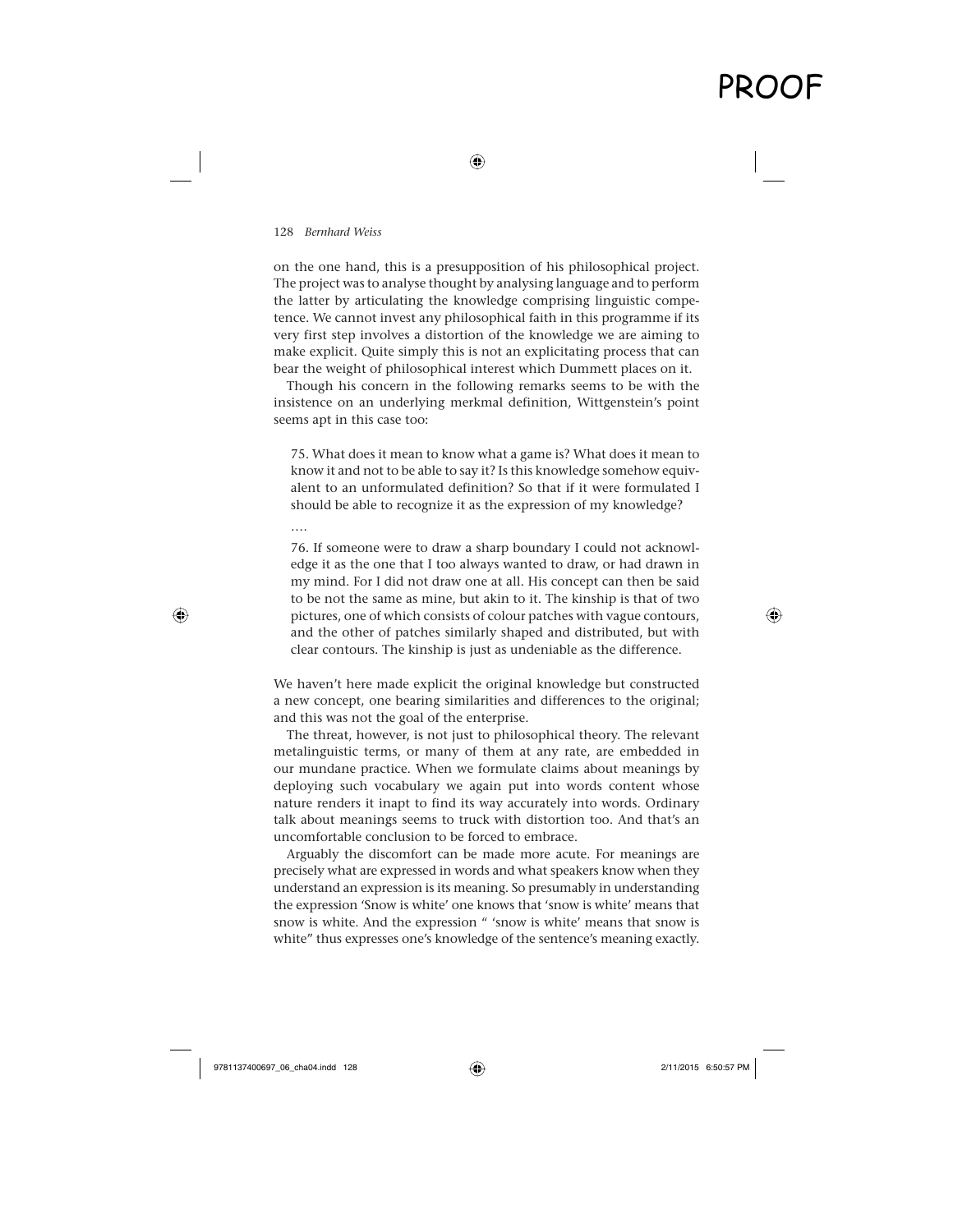on the one hand, this is a presupposition of his philosophical project. The project was to analyse thought by analysing language and to perform the latter by articulating the knowledge comprising linguistic competence. We cannot invest any philosophical faith in this programme if its very first step involves a distortion of the knowledge we are aiming to make explicit. Quite simply this is not an explicitating process that can bear the weight of philosophical interest which Dummett places on it.

Though his concern in the following remarks seems to be with the insistence on an underlying merkmal definition, Wittgenstein's point seems apt in this case too:

> 75. What does it mean to know what a game is? What does it mean to know it and not to be able to say it? Is this knowledge somehow equivalent to an unformulated definition? So that if it were formulated I should be able to recognize it as the expression of my knowledge?
>
> ….
>
> 76. If someone were to draw a sharp boundary I could not acknowledge it as the one that I too always wanted to draw, or had drawn in my mind. For I did not draw one at all. His concept can then be said to be not the same as mine, but akin to it. The kinship is that of two pictures, one of which consists of colour patches with vague contours, and the other of patches similarly shaped and distributed, but with clear contours. The kinship is just as undeniable as the difference.

We haven't here made explicit the original knowledge but constructed a new concept, one bearing similarities and differences to the original; and this was not the goal of the enterprise.

The threat, however, is not just to philosophical theory. The relevant metalinguistic terms, or many of them at any rate, are embedded in our mundane practice. When we formulate claims about meanings by deploying such vocabulary we again put into words content whose nature renders it inapt to find its way accurately into words. Ordinary talk about meanings seems to truck with distortion too. And that's an uncomfortable conclusion to be forced to embrace.

Arguably the discomfort can be made more acute. For meanings are precisely what are expressed in words and what speakers know when they understand an expression is its meaning. So presumably in understanding the expression 'Snow is white' one knows that 'snow is white' means that snow is white. And the expression " 'snow is white' means that snow is white" thus expresses one's knowledge of the sentence's meaning exactly.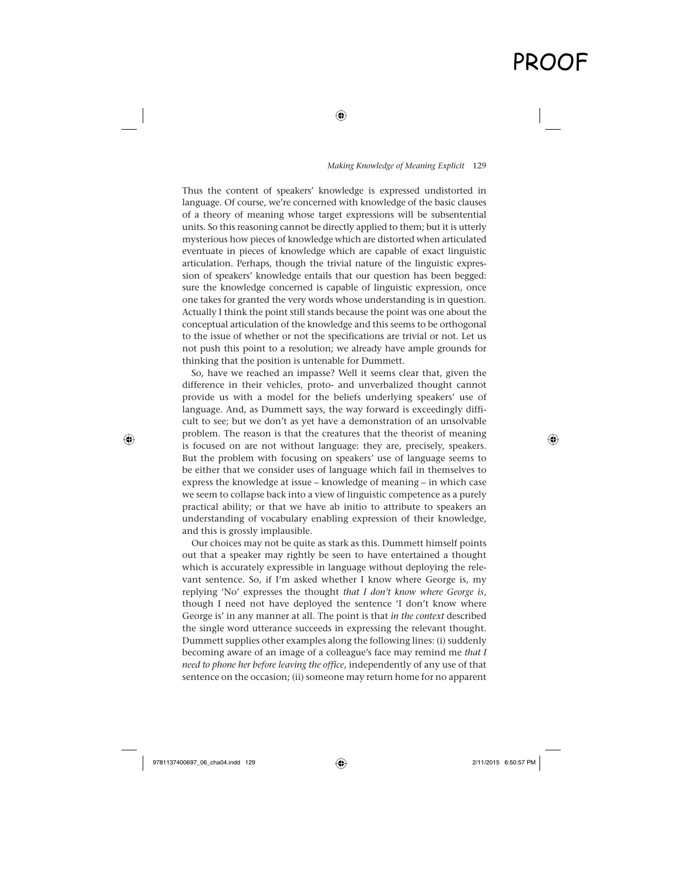Thus the content of speakers' knowledge is expressed undistorted in language. Of course, we're concerned with knowledge of the basic clauses of a theory of meaning whose target expressions will be subsentential units. So this reasoning cannot be directly applied to them; but it is utterly mysterious how pieces of knowledge which are distorted when articulated eventuate in pieces of knowledge which are capable of exact linguistic articulation. Perhaps, though the trivial nature of the linguistic expression of speakers' knowledge entails that our question has been begged: sure the knowledge concerned is capable of linguistic expression, once one takes for granted the very words whose understanding is in question. Actually I think the point still stands because the point was one about the conceptual articulation of the knowledge and this seems to be orthogonal to the issue of whether or not the specifications are trivial or not. Let us not push this point to a resolution; we already have ample grounds for thinking that the position is untenable for Dummett.

So, have we reached an impasse? Well it seems clear that, given the difference in their vehicles, proto- and unverbalized thought cannot provide us with a model for the beliefs underlying speakers' use of language. And, as Dummett says, the way forward is exceedingly difficult to see; but we don't as yet have a demonstration of an unsolvable problem. The reason is that the creatures that the theorist of meaning is focused on are not without language: they are, precisely, speakers. But the problem with focusing on speakers' use of language seems to be either that we consider uses of language which fail in themselves to express the knowledge at issue – knowledge of meaning – in which case we seem to collapse back into a view of linguistic competence as a purely practical ability; or that we have ab initio to attribute to speakers an understanding of vocabulary enabling expression of their knowledge, and this is grossly implausible.

Our choices may not be quite as stark as this. Dummett himself points out that a speaker may rightly be seen to have entertained a thought which is accurately expressible in language without deploying the relevant sentence. So, if I'm asked whether I know where George is, my replying 'No' expresses the thought *that I don't know where George is*, though I need not have deployed the sentence 'I don't know where George is' in any manner at all. The point is that *in the context* described the single word utterance succeeds in expressing the relevant thought. Dummett supplies other examples along the following lines: (i) suddenly becoming aware of an image of a colleague's face may remind me *that I need to phone her before leaving the office*, independently of any use of that sentence on the occasion; (ii) someone may return home for no apparent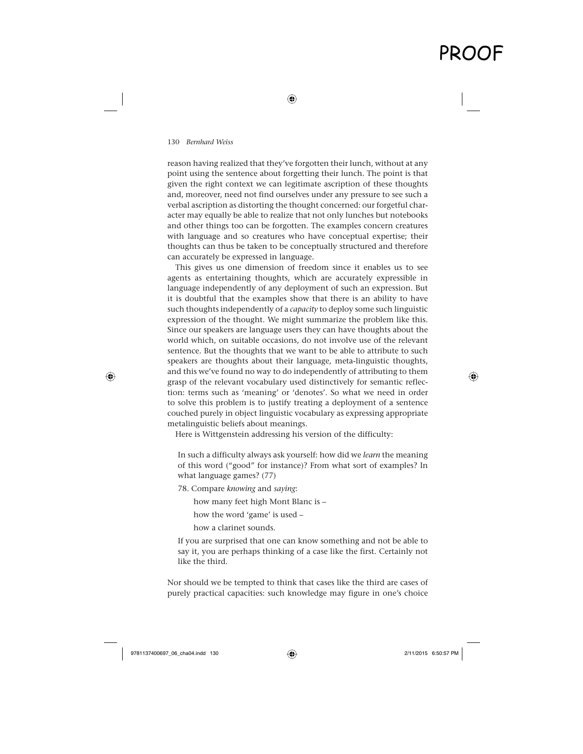reason having realized that they've forgotten their lunch, without at any point using the sentence about forgetting their lunch. The point is that given the right context we can legitimate ascription of these thoughts and, moreover, need not find ourselves under any pressure to see such a verbal ascription as distorting the thought concerned: our forgetful character may equally be able to realize that not only lunches but notebooks and other things too can be forgotten. The examples concern creatures with language and so creatures who have conceptual expertise; their thoughts can thus be taken to be conceptually structured and therefore can accurately be expressed in language.

This gives us one dimension of freedom since it enables us to see agents as entertaining thoughts, which are accurately expressible in language independently of any deployment of such an expression. But it is doubtful that the examples show that there is an ability to have such thoughts independently of a *capacity* to deploy some such linguistic expression of the thought. We might summarize the problem like this. Since our speakers are language users they can have thoughts about the world which, on suitable occasions, do not involve use of the relevant sentence. But the thoughts that we want to be able to attribute to such speakers are thoughts about their language, meta-linguistic thoughts, and this we've found no way to do independently of attributing to them grasp of the relevant vocabulary used distinctively for semantic reflection: terms such as 'meaning' or 'denotes'. So what we need in order to solve this problem is to justify treating a deployment of a sentence couched purely in object linguistic vocabulary as expressing appropriate metalinguistic beliefs about meanings.

Here is Wittgenstein addressing his version of the difficulty:

> In such a difficulty always ask yourself: how did we *learn* the meaning of this word ("good" for instance)? From what sort of examples? In what language games? (77)
>
> 78. Compare *knowing* and *saying*:
>
> how many feet high Mont Blanc is –
>
> how the word 'game' is used –
>
> how a clarinet sounds.
>
> If you are surprised that one can know something and not be able to say it, you are perhaps thinking of a case like the first. Certainly not like the third.

Nor should we be tempted to think that cases like the third are cases of purely practical capacities: such knowledge may figure in one's choice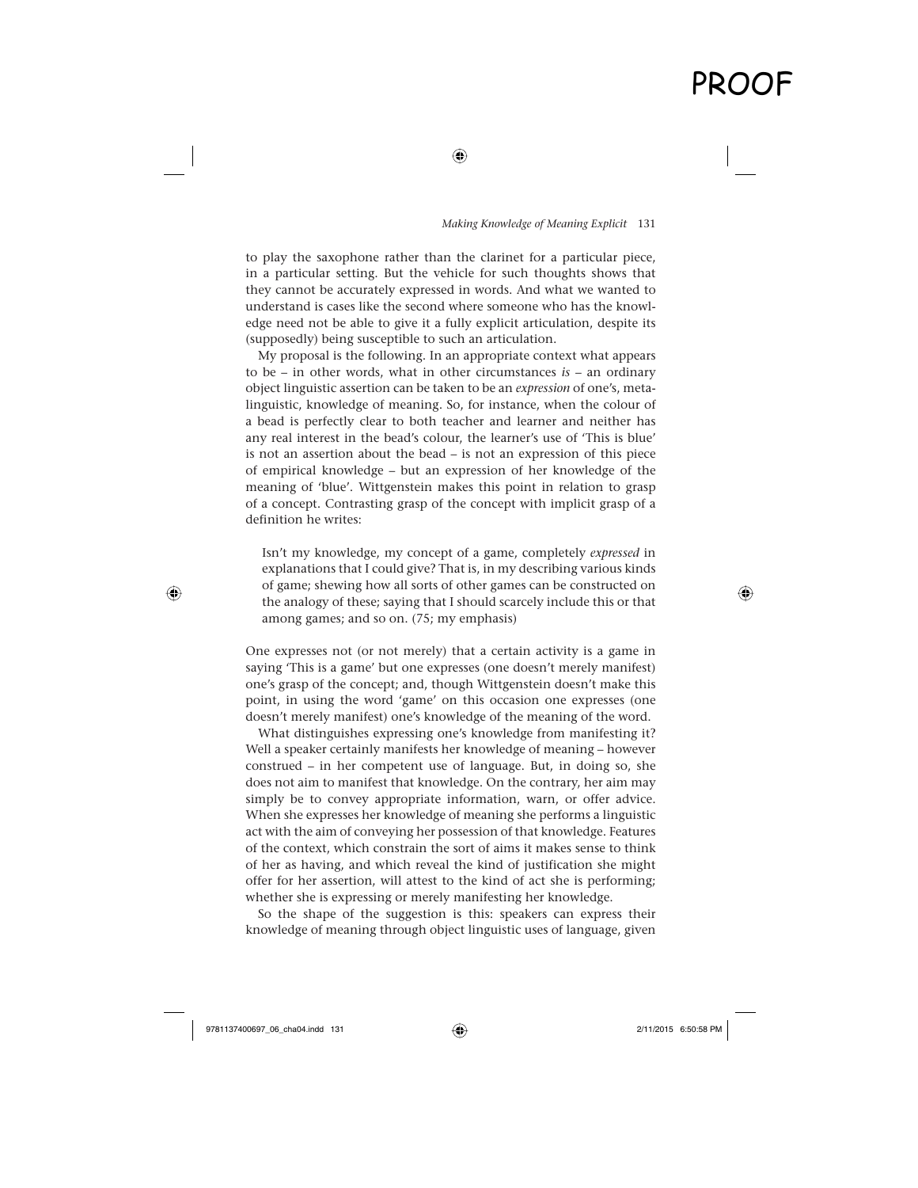to play the saxophone rather than the clarinet for a particular piece, in a particular setting. But the vehicle for such thoughts shows that they cannot be accurately expressed in words. And what we wanted to understand is cases like the second where someone who has the knowledge need not be able to give it a fully explicit articulation, despite its (supposedly) being susceptible to such an articulation.

My proposal is the following. In an appropriate context what appears to be – in other words, what in other circumstances *is* – an ordinary object linguistic assertion can be taken to be an *expression* of one's, metalinguistic, knowledge of meaning. So, for instance, when the colour of a bead is perfectly clear to both teacher and learner and neither has any real interest in the bead's colour, the learner's use of 'This is blue' is not an assertion about the bead – is not an expression of this piece of empirical knowledge – but an expression of her knowledge of the meaning of 'blue'. Wittgenstein makes this point in relation to grasp of a concept. Contrasting grasp of the concept with implicit grasp of a definition he writes:

> Isn't my knowledge, my concept of a game, completely *expressed* in explanations that I could give? That is, in my describing various kinds of game; shewing how all sorts of other games can be constructed on the analogy of these; saying that I should scarcely include this or that among games; and so on. (75; my emphasis)

One expresses not (or not merely) that a certain activity is a game in saying 'This is a game' but one expresses (one doesn't merely manifest) one's grasp of the concept; and, though Wittgenstein doesn't make this point, in using the word 'game' on this occasion one expresses (one doesn't merely manifest) one's knowledge of the meaning of the word.

What distinguishes expressing one's knowledge from manifesting it? Well a speaker certainly manifests her knowledge of meaning – however construed – in her competent use of language. But, in doing so, she does not aim to manifest that knowledge. On the contrary, her aim may simply be to convey appropriate information, warn, or offer advice. When she expresses her knowledge of meaning she performs a linguistic act with the aim of conveying her possession of that knowledge. Features of the context, which constrain the sort of aims it makes sense to think of her as having, and which reveal the kind of justification she might offer for her assertion, will attest to the kind of act she is performing; whether she is expressing or merely manifesting her knowledge.

So the shape of the suggestion is this: speakers can express their knowledge of meaning through object linguistic uses of language, given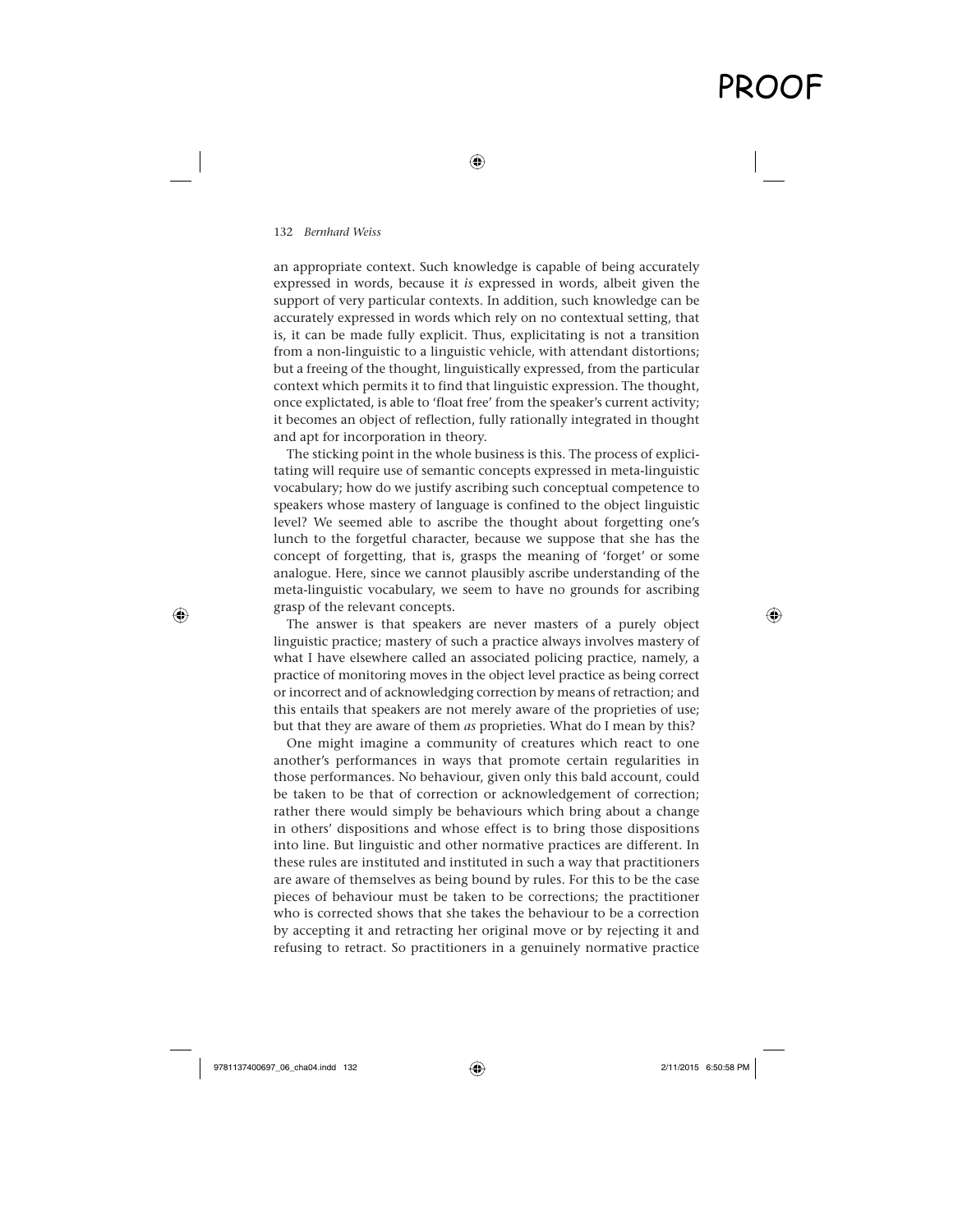an appropriate context. Such knowledge is capable of being accurately expressed in words, because it *is* expressed in words, albeit given the support of very particular contexts. In addition, such knowledge can be accurately expressed in words which rely on no contextual setting, that is, it can be made fully explicit. Thus, explicitating is not a transition from a non-linguistic to a linguistic vehicle, with attendant distortions; but a freeing of the thought, linguistically expressed, from the particular context which permits it to find that linguistic expression. The thought, once explictated, is able to 'float free' from the speaker's current activity; it becomes an object of reflection, fully rationally integrated in thought and apt for incorporation in theory.

The sticking point in the whole business is this. The process of explicitating will require use of semantic concepts expressed in meta-linguistic vocabulary; how do we justify ascribing such conceptual competence to speakers whose mastery of language is confined to the object linguistic level? We seemed able to ascribe the thought about forgetting one's lunch to the forgetful character, because we suppose that she has the concept of forgetting, that is, grasps the meaning of 'forget' or some analogue. Here, since we cannot plausibly ascribe understanding of the meta-linguistic vocabulary, we seem to have no grounds for ascribing grasp of the relevant concepts.

The answer is that speakers are never masters of a purely object linguistic practice; mastery of such a practice always involves mastery of what I have elsewhere called an associated policing practice, namely, a practice of monitoring moves in the object level practice as being correct or incorrect and of acknowledging correction by means of retraction; and this entails that speakers are not merely aware of the proprieties of use; but that they are aware of them *as* proprieties. What do I mean by this?

One might imagine a community of creatures which react to one another's performances in ways that promote certain regularities in those performances. No behaviour, given only this bald account, could be taken to be that of correction or acknowledgement of correction; rather there would simply be behaviours which bring about a change in others' dispositions and whose effect is to bring those dispositions into line. But linguistic and other normative practices are different. In these rules are instituted and instituted in such a way that practitioners are aware of themselves as being bound by rules. For this to be the case pieces of behaviour must be taken to be corrections; the practitioner who is corrected shows that she takes the behaviour to be a correction by accepting it and retracting her original move or by rejecting it and refusing to retract. So practitioners in a genuinely normative practice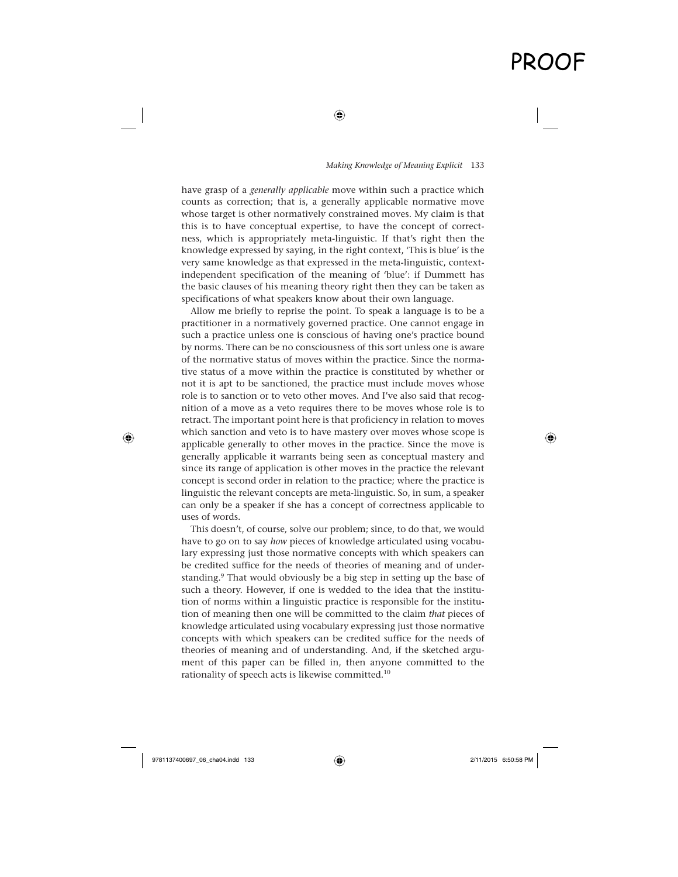have grasp of a *generally applicable* move within such a practice which counts as correction; that is, a generally applicable normative move whose target is other normatively constrained moves. My claim is that this is to have conceptual expertise, to have the concept of correctness, which is appropriately meta-linguistic. If that's right then the knowledge expressed by saying, in the right context, 'This is blue' is the very same knowledge as that expressed in the meta-linguistic, context-independent specification of the meaning of 'blue': if Dummett has the basic clauses of his meaning theory right then they can be taken as specifications of what speakers know about their own language.

Allow me briefly to reprise the point. To speak a language is to be a practitioner in a normatively governed practice. One cannot engage in such a practice unless one is conscious of having one's practice bound by norms. There can be no consciousness of this sort unless one is aware of the normative status of moves within the practice. Since the normative status of a move within the practice is constituted by whether or not it is apt to be sanctioned, the practice must include moves whose role is to sanction or to veto other moves. And I've also said that recognition of a move as a veto requires there to be moves whose role is to retract. The important point here is that proficiency in relation to moves which sanction and veto is to have mastery over moves whose scope is applicable generally to other moves in the practice. Since the move is generally applicable it warrants being seen as conceptual mastery and since its range of application is other moves in the practice the relevant concept is second order in relation to the practice; where the practice is linguistic the relevant concepts are meta-linguistic. So, in sum, a speaker can only be a speaker if she has a concept of correctness applicable to uses of words.

This doesn't, of course, solve our problem; since, to do that, we would have to go on to say *how* pieces of knowledge articulated using vocabulary expressing just those normative concepts with which speakers can be credited suffice for the needs of theories of meaning and of understanding.[9] That would obviously be a big step in setting up the base of such a theory. However, if one is wedded to the idea that the institution of norms within a linguistic practice is responsible for the institution of meaning then one will be committed to the claim *that* pieces of knowledge articulated using vocabulary expressing just those normative concepts with which speakers can be credited suffice for the needs of theories of meaning and of understanding. And, if the sketched argument of this paper can be filled in, then anyone committed to the rationality of speech acts is likewise committed.[10]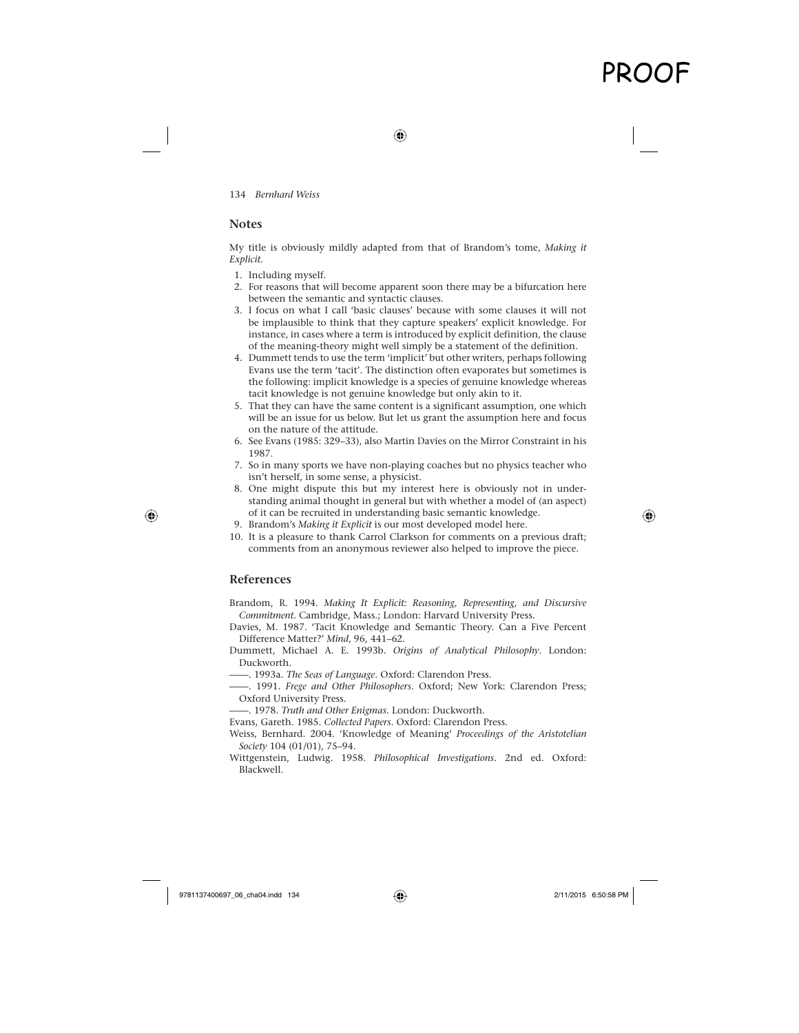## Notes

My title is obviously mildly adapted from that of Brandom's tome, *Making it Explicit*.

1. Including myself.
2. For reasons that will become apparent soon there may be a bifurcation here between the semantic and syntactic clauses.
3. I focus on what I call 'basic clauses' because with some clauses it will not be implausible to think that they capture speakers' explicit knowledge. For instance, in cases where a term is introduced by explicit definition, the clause of the meaning-theory might well simply be a statement of the definition.
4. Dummett tends to use the term 'implicit' but other writers, perhaps following Evans use the term 'tacit'. The distinction often evaporates but sometimes is the following: implicit knowledge is a species of genuine knowledge whereas tacit knowledge is not genuine knowledge but only akin to it.
5. That they can have the same content is a significant assumption, one which will be an issue for us below. But let us grant the assumption here and focus on the nature of the attitude.
6. See Evans (1985: 329–33), also Martin Davies on the Mirror Constraint in his 1987.
7. So in many sports we have non-playing coaches but no physics teacher who isn't herself, in some sense, a physicist.
8. One might dispute this but my interest here is obviously not in understanding animal thought in general but with whether a model of (an aspect) of it can be recruited in understanding basic semantic knowledge.
9. Brandom's *Making it Explicit* is our most developed model here.
10. It is a pleasure to thank Carrol Clarkson for comments on a previous draft; comments from an anonymous reviewer also helped to improve the piece.

## References

Brandom, R. 1994. *Making It Explicit: Reasoning, Representing, and Discursive Commitment*. Cambridge, Mass.; London: Harvard University Press.

Davies, M. 1987. 'Tacit Knowledge and Semantic Theory. Can a Five Percent Difference Matter?' *Mind*, 96, 441–62.

Dummett, Michael A. E. 1993b. *Origins of Analytical Philosophy*. London: Duckworth.

——. 1993a. *The Seas of Language*. Oxford: Clarendon Press.

——. 1991. *Frege and Other Philosophers*. Oxford; New York: Clarendon Press; Oxford University Press.

——. 1978. *Truth and Other Enigmas*. London: Duckworth.

Evans, Gareth. 1985. *Collected Papers*. Oxford: Clarendon Press.

Weiss, Bernhard. 2004. 'Knowledge of Meaning' *Proceedings of the Aristotelian Society* 104 (01/01), 75–94.

Wittgenstein, Ludwig. 1958. *Philosophical Investigations*. 2nd ed. Oxford: Blackwell.